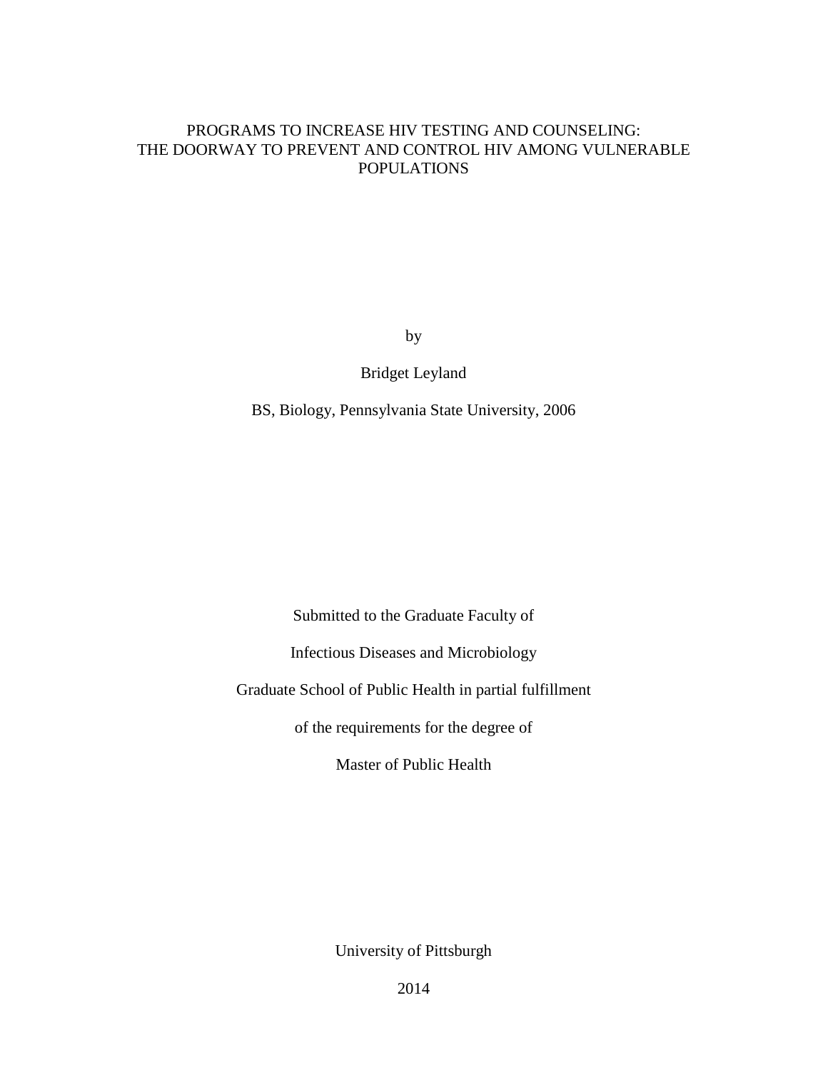# PROGRAMS TO INCREASE HIV TESTING AND COUNSELING: THE DOORWAY TO PREVENT AND CONTROL HIV AMONG VULNERABLE POPULATIONS

by

Bridget Leyland

BS, Biology, Pennsylvania State University, 2006

Submitted to the Graduate Faculty of

Infectious Diseases and Microbiology

Graduate School of Public Health in partial fulfillment

of the requirements for the degree of

Master of Public Health

University of Pittsburgh

2014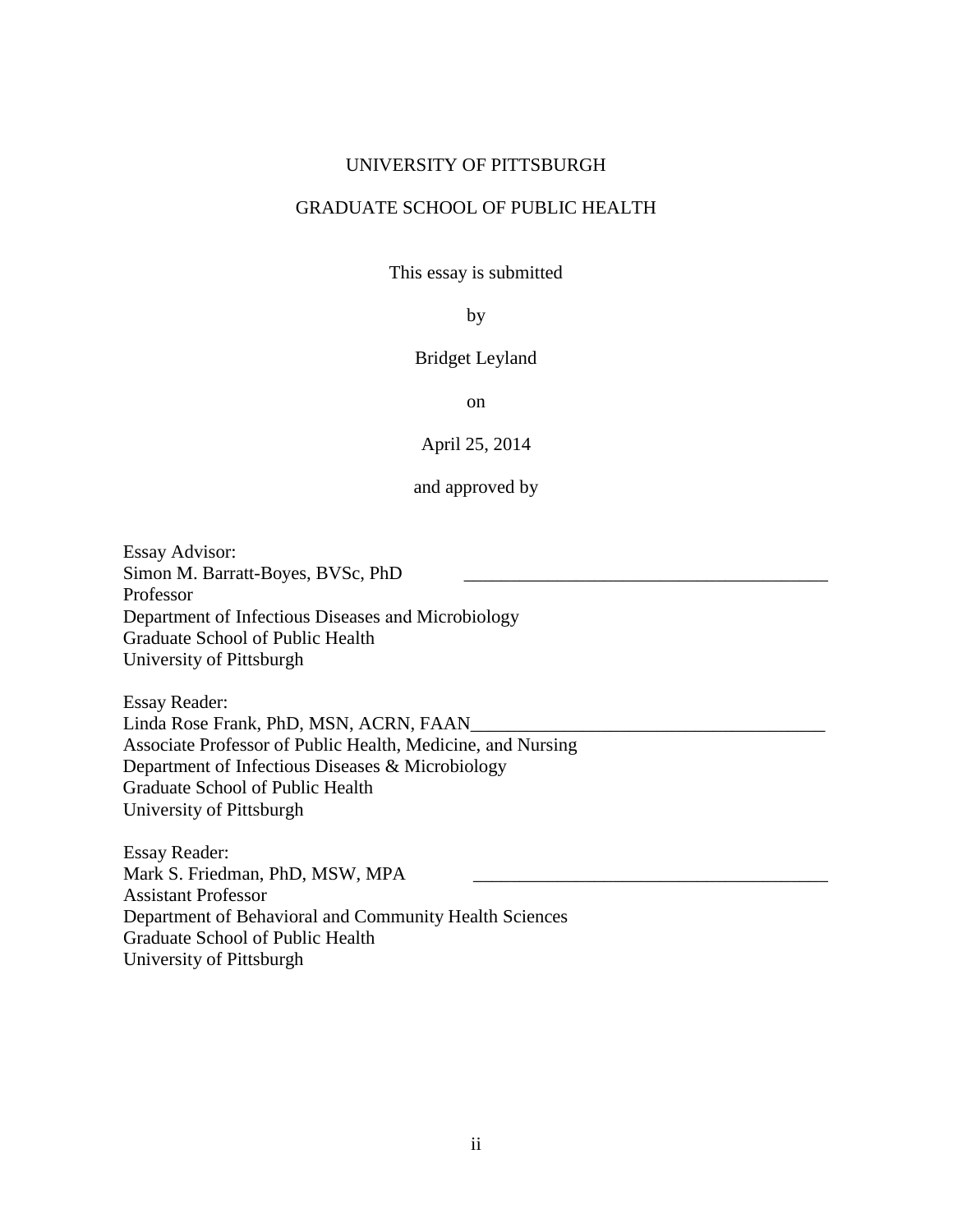UNIVERSITY OF PITTSBURGH

GRADUATE SCHOOL OF PUBLIC HEALTH

This essay is submitted

by

Bridget Leyland

on

April 25, 2014

and approved by

Essay Advisor:
Simon M. Barratt-Boyes, BVSc, PhD ________________________________________
Professor
Department of Infectious Diseases and Microbiology
Graduate School of Public Health
University of Pittsburgh

Essay Reader:
Linda Rose Frank, PhD, MSN, ACRN, FAAN______________________________________
Associate Professor of Public Health, Medicine, and Nursing
Department of Infectious Diseases & Microbiology
Graduate School of Public Health
University of Pittsburgh

Essay Reader:
Mark S. Friedman, PhD, MSW, MPA ______________________________________
Assistant Professor
Department of Behavioral and Community Health Sciences
Graduate School of Public Health
University of Pittsburgh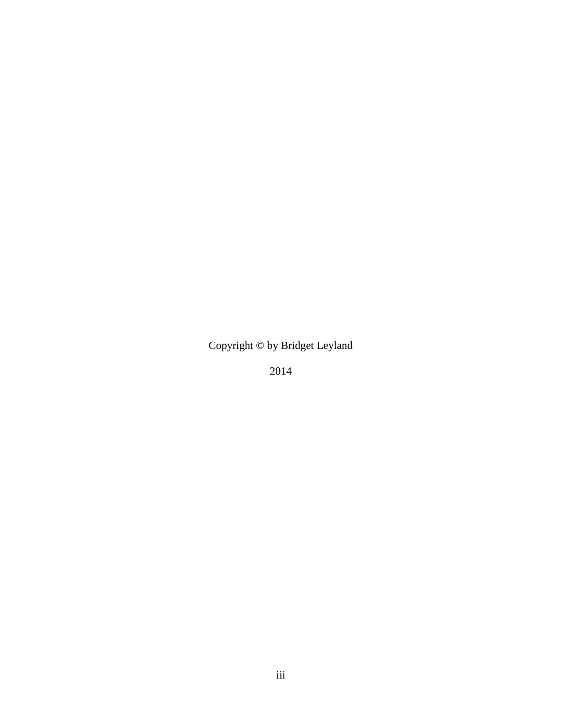Copyright © by Bridget Leyland

2014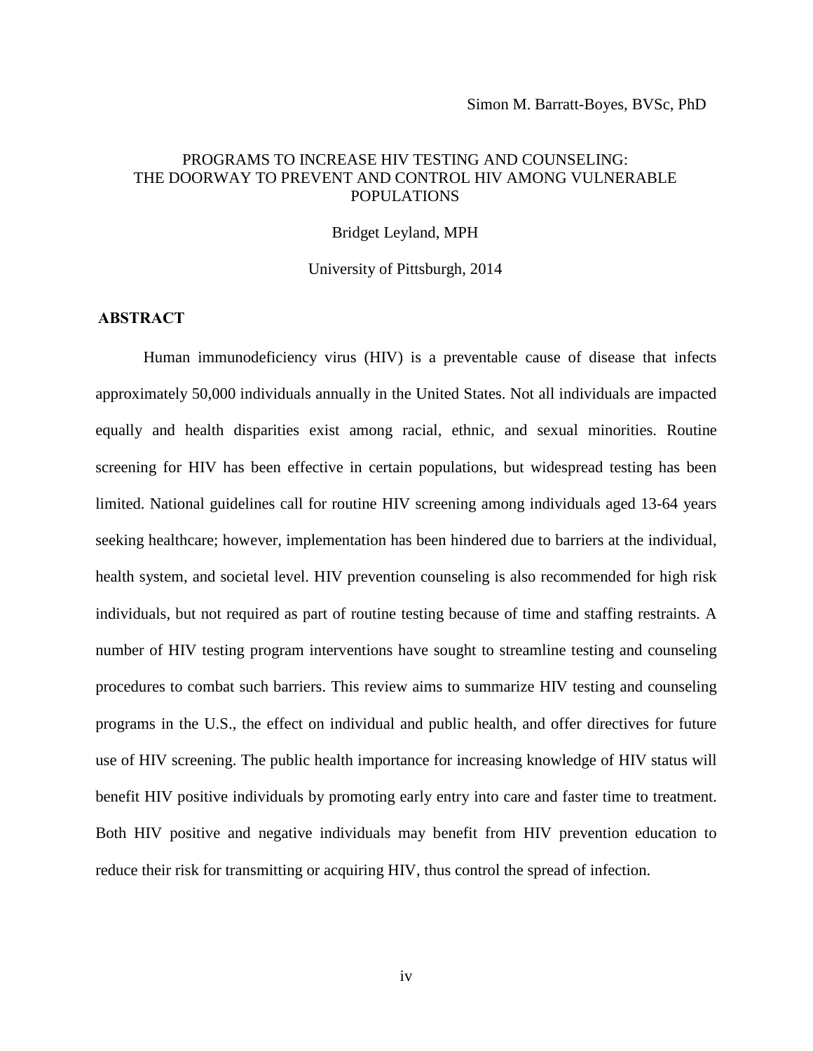Simon M. Barratt-Boyes, BVSc, PhD

PROGRAMS TO INCREASE HIV TESTING AND COUNSELING:
THE DOORWAY TO PREVENT AND CONTROL HIV AMONG VULNERABLE POPULATIONS

Bridget Leyland, MPH

University of Pittsburgh, 2014

## ABSTRACT

Human immunodeficiency virus (HIV) is a preventable cause of disease that infects approximately 50,000 individuals annually in the United States. Not all individuals are impacted equally and health disparities exist among racial, ethnic, and sexual minorities. Routine screening for HIV has been effective in certain populations, but widespread testing has been limited. National guidelines call for routine HIV screening among individuals aged 13-64 years seeking healthcare; however, implementation has been hindered due to barriers at the individual, health system, and societal level. HIV prevention counseling is also recommended for high risk individuals, but not required as part of routine testing because of time and staffing restraints. A number of HIV testing program interventions have sought to streamline testing and counseling procedures to combat such barriers. This review aims to summarize HIV testing and counseling programs in the U.S., the effect on individual and public health, and offer directives for future use of HIV screening. The public health importance for increasing knowledge of HIV status will benefit HIV positive individuals by promoting early entry into care and faster time to treatment. Both HIV positive and negative individuals may benefit from HIV prevention education to reduce their risk for transmitting or acquiring HIV, thus control the spread of infection.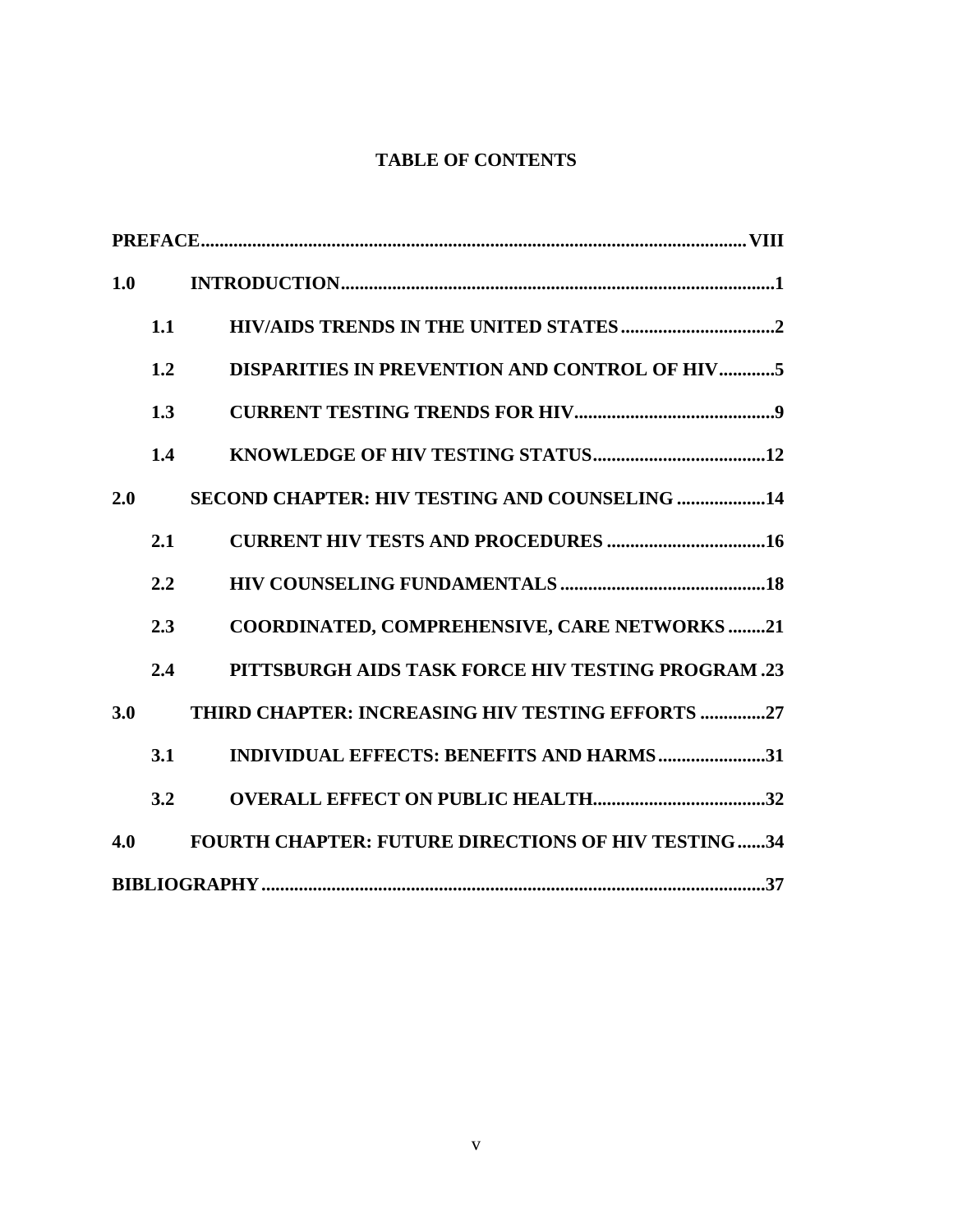## TABLE OF CONTENTS

**PREFACE** .................................................................................................................. **VIII**

**1.0 INTRODUCTION** ........................................................................................... **1**

**1.1 HIV/AIDS TRENDS IN THE UNITED STATES** ................................. **2**

**1.2 DISPARITIES IN PREVENTION AND CONTROL OF HIV** ............ **5**

**1.3 CURRENT TESTING TRENDS FOR HIV** ........................................... **9**

**1.4 KNOWLEDGE OF HIV TESTING STATUS** ..................................... **12**

**2.0 SECOND CHAPTER: HIV TESTING AND COUNSELING** ................... **14**

**2.1 CURRENT HIV TESTS AND PROCEDURES** .................................. **16**

**2.2 HIV COUNSELING FUNDAMENTALS** ............................................ **18**

**2.3 COORDINATED, COMPREHENSIVE, CARE NETWORKS** ........ **21**

**2.4 PITTSBURGH AIDS TASK FORCE HIV TESTING PROGRAM** . **23**

**3.0 THIRD CHAPTER: INCREASING HIV TESTING EFFORTS** .............. **27**

**3.1 INDIVIDUAL EFFECTS: BENEFITS AND HARMS** ....................... **31**

**3.2 OVERALL EFFECT ON PUBLIC HEALTH** ..................................... **32**

**4.0 FOURTH CHAPTER: FUTURE DIRECTIONS OF HIV TESTING** ...... **34**

**BIBLIOGRAPHY** .......................................................................................................... **37**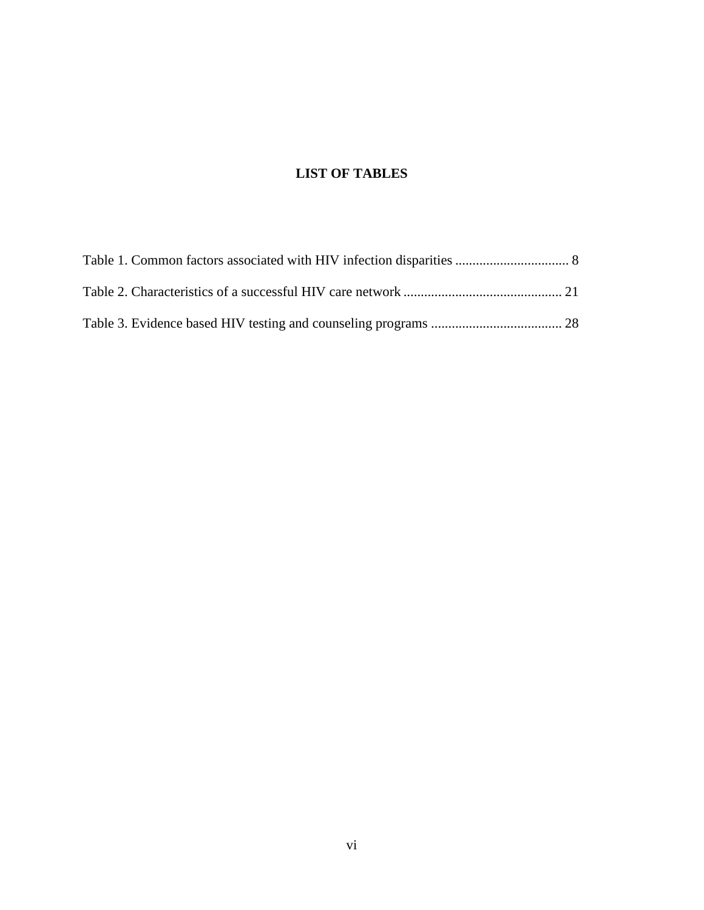# LIST OF TABLES

Table 1. Common factors associated with HIV infection disparities ................................. 8

Table 2. Characteristics of a successful HIV care network ............................................. 21

Table 3. Evidence based HIV testing and counseling programs ...................................... 28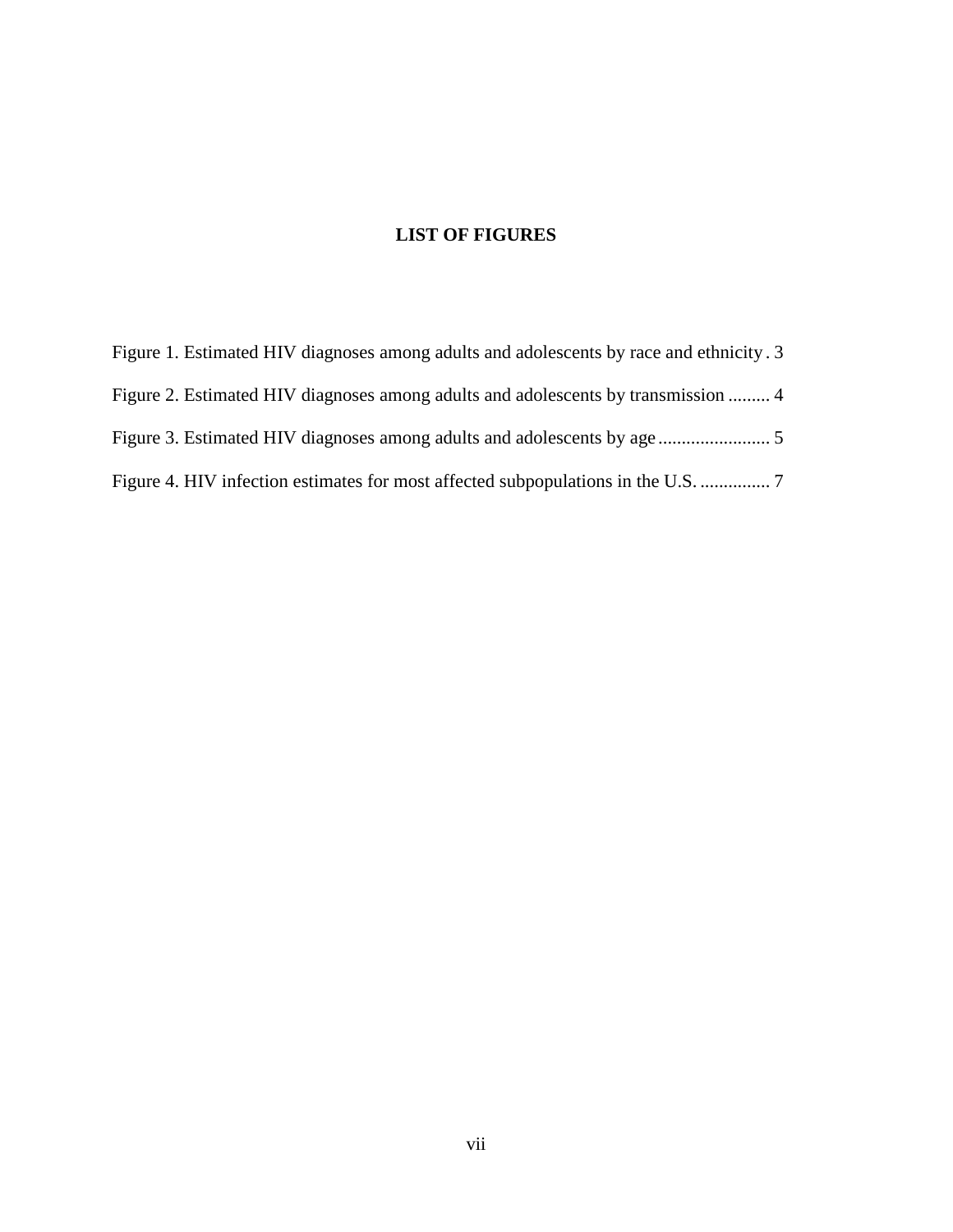# LIST OF FIGURES

Figure 1. Estimated HIV diagnoses among adults and adolescents by race and ethnicity . 3

Figure 2. Estimated HIV diagnoses among adults and adolescents by transmission ......... 4

Figure 3. Estimated HIV diagnoses among adults and adolescents by age ........................ 5

Figure 4. HIV infection estimates for most affected subpopulations in the U.S. ............... 7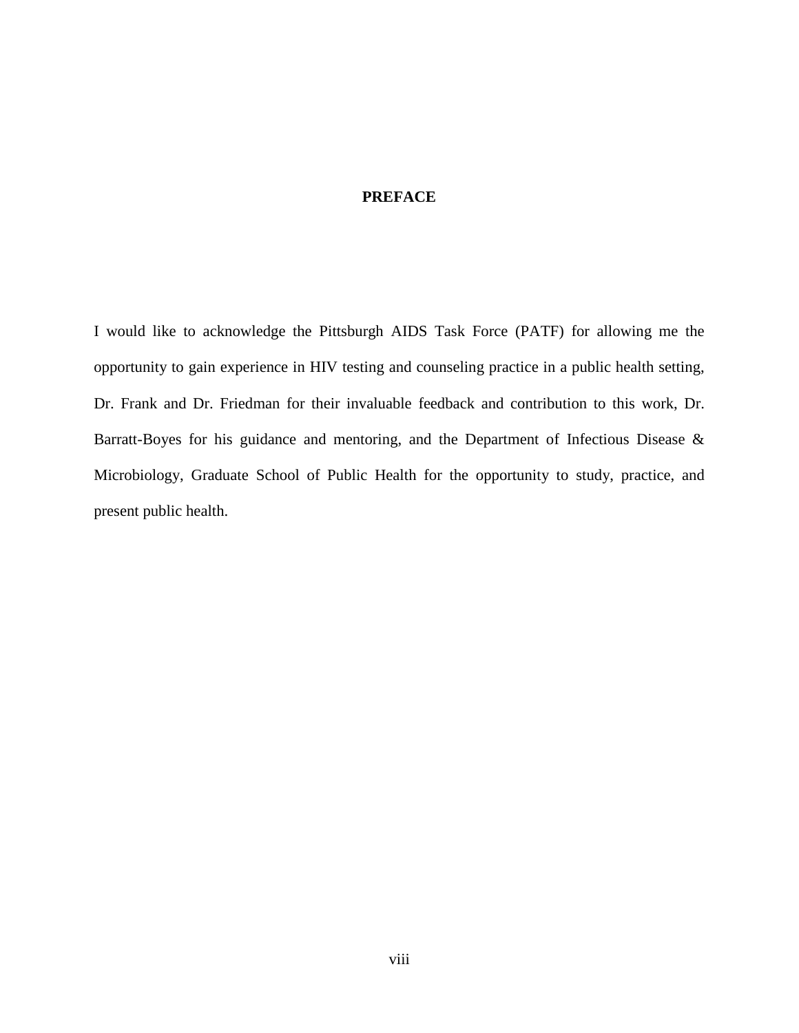# PREFACE

I would like to acknowledge the Pittsburgh AIDS Task Force (PATF) for allowing me the opportunity to gain experience in HIV testing and counseling practice in a public health setting, Dr. Frank and Dr. Friedman for their invaluable feedback and contribution to this work, Dr. Barratt-Boyes for his guidance and mentoring, and the Department of Infectious Disease & Microbiology, Graduate School of Public Health for the opportunity to study, practice, and present public health.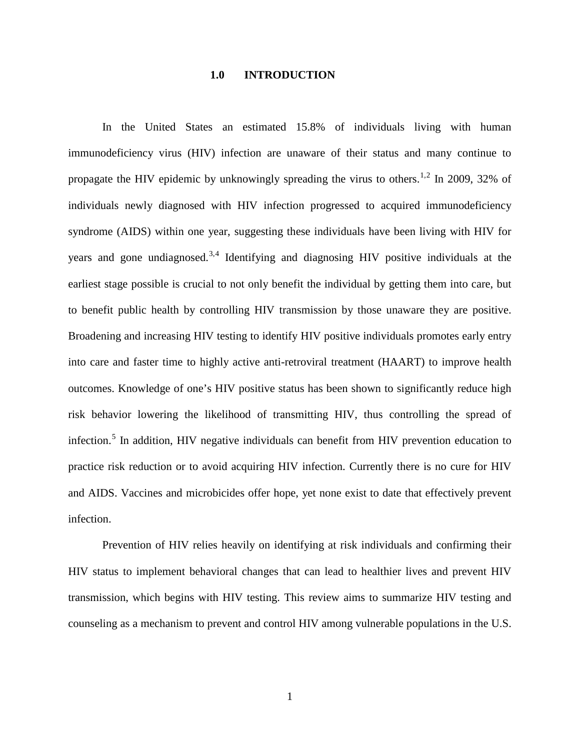# 1.0 INTRODUCTION

In the United States an estimated 15.8% of individuals living with human immunodeficiency virus (HIV) infection are unaware of their status and many continue to propagate the HIV epidemic by unknowingly spreading the virus to others.[1,2] In 2009, 32% of individuals newly diagnosed with HIV infection progressed to acquired immunodeficiency syndrome (AIDS) within one year, suggesting these individuals have been living with HIV for years and gone undiagnosed.[3,4] Identifying and diagnosing HIV positive individuals at the earliest stage possible is crucial to not only benefit the individual by getting them into care, but to benefit public health by controlling HIV transmission by those unaware they are positive. Broadening and increasing HIV testing to identify HIV positive individuals promotes early entry into care and faster time to highly active anti-retroviral treatment (HAART) to improve health outcomes. Knowledge of one's HIV positive status has been shown to significantly reduce high risk behavior lowering the likelihood of transmitting HIV, thus controlling the spread of infection.[5] In addition, HIV negative individuals can benefit from HIV prevention education to practice risk reduction or to avoid acquiring HIV infection. Currently there is no cure for HIV and AIDS. Vaccines and microbicides offer hope, yet none exist to date that effectively prevent infection.

Prevention of HIV relies heavily on identifying at risk individuals and confirming their HIV status to implement behavioral changes that can lead to healthier lives and prevent HIV transmission, which begins with HIV testing. This review aims to summarize HIV testing and counseling as a mechanism to prevent and control HIV among vulnerable populations in the U.S.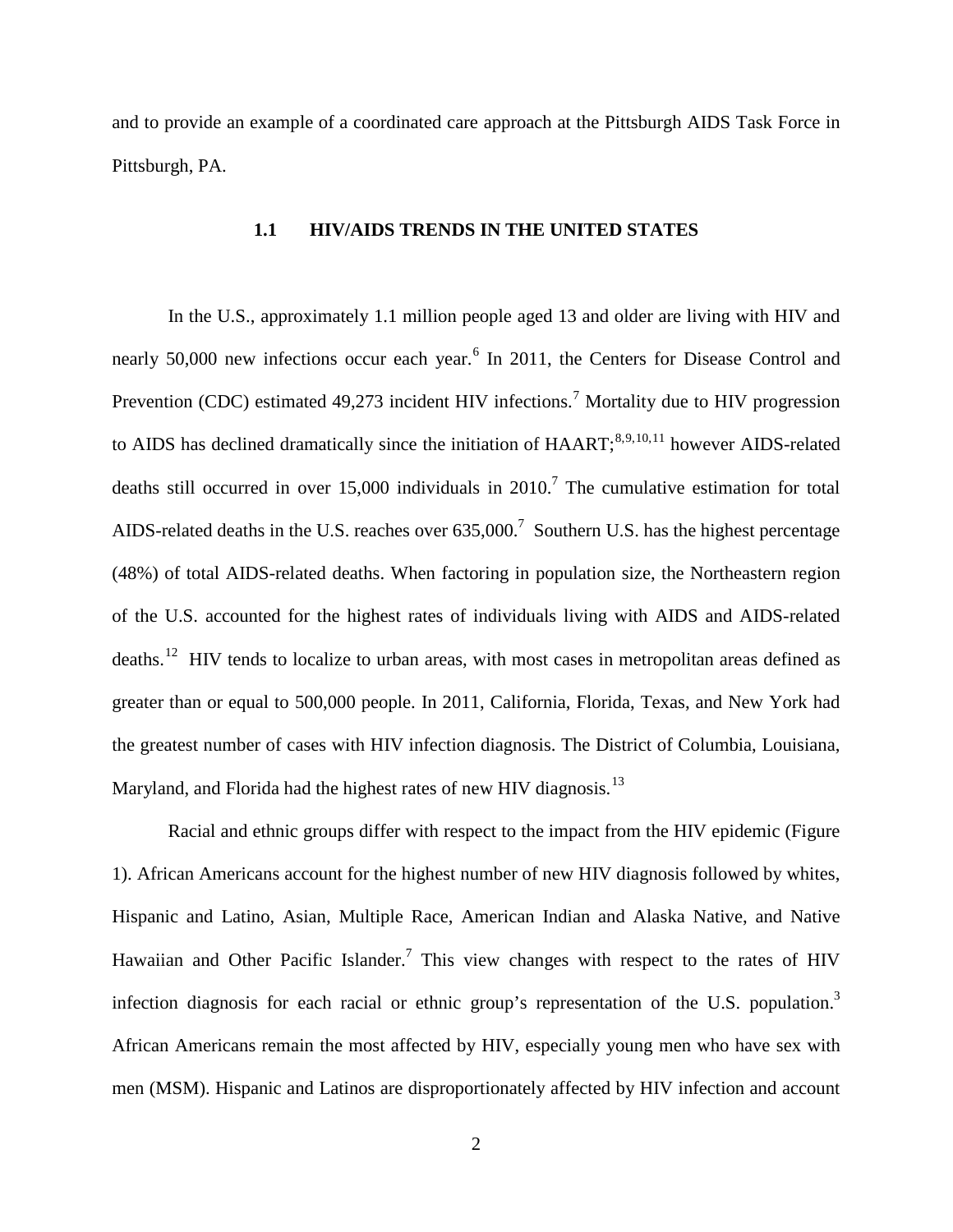and to provide an example of a coordinated care approach at the Pittsburgh AIDS Task Force in Pittsburgh, PA.

## 1.1 HIV/AIDS TRENDS IN THE UNITED STATES

In the U.S., approximately 1.1 million people aged 13 and older are living with HIV and nearly 50,000 new infections occur each year.[6] In 2011, the Centers for Disease Control and Prevention (CDC) estimated 49,273 incident HIV infections.[7] Mortality due to HIV progression to AIDS has declined dramatically since the initiation of HAART;[8,9,10,11] however AIDS-related deaths still occurred in over 15,000 individuals in 2010.[7] The cumulative estimation for total AIDS-related deaths in the U.S. reaches over 635,000.[7] Southern U.S. has the highest percentage (48%) of total AIDS-related deaths. When factoring in population size, the Northeastern region of the U.S. accounted for the highest rates of individuals living with AIDS and AIDS-related deaths.[12] HIV tends to localize to urban areas, with most cases in metropolitan areas defined as greater than or equal to 500,000 people. In 2011, California, Florida, Texas, and New York had the greatest number of cases with HIV infection diagnosis. The District of Columbia, Louisiana, Maryland, and Florida had the highest rates of new HIV diagnosis.[13]

Racial and ethnic groups differ with respect to the impact from the HIV epidemic (Figure 1). African Americans account for the highest number of new HIV diagnosis followed by whites, Hispanic and Latino, Asian, Multiple Race, American Indian and Alaska Native, and Native Hawaiian and Other Pacific Islander.[7] This view changes with respect to the rates of HIV infection diagnosis for each racial or ethnic group's representation of the U.S. population.[3] African Americans remain the most affected by HIV, especially young men who have sex with men (MSM). Hispanic and Latinos are disproportionately affected by HIV infection and account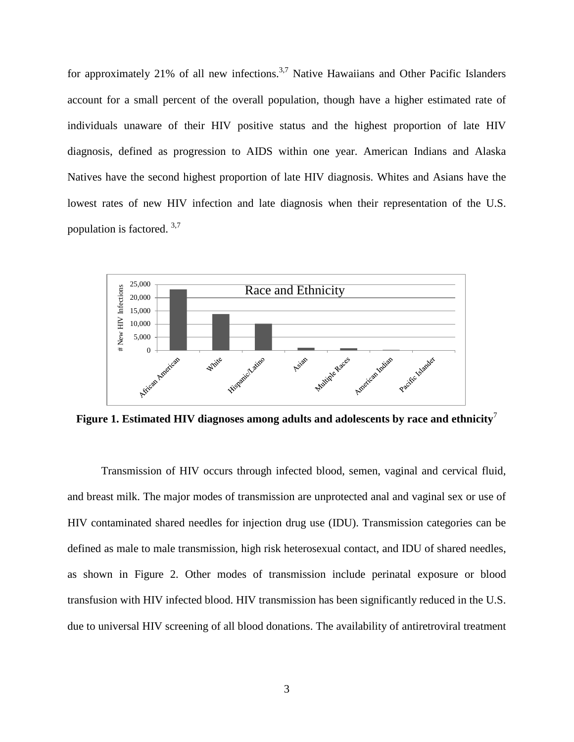for approximately 21% of all new infections.[3,7] Native Hawaiians and Other Pacific Islanders account for a small percent of the overall population, though have a higher estimated rate of individuals unaware of their HIV positive status and the highest proportion of late HIV diagnosis, defined as progression to AIDS within one year. American Indians and Alaska Natives have the second highest proportion of late HIV diagnosis. Whites and Asians have the lowest rates of new HIV infection and late diagnosis when their representation of the U.S. population is factored. [3,7]

**Figure 1. Estimated HIV diagnoses among adults and adolescents by race and ethnicity**[7]

Transmission of HIV occurs through infected blood, semen, vaginal and cervical fluid, and breast milk. The major modes of transmission are unprotected anal and vaginal sex or use of HIV contaminated shared needles for injection drug use (IDU). Transmission categories can be defined as male to male transmission, high risk heterosexual contact, and IDU of shared needles, as shown in Figure 2. Other modes of transmission include perinatal exposure or blood transfusion with HIV infected blood. HIV transmission has been significantly reduced in the U.S. due to universal HIV screening of all blood donations. The availability of antiretroviral treatment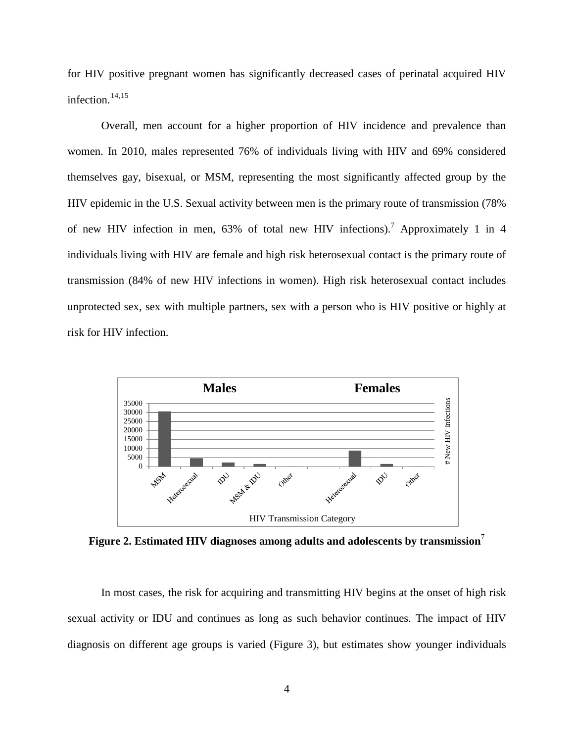for HIV positive pregnant women has significantly decreased cases of perinatal acquired HIV infection.[14,15]

Overall, men account for a higher proportion of HIV incidence and prevalence than women. In 2010, males represented 76% of individuals living with HIV and 69% considered themselves gay, bisexual, or MSM, representing the most significantly affected group by the HIV epidemic in the U.S. Sexual activity between men is the primary route of transmission (78% of new HIV infection in men, 63% of total new HIV infections).[7] Approximately 1 in 4 individuals living with HIV are female and high risk heterosexual contact is the primary route of transmission (84% of new HIV infections in women). High risk heterosexual contact includes unprotected sex, sex with multiple partners, sex with a person who is HIV positive or highly at risk for HIV infection.

**Figure 2. Estimated HIV diagnoses among adults and adolescents by transmission**[7]

In most cases, the risk for acquiring and transmitting HIV begins at the onset of high risk sexual activity or IDU and continues as long as such behavior continues. The impact of HIV diagnosis on different age groups is varied (Figure 3), but estimates show younger individuals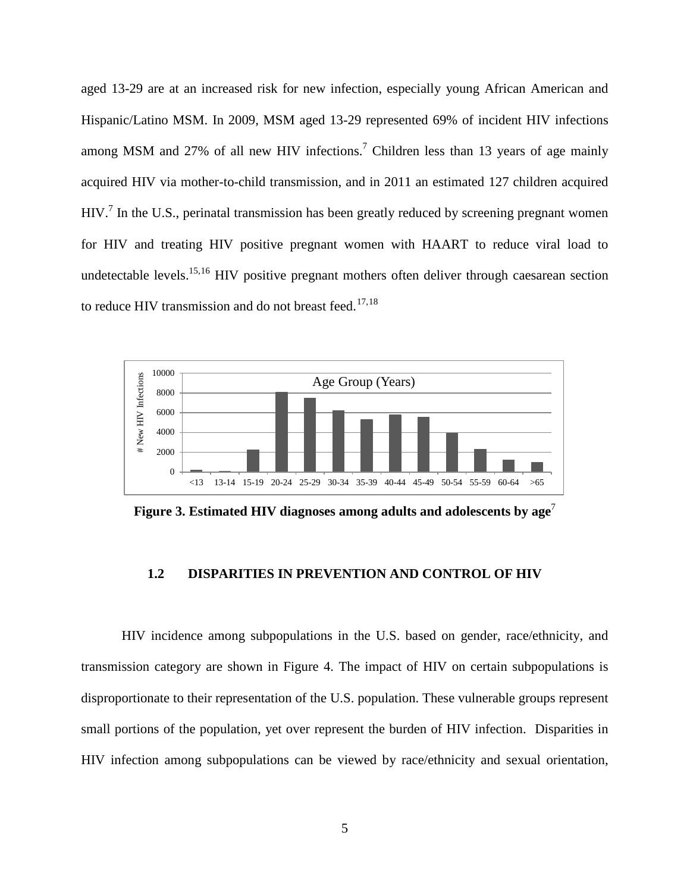aged 13-29 are at an increased risk for new infection, especially young African American and Hispanic/Latino MSM. In 2009, MSM aged 13-29 represented 69% of incident HIV infections among MSM and 27% of all new HIV infections.[7] Children less than 13 years of age mainly acquired HIV via mother-to-child transmission, and in 2011 an estimated 127 children acquired HIV.[7] In the U.S., perinatal transmission has been greatly reduced by screening pregnant women for HIV and treating HIV positive pregnant women with HAART to reduce viral load to undetectable levels.[15,16] HIV positive pregnant mothers often deliver through caesarean section to reduce HIV transmission and do not breast feed.[17,18]

**Figure 3. Estimated HIV diagnoses among adults and adolescents by age**[7]

## 1.2 DISPARITIES IN PREVENTION AND CONTROL OF HIV

HIV incidence among subpopulations in the U.S. based on gender, race/ethnicity, and transmission category are shown in Figure 4. The impact of HIV on certain subpopulations is disproportionate to their representation of the U.S. population. These vulnerable groups represent small portions of the population, yet over represent the burden of HIV infection. Disparities in HIV infection among subpopulations can be viewed by race/ethnicity and sexual orientation,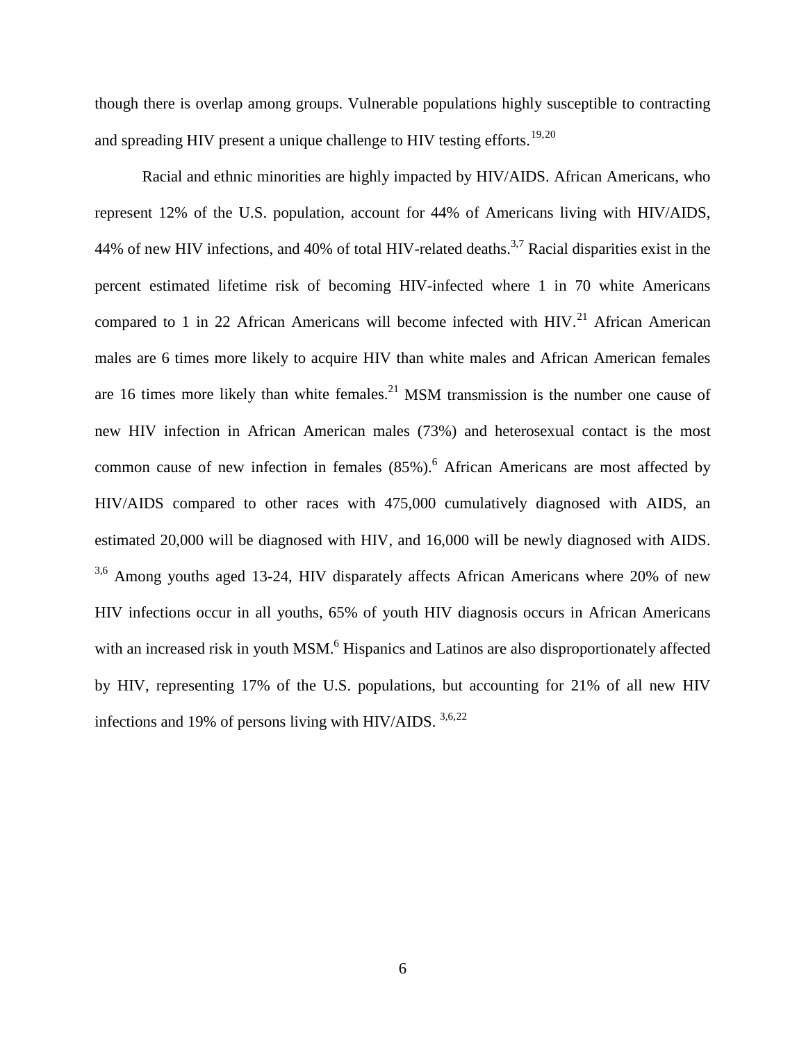though there is overlap among groups. Vulnerable populations highly susceptible to contracting and spreading HIV present a unique challenge to HIV testing efforts.[19,20]

Racial and ethnic minorities are highly impacted by HIV/AIDS. African Americans, who represent 12% of the U.S. population, account for 44% of Americans living with HIV/AIDS, 44% of new HIV infections, and 40% of total HIV-related deaths.[3,7] Racial disparities exist in the percent estimated lifetime risk of becoming HIV-infected where 1 in 70 white Americans compared to 1 in 22 African Americans will become infected with HIV.[21] African American males are 6 times more likely to acquire HIV than white males and African American females are 16 times more likely than white females.[21] MSM transmission is the number one cause of new HIV infection in African American males (73%) and heterosexual contact is the most common cause of new infection in females (85%).[6] African Americans are most affected by HIV/AIDS compared to other races with 475,000 cumulatively diagnosed with AIDS, an estimated 20,000 will be diagnosed with HIV, and 16,000 will be newly diagnosed with AIDS. [3,6] Among youths aged 13-24, HIV disparately affects African Americans where 20% of new HIV infections occur in all youths, 65% of youth HIV diagnosis occurs in African Americans with an increased risk in youth MSM.[6] Hispanics and Latinos are also disproportionately affected by HIV, representing 17% of the U.S. populations, but accounting for 21% of all new HIV infections and 19% of persons living with HIV/AIDS. [3,6,22]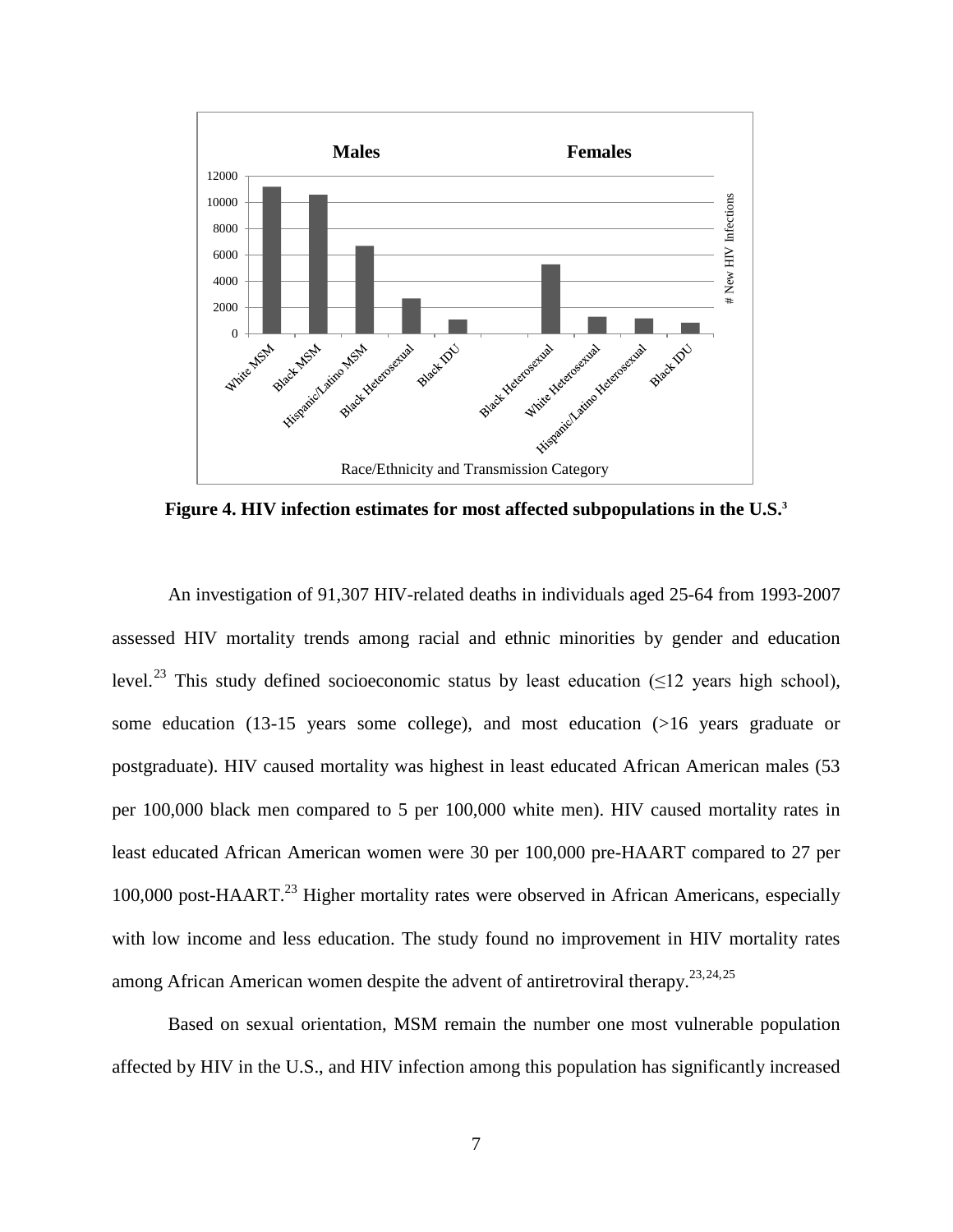**Figure 4. HIV infection estimates for most affected subpopulations in the U.S.[3]**

An investigation of 91,307 HIV-related deaths in individuals aged 25-64 from 1993-2007 assessed HIV mortality trends among racial and ethnic minorities by gender and education level.[23] This study defined socioeconomic status by least education (≤12 years high school), some education (13-15 years some college), and most education (>16 years graduate or postgraduate). HIV caused mortality was highest in least educated African American males (53 per 100,000 black men compared to 5 per 100,000 white men). HIV caused mortality rates in least educated African American women were 30 per 100,000 pre-HAART compared to 27 per 100,000 post-HAART.[23] Higher mortality rates were observed in African Americans, especially with low income and less education. The study found no improvement in HIV mortality rates among African American women despite the advent of antiretroviral therapy.[23,24,25]

Based on sexual orientation, MSM remain the number one most vulnerable population affected by HIV in the U.S., and HIV infection among this population has significantly increased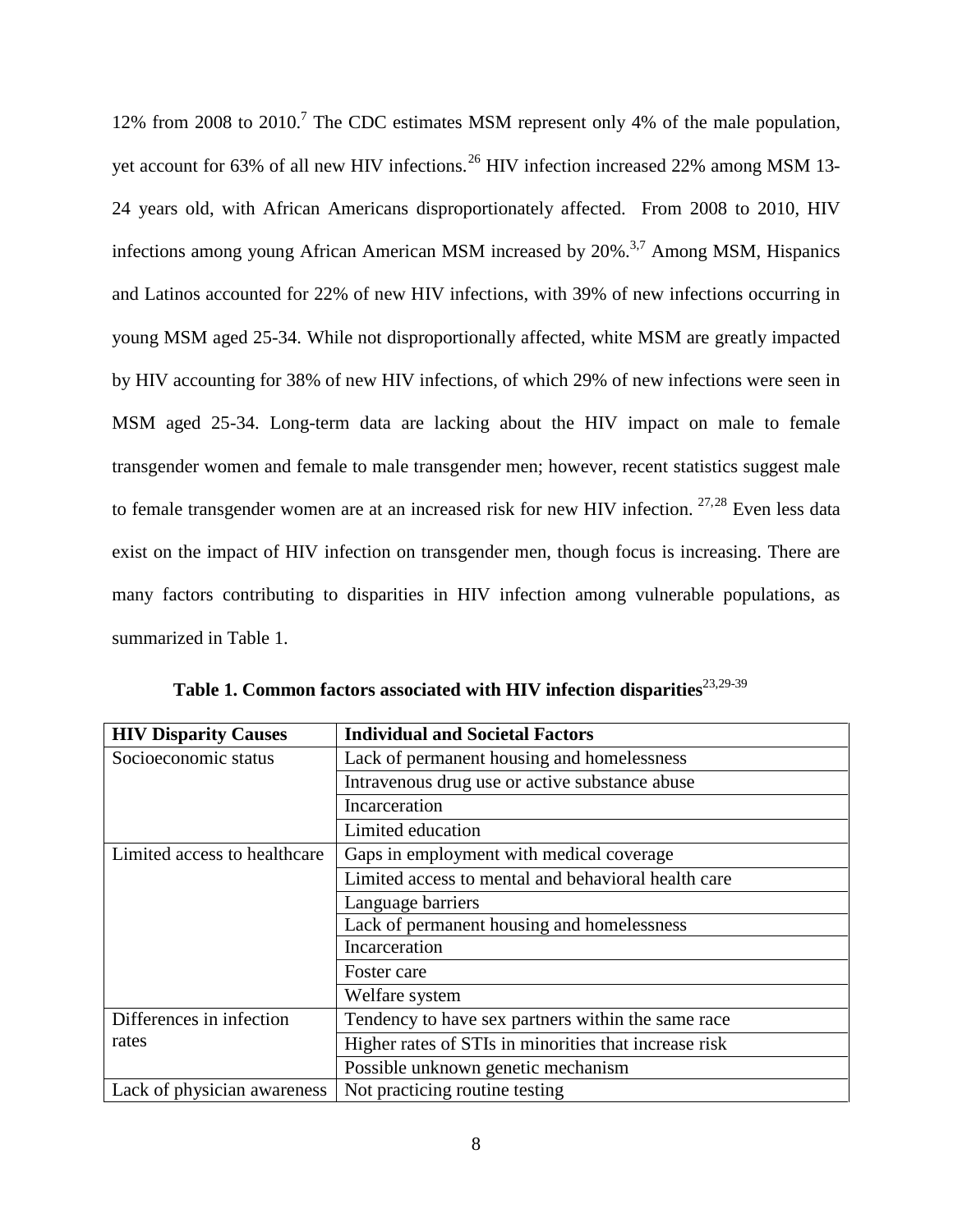12% from 2008 to 2010.[7] The CDC estimates MSM represent only 4% of the male population, yet account for 63% of all new HIV infections.[26] HIV infection increased 22% among MSM 13-24 years old, with African Americans disproportionately affected. From 2008 to 2010, HIV infections among young African American MSM increased by 20%.[3,7] Among MSM, Hispanics and Latinos accounted for 22% of new HIV infections, with 39% of new infections occurring in young MSM aged 25-34. While not disproportionally affected, white MSM are greatly impacted by HIV accounting for 38% of new HIV infections, of which 29% of new infections were seen in MSM aged 25-34. Long-term data are lacking about the HIV impact on male to female transgender women and female to male transgender men; however, recent statistics suggest male to female transgender women are at an increased risk for new HIV infection. [27,28] Even less data exist on the impact of HIV infection on transgender men, though focus is increasing. There are many factors contributing to disparities in HIV infection among vulnerable populations, as summarized in Table 1.

**Table 1. Common factors associated with HIV infection disparities**[23,29-39]

| HIV Disparity Causes | Individual and Societal Factors |
|---|---|
| Socioeconomic status | Lack of permanent housing and homelessness |
| | Intravenous drug use or active substance abuse |
| | Incarceration |
| | Limited education |
| Limited access to healthcare | Gaps in employment with medical coverage |
| | Limited access to mental and behavioral health care |
| | Language barriers |
| | Lack of permanent housing and homelessness |
| | Incarceration |
| | Foster care |
| | Welfare system |
| Differences in infection rates | Tendency to have sex partners within the same race |
| | Higher rates of STIs in minorities that increase risk |
| | Possible unknown genetic mechanism |
| Lack of physician awareness | Not practicing routine testing |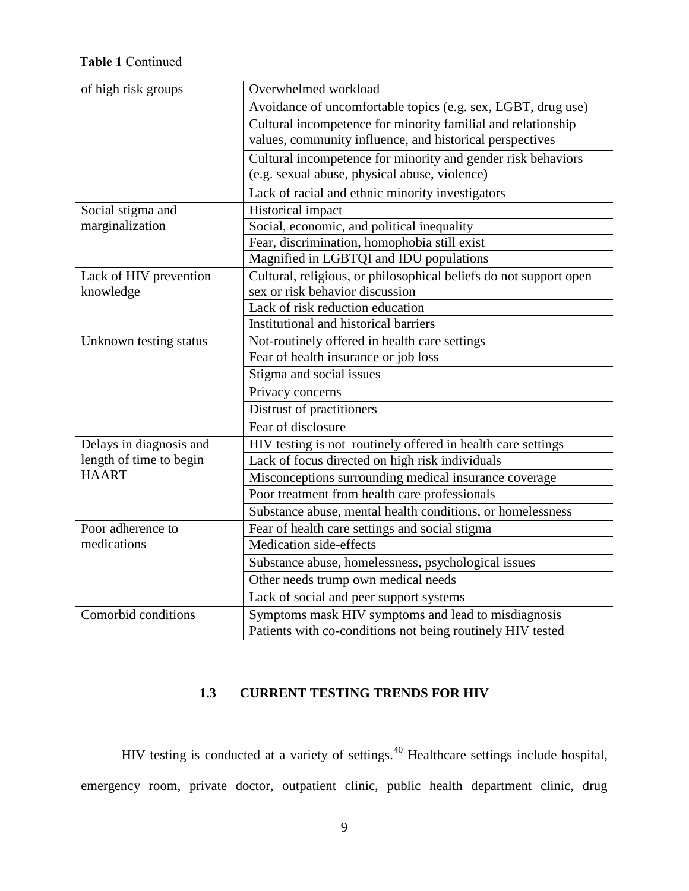**Table 1** Continued

| | |
|---|---|
| of high risk groups | Overwhelmed workload |
| | Avoidance of uncomfortable topics (e.g. sex, LGBT, drug use) |
| | Cultural incompetence for minority familial and relationship values, community influence, and historical perspectives |
| | Cultural incompetence for minority and gender risk behaviors (e.g. sexual abuse, physical abuse, violence) |
| | Lack of racial and ethnic minority investigators |
| Social stigma and marginalization | Historical impact |
| | Social, economic, and political inequality |
| | Fear, discrimination, homophobia still exist |
| | Magnified in LGBTQI and IDU populations |
| Lack of HIV prevention knowledge | Cultural, religious, or philosophical beliefs do not support open sex or risk behavior discussion |
| | Lack of risk reduction education |
| | Institutional and historical barriers |
| Unknown testing status | Not-routinely offered in health care settings |
| | Fear of health insurance or job loss |
| | Stigma and social issues |
| | Privacy concerns |
| | Distrust of practitioners |
| | Fear of disclosure |
| Delays in diagnosis and length of time to begin HAART | HIV testing is not routinely offered in health care settings |
| | Lack of focus directed on high risk individuals |
| | Misconceptions surrounding medical insurance coverage |
| | Poor treatment from health care professionals |
| | Substance abuse, mental health conditions, or homelessness |
| Poor adherence to medications | Fear of health care settings and social stigma |
| | Medication side-effects |
| | Substance abuse, homelessness, psychological issues |
| | Other needs trump own medical needs |
| | Lack of social and peer support systems |
| Comorbid conditions | Symptoms mask HIV symptoms and lead to misdiagnosis |
| | Patients with co-conditions not being routinely HIV tested |

## 1.3 CURRENT TESTING TRENDS FOR HIV

HIV testing is conducted at a variety of settings.[40] Healthcare settings include hospital, emergency room, private doctor, outpatient clinic, public health department clinic, drug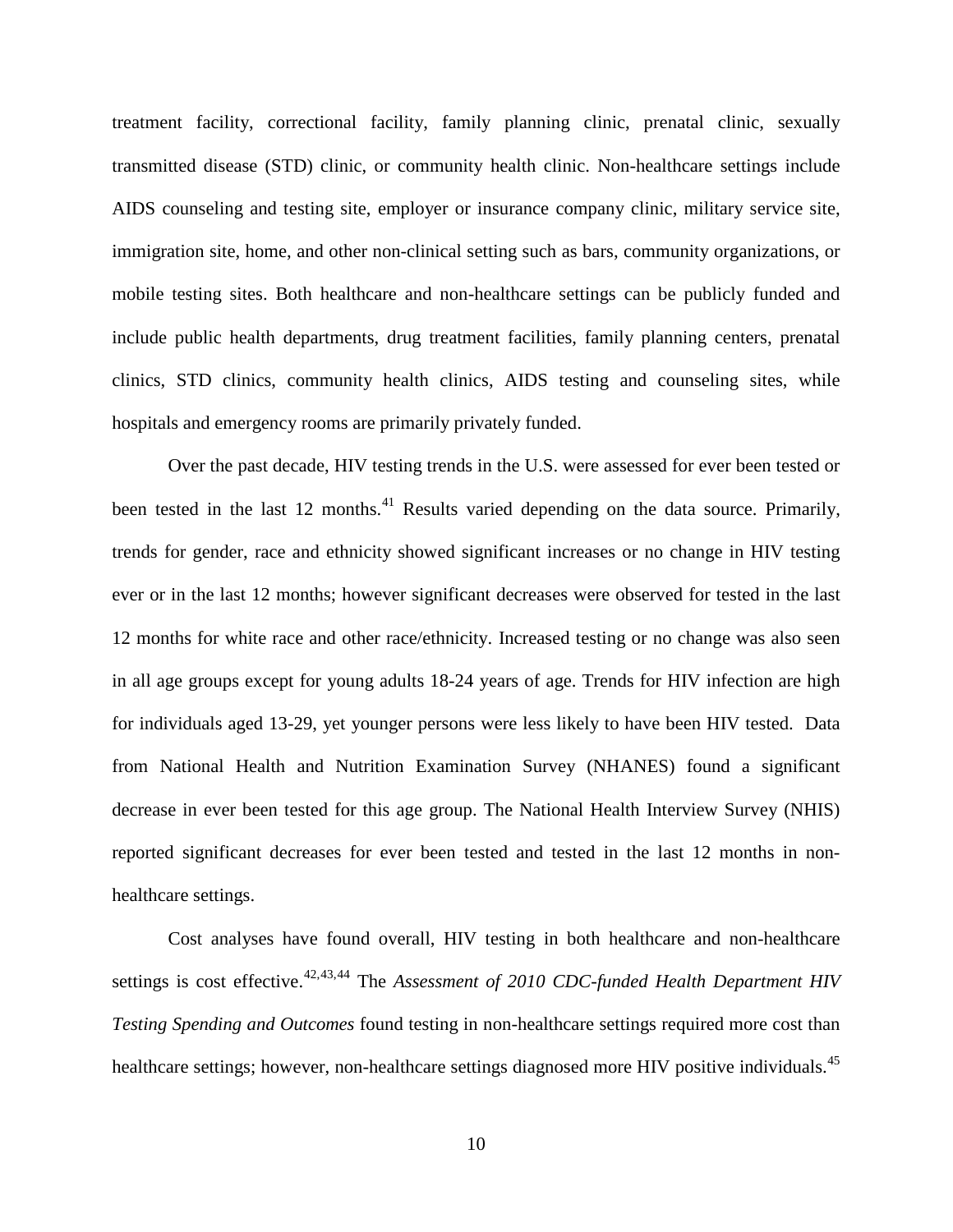treatment facility, correctional facility, family planning clinic, prenatal clinic, sexually transmitted disease (STD) clinic, or community health clinic. Non-healthcare settings include AIDS counseling and testing site, employer or insurance company clinic, military service site, immigration site, home, and other non-clinical setting such as bars, community organizations, or mobile testing sites. Both healthcare and non-healthcare settings can be publicly funded and include public health departments, drug treatment facilities, family planning centers, prenatal clinics, STD clinics, community health clinics, AIDS testing and counseling sites, while hospitals and emergency rooms are primarily privately funded.

Over the past decade, HIV testing trends in the U.S. were assessed for ever been tested or been tested in the last 12 months.[41] Results varied depending on the data source. Primarily, trends for gender, race and ethnicity showed significant increases or no change in HIV testing ever or in the last 12 months; however significant decreases were observed for tested in the last 12 months for white race and other race/ethnicity. Increased testing or no change was also seen in all age groups except for young adults 18-24 years of age. Trends for HIV infection are high for individuals aged 13-29, yet younger persons were less likely to have been HIV tested. Data from National Health and Nutrition Examination Survey (NHANES) found a significant decrease in ever been tested for this age group. The National Health Interview Survey (NHIS) reported significant decreases for ever been tested and tested in the last 12 months in non-healthcare settings.

Cost analyses have found overall, HIV testing in both healthcare and non-healthcare settings is cost effective.[42,43,44] The *Assessment of 2010 CDC-funded Health Department HIV Testing Spending and Outcomes* found testing in non-healthcare settings required more cost than healthcare settings; however, non-healthcare settings diagnosed more HIV positive individuals.[45]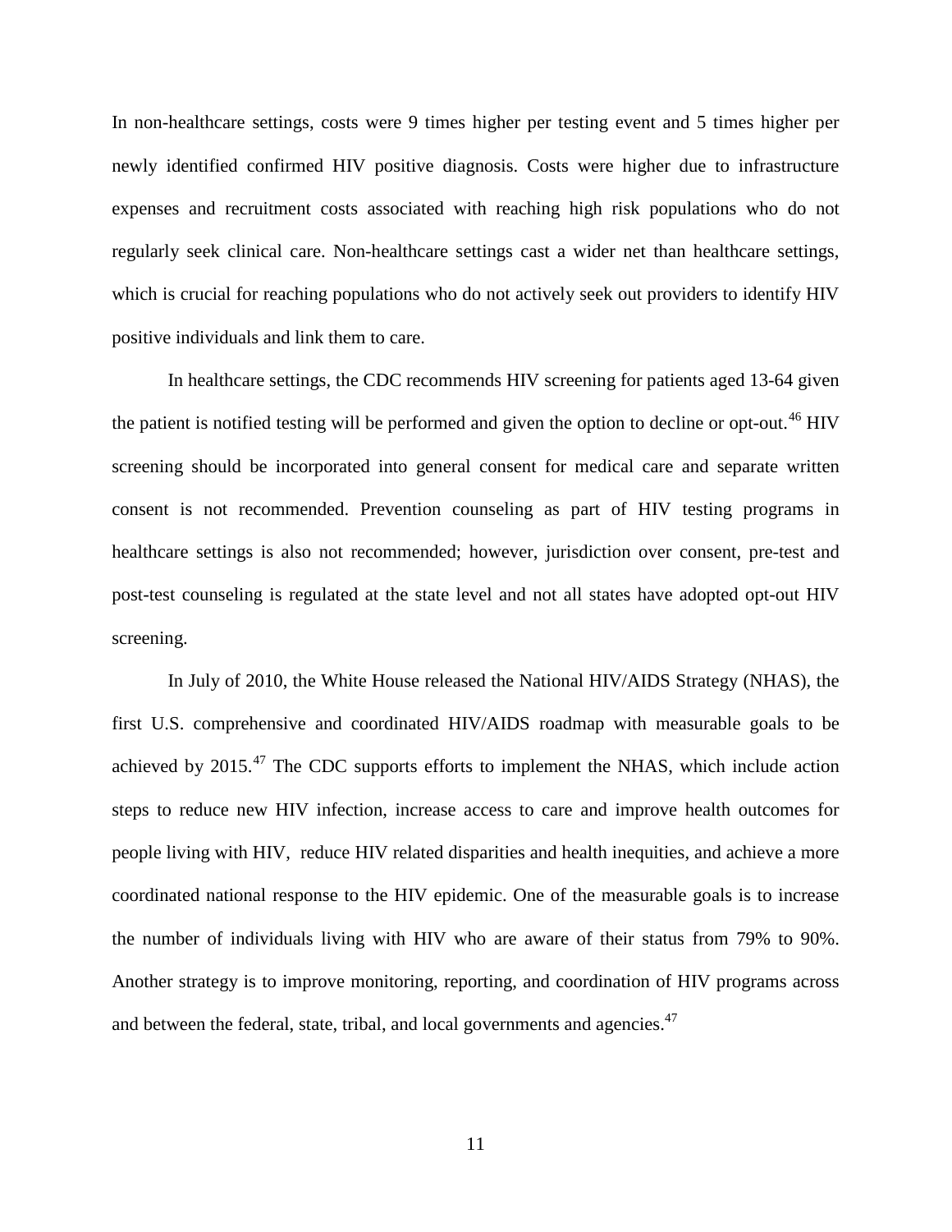In non-healthcare settings, costs were 9 times higher per testing event and 5 times higher per newly identified confirmed HIV positive diagnosis. Costs were higher due to infrastructure expenses and recruitment costs associated with reaching high risk populations who do not regularly seek clinical care. Non-healthcare settings cast a wider net than healthcare settings, which is crucial for reaching populations who do not actively seek out providers to identify HIV positive individuals and link them to care.

In healthcare settings, the CDC recommends HIV screening for patients aged 13-64 given the patient is notified testing will be performed and given the option to decline or opt-out.[46] HIV screening should be incorporated into general consent for medical care and separate written consent is not recommended. Prevention counseling as part of HIV testing programs in healthcare settings is also not recommended; however, jurisdiction over consent, pre-test and post-test counseling is regulated at the state level and not all states have adopted opt-out HIV screening.

In July of 2010, the White House released the National HIV/AIDS Strategy (NHAS), the first U.S. comprehensive and coordinated HIV/AIDS roadmap with measurable goals to be achieved by 2015.[47] The CDC supports efforts to implement the NHAS, which include action steps to reduce new HIV infection, increase access to care and improve health outcomes for people living with HIV, reduce HIV related disparities and health inequities, and achieve a more coordinated national response to the HIV epidemic. One of the measurable goals is to increase the number of individuals living with HIV who are aware of their status from 79% to 90%. Another strategy is to improve monitoring, reporting, and coordination of HIV programs across and between the federal, state, tribal, and local governments and agencies.[47]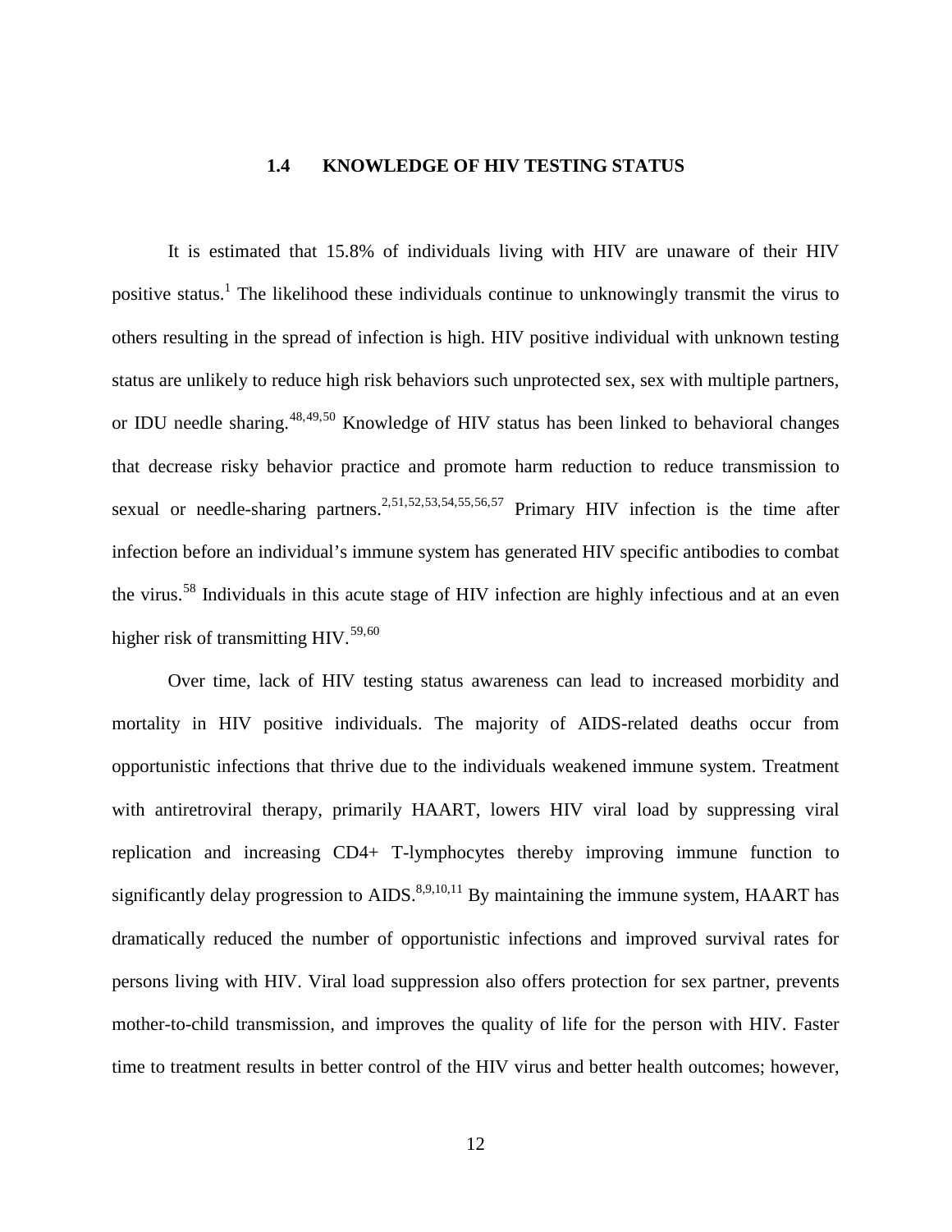## 1.4 KNOWLEDGE OF HIV TESTING STATUS

It is estimated that 15.8% of individuals living with HIV are unaware of their HIV positive status.[1] The likelihood these individuals continue to unknowingly transmit the virus to others resulting in the spread of infection is high. HIV positive individual with unknown testing status are unlikely to reduce high risk behaviors such unprotected sex, sex with multiple partners, or IDU needle sharing.[48,49,50] Knowledge of HIV status has been linked to behavioral changes that decrease risky behavior practice and promote harm reduction to reduce transmission to sexual or needle-sharing partners.[2,51,52,53,54,55,56,57] Primary HIV infection is the time after infection before an individual's immune system has generated HIV specific antibodies to combat the virus.[58] Individuals in this acute stage of HIV infection are highly infectious and at an even higher risk of transmitting HIV.[59,60]

Over time, lack of HIV testing status awareness can lead to increased morbidity and mortality in HIV positive individuals. The majority of AIDS-related deaths occur from opportunistic infections that thrive due to the individuals weakened immune system. Treatment with antiretroviral therapy, primarily HAART, lowers HIV viral load by suppressing viral replication and increasing CD4+ T-lymphocytes thereby improving immune function to significantly delay progression to AIDS.[8,9,10,11] By maintaining the immune system, HAART has dramatically reduced the number of opportunistic infections and improved survival rates for persons living with HIV. Viral load suppression also offers protection for sex partner, prevents mother-to-child transmission, and improves the quality of life for the person with HIV. Faster time to treatment results in better control of the HIV virus and better health outcomes; however,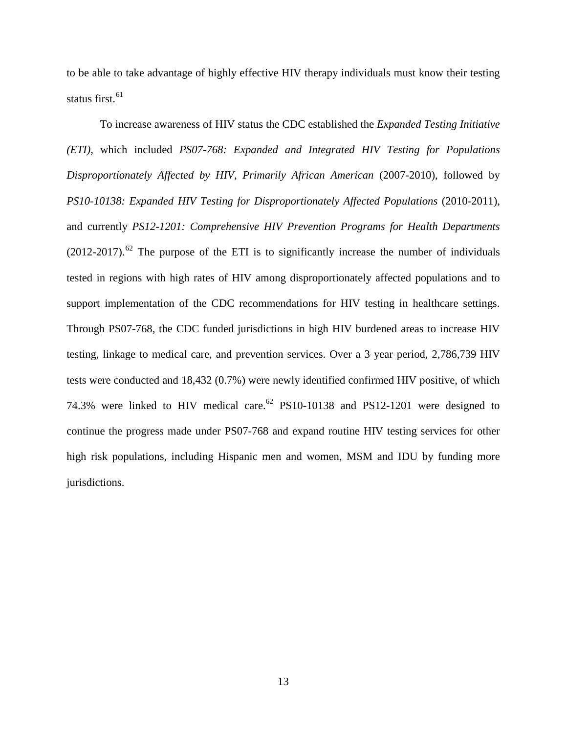to be able to take advantage of highly effective HIV therapy individuals must know their testing status first.[61]

To increase awareness of HIV status the CDC established the *Expanded Testing Initiative (ETI)*, which included *PS07-768: Expanded and Integrated HIV Testing for Populations Disproportionately Affected by HIV, Primarily African American* (2007-2010), followed by *PS10-10138: Expanded HIV Testing for Disproportionately Affected Populations* (2010-2011), and currently *PS12-1201: Comprehensive HIV Prevention Programs for Health Departments* (2012-2017).[62] The purpose of the ETI is to significantly increase the number of individuals tested in regions with high rates of HIV among disproportionately affected populations and to support implementation of the CDC recommendations for HIV testing in healthcare settings. Through PS07-768, the CDC funded jurisdictions in high HIV burdened areas to increase HIV testing, linkage to medical care, and prevention services. Over a 3 year period, 2,786,739 HIV tests were conducted and 18,432 (0.7%) were newly identified confirmed HIV positive, of which 74.3% were linked to HIV medical care.[62] PS10-10138 and PS12-1201 were designed to continue the progress made under PS07-768 and expand routine HIV testing services for other high risk populations, including Hispanic men and women, MSM and IDU by funding more jurisdictions.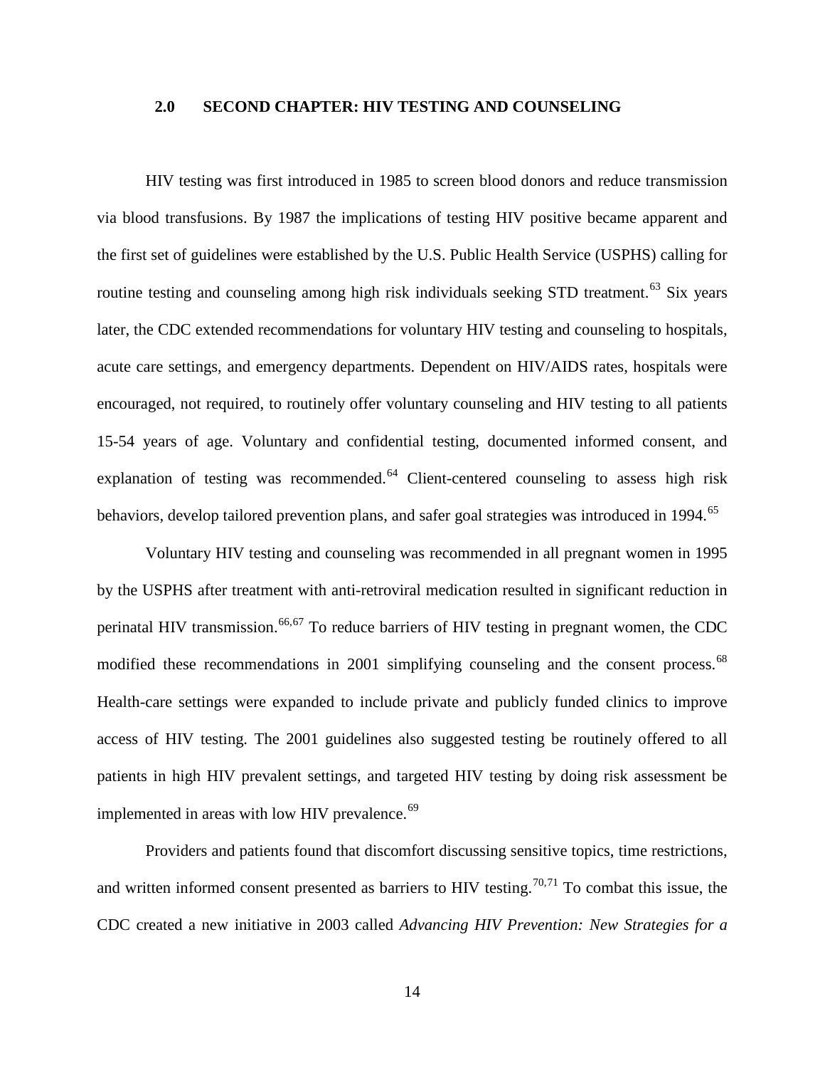# 2.0 SECOND CHAPTER: HIV TESTING AND COUNSELING

HIV testing was first introduced in 1985 to screen blood donors and reduce transmission via blood transfusions. By 1987 the implications of testing HIV positive became apparent and the first set of guidelines were established by the U.S. Public Health Service (USPHS) calling for routine testing and counseling among high risk individuals seeking STD treatment.[63] Six years later, the CDC extended recommendations for voluntary HIV testing and counseling to hospitals, acute care settings, and emergency departments. Dependent on HIV/AIDS rates, hospitals were encouraged, not required, to routinely offer voluntary counseling and HIV testing to all patients 15-54 years of age. Voluntary and confidential testing, documented informed consent, and explanation of testing was recommended.[64] Client-centered counseling to assess high risk behaviors, develop tailored prevention plans, and safer goal strategies was introduced in 1994.[65]

Voluntary HIV testing and counseling was recommended in all pregnant women in 1995 by the USPHS after treatment with anti-retroviral medication resulted in significant reduction in perinatal HIV transmission.[66,67] To reduce barriers of HIV testing in pregnant women, the CDC modified these recommendations in 2001 simplifying counseling and the consent process.[68] Health-care settings were expanded to include private and publicly funded clinics to improve access of HIV testing. The 2001 guidelines also suggested testing be routinely offered to all patients in high HIV prevalent settings, and targeted HIV testing by doing risk assessment be implemented in areas with low HIV prevalence.[69]

Providers and patients found that discomfort discussing sensitive topics, time restrictions, and written informed consent presented as barriers to HIV testing.[70,71] To combat this issue, the CDC created a new initiative in 2003 called *Advancing HIV Prevention: New Strategies for a*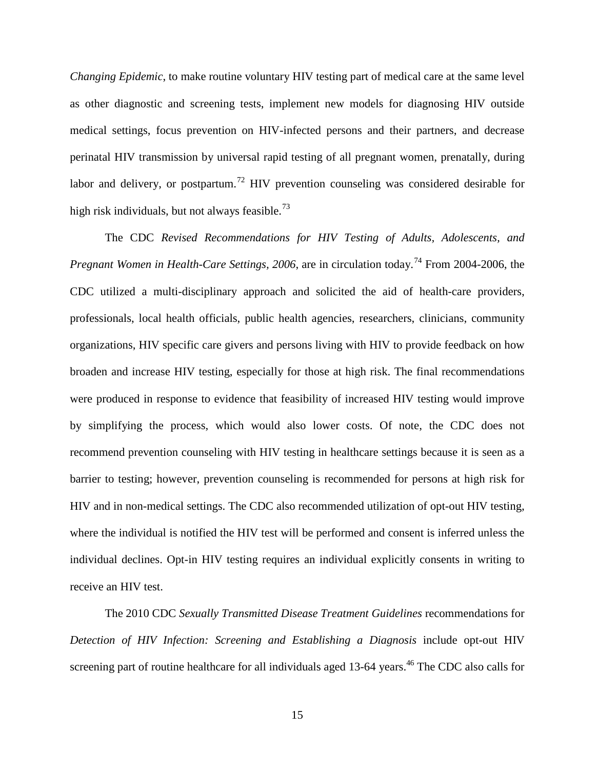*Changing Epidemic*, to make routine voluntary HIV testing part of medical care at the same level as other diagnostic and screening tests, implement new models for diagnosing HIV outside medical settings, focus prevention on HIV-infected persons and their partners, and decrease perinatal HIV transmission by universal rapid testing of all pregnant women, prenatally, during labor and delivery, or postpartum.[72] HIV prevention counseling was considered desirable for high risk individuals, but not always feasible.[73]

The CDC *Revised Recommendations for HIV Testing of Adults, Adolescents, and Pregnant Women in Health-Care Settings, 2006*, are in circulation today.[74] From 2004-2006, the CDC utilized a multi-disciplinary approach and solicited the aid of health-care providers, professionals, local health officials, public health agencies, researchers, clinicians, community organizations, HIV specific care givers and persons living with HIV to provide feedback on how broaden and increase HIV testing, especially for those at high risk. The final recommendations were produced in response to evidence that feasibility of increased HIV testing would improve by simplifying the process, which would also lower costs. Of note, the CDC does not recommend prevention counseling with HIV testing in healthcare settings because it is seen as a barrier to testing; however, prevention counseling is recommended for persons at high risk for HIV and in non-medical settings. The CDC also recommended utilization of opt-out HIV testing, where the individual is notified the HIV test will be performed and consent is inferred unless the individual declines. Opt-in HIV testing requires an individual explicitly consents in writing to receive an HIV test.

The 2010 CDC *Sexually Transmitted Disease Treatment Guidelines* recommendations for *Detection of HIV Infection: Screening and Establishing a Diagnosis* include opt-out HIV screening part of routine healthcare for all individuals aged 13-64 years.[46] The CDC also calls for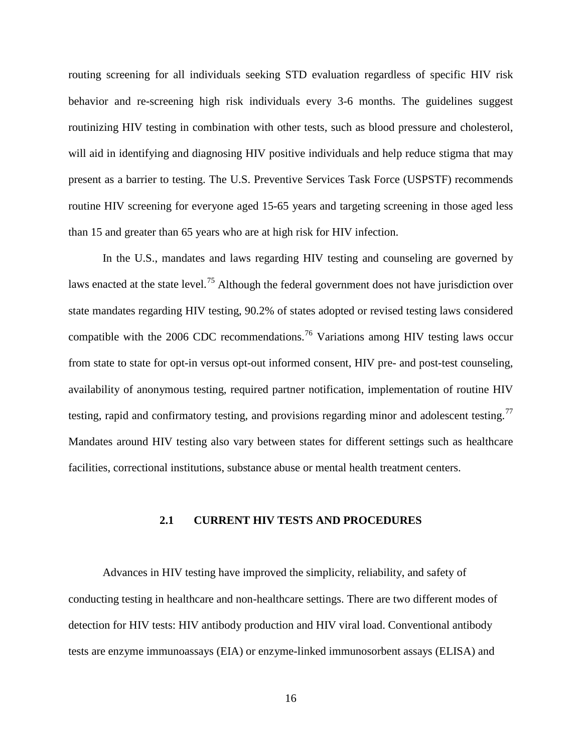routing screening for all individuals seeking STD evaluation regardless of specific HIV risk behavior and re-screening high risk individuals every 3-6 months. The guidelines suggest routinizing HIV testing in combination with other tests, such as blood pressure and cholesterol, will aid in identifying and diagnosing HIV positive individuals and help reduce stigma that may present as a barrier to testing. The U.S. Preventive Services Task Force (USPSTF) recommends routine HIV screening for everyone aged 15-65 years and targeting screening in those aged less than 15 and greater than 65 years who are at high risk for HIV infection.

In the U.S., mandates and laws regarding HIV testing and counseling are governed by laws enacted at the state level.[75] Although the federal government does not have jurisdiction over state mandates regarding HIV testing, 90.2% of states adopted or revised testing laws considered compatible with the 2006 CDC recommendations.[76] Variations among HIV testing laws occur from state to state for opt-in versus opt-out informed consent, HIV pre- and post-test counseling, availability of anonymous testing, required partner notification, implementation of routine HIV testing, rapid and confirmatory testing, and provisions regarding minor and adolescent testing.[77] Mandates around HIV testing also vary between states for different settings such as healthcare facilities, correctional institutions, substance abuse or mental health treatment centers.

## 2.1 CURRENT HIV TESTS AND PROCEDURES

Advances in HIV testing have improved the simplicity, reliability, and safety of conducting testing in healthcare and non-healthcare settings. There are two different modes of detection for HIV tests: HIV antibody production and HIV viral load. Conventional antibody tests are enzyme immunoassays (EIA) or enzyme-linked immunosorbent assays (ELISA) and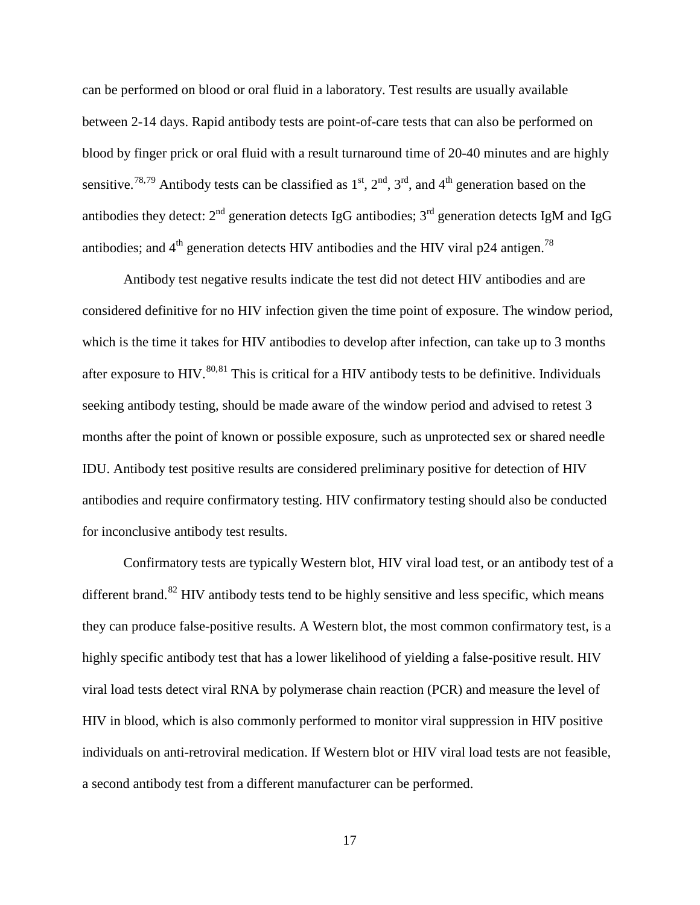can be performed on blood or oral fluid in a laboratory. Test results are usually available between 2-14 days. Rapid antibody tests are point-of-care tests that can also be performed on blood by finger prick or oral fluid with a result turnaround time of 20-40 minutes and are highly sensitive.[78,79] Antibody tests can be classified as 1st, 2nd, 3rd, and 4th generation based on the antibodies they detect: 2nd generation detects IgG antibodies; 3rd generation detects IgM and IgG antibodies; and 4th generation detects HIV antibodies and the HIV viral p24 antigen.[78]

Antibody test negative results indicate the test did not detect HIV antibodies and are considered definitive for no HIV infection given the time point of exposure. The window period, which is the time it takes for HIV antibodies to develop after infection, can take up to 3 months after exposure to HIV.[80,81] This is critical for a HIV antibody tests to be definitive. Individuals seeking antibody testing, should be made aware of the window period and advised to retest 3 months after the point of known or possible exposure, such as unprotected sex or shared needle IDU. Antibody test positive results are considered preliminary positive for detection of HIV antibodies and require confirmatory testing. HIV confirmatory testing should also be conducted for inconclusive antibody test results.

Confirmatory tests are typically Western blot, HIV viral load test, or an antibody test of a different brand.[82] HIV antibody tests tend to be highly sensitive and less specific, which means they can produce false-positive results. A Western blot, the most common confirmatory test, is a highly specific antibody test that has a lower likelihood of yielding a false-positive result. HIV viral load tests detect viral RNA by polymerase chain reaction (PCR) and measure the level of HIV in blood, which is also commonly performed to monitor viral suppression in HIV positive individuals on anti-retroviral medication. If Western blot or HIV viral load tests are not feasible, a second antibody test from a different manufacturer can be performed.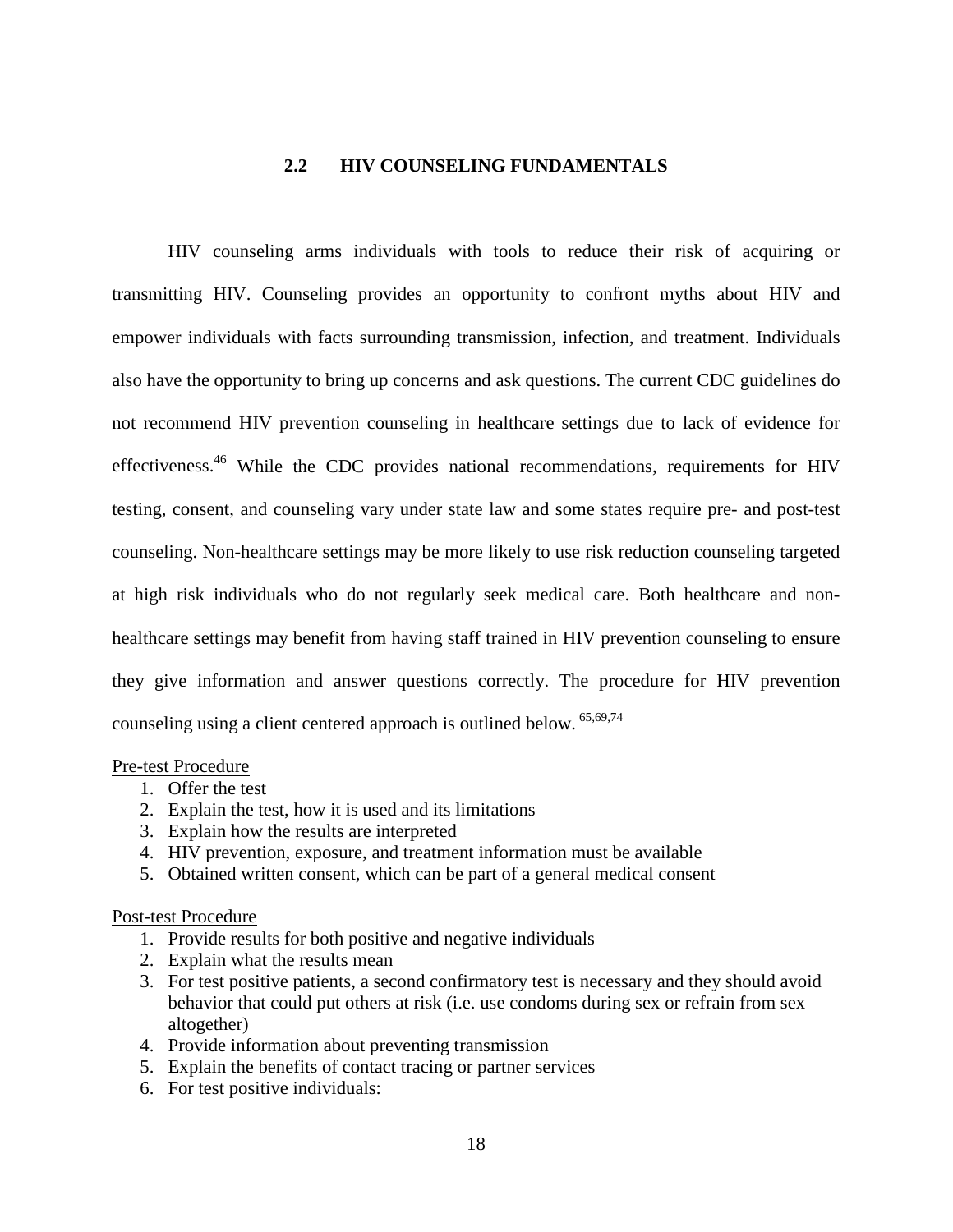## 2.2 HIV COUNSELING FUNDAMENTALS

HIV counseling arms individuals with tools to reduce their risk of acquiring or transmitting HIV. Counseling provides an opportunity to confront myths about HIV and empower individuals with facts surrounding transmission, infection, and treatment. Individuals also have the opportunity to bring up concerns and ask questions. The current CDC guidelines do not recommend HIV prevention counseling in healthcare settings due to lack of evidence for effectiveness.[46] While the CDC provides national recommendations, requirements for HIV testing, consent, and counseling vary under state law and some states require pre- and post-test counseling. Non-healthcare settings may be more likely to use risk reduction counseling targeted at high risk individuals who do not regularly seek medical care. Both healthcare and non-healthcare settings may benefit from having staff trained in HIV prevention counseling to ensure they give information and answer questions correctly. The procedure for HIV prevention counseling using a client centered approach is outlined below.[65,69,74]

<u>Pre-test Procedure</u>

1. Offer the test
2. Explain the test, how it is used and its limitations
3. Explain how the results are interpreted
4. HIV prevention, exposure, and treatment information must be available
5. Obtained written consent, which can be part of a general medical consent

<u>Post-test Procedure</u>

1. Provide results for both positive and negative individuals
2. Explain what the results mean
3. For test positive patients, a second confirmatory test is necessary and they should avoid behavior that could put others at risk (i.e. use condoms during sex or refrain from sex altogether)
4. Provide information about preventing transmission
5. Explain the benefits of contact tracing or partner services
6. For test positive individuals: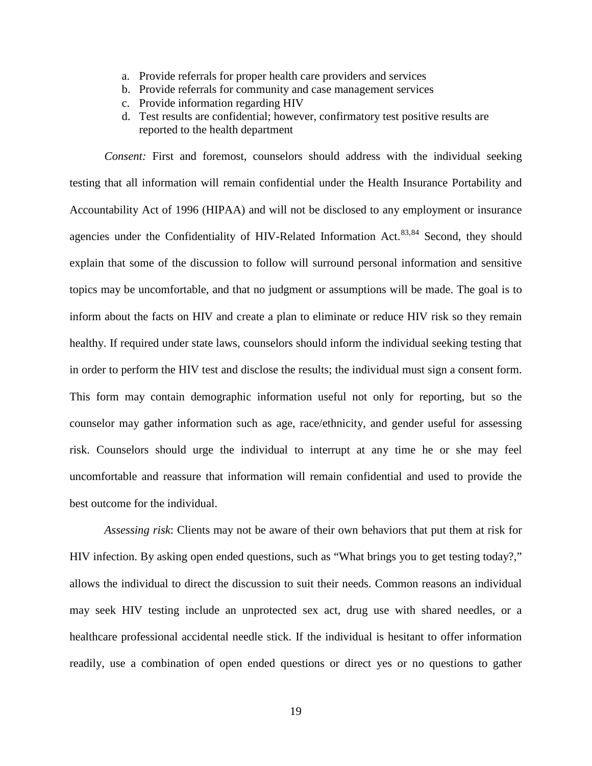a. Provide referrals for proper health care providers and services
b. Provide referrals for community and case management services
c. Provide information regarding HIV
d. Test results are confidential; however, confirmatory test positive results are reported to the health department

*Consent:* First and foremost, counselors should address with the individual seeking testing that all information will remain confidential under the Health Insurance Portability and Accountability Act of 1996 (HIPAA) and will not be disclosed to any employment or insurance agencies under the Confidentiality of HIV-Related Information Act.[83,84] Second, they should explain that some of the discussion to follow will surround personal information and sensitive topics may be uncomfortable, and that no judgment or assumptions will be made. The goal is to inform about the facts on HIV and create a plan to eliminate or reduce HIV risk so they remain healthy. If required under state laws, counselors should inform the individual seeking testing that in order to perform the HIV test and disclose the results; the individual must sign a consent form. This form may contain demographic information useful not only for reporting, but so the counselor may gather information such as age, race/ethnicity, and gender useful for assessing risk. Counselors should urge the individual to interrupt at any time he or she may feel uncomfortable and reassure that information will remain confidential and used to provide the best outcome for the individual.

*Assessing risk*: Clients may not be aware of their own behaviors that put them at risk for HIV infection. By asking open ended questions, such as "What brings you to get testing today?," allows the individual to direct the discussion to suit their needs. Common reasons an individual may seek HIV testing include an unprotected sex act, drug use with shared needles, or a healthcare professional accidental needle stick. If the individual is hesitant to offer information readily, use a combination of open ended questions or direct yes or no questions to gather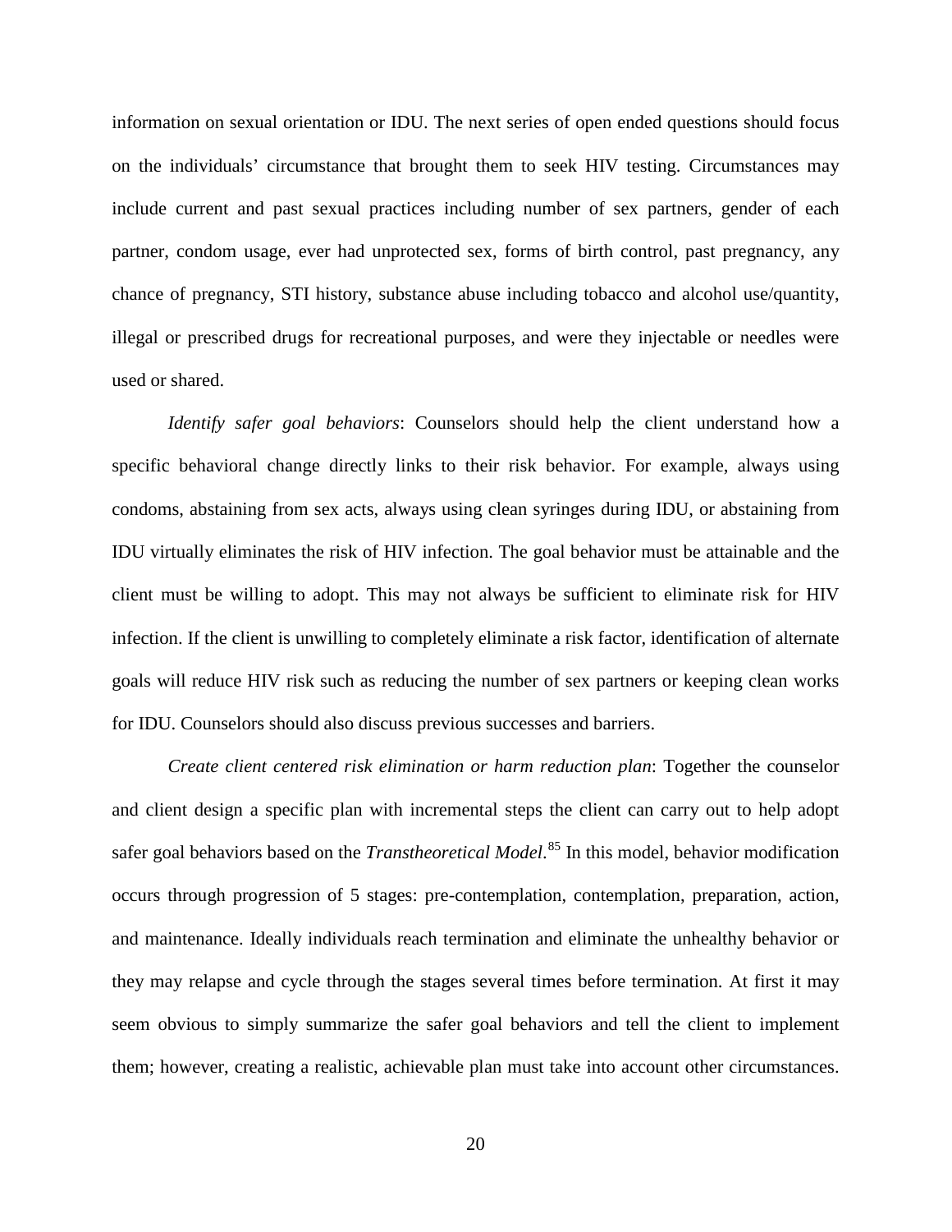information on sexual orientation or IDU. The next series of open ended questions should focus on the individuals' circumstance that brought them to seek HIV testing. Circumstances may include current and past sexual practices including number of sex partners, gender of each partner, condom usage, ever had unprotected sex, forms of birth control, past pregnancy, any chance of pregnancy, STI history, substance abuse including tobacco and alcohol use/quantity, illegal or prescribed drugs for recreational purposes, and were they injectable or needles were used or shared.

*Identify safer goal behaviors*: Counselors should help the client understand how a specific behavioral change directly links to their risk behavior. For example, always using condoms, abstaining from sex acts, always using clean syringes during IDU, or abstaining from IDU virtually eliminates the risk of HIV infection. The goal behavior must be attainable and the client must be willing to adopt. This may not always be sufficient to eliminate risk for HIV infection. If the client is unwilling to completely eliminate a risk factor, identification of alternate goals will reduce HIV risk such as reducing the number of sex partners or keeping clean works for IDU. Counselors should also discuss previous successes and barriers.

*Create client centered risk elimination or harm reduction plan*: Together the counselor and client design a specific plan with incremental steps the client can carry out to help adopt safer goal behaviors based on the *Transtheoretical Model*.[85] In this model, behavior modification occurs through progression of 5 stages: pre-contemplation, contemplation, preparation, action, and maintenance. Ideally individuals reach termination and eliminate the unhealthy behavior or they may relapse and cycle through the stages several times before termination. At first it may seem obvious to simply summarize the safer goal behaviors and tell the client to implement them; however, creating a realistic, achievable plan must take into account other circumstances.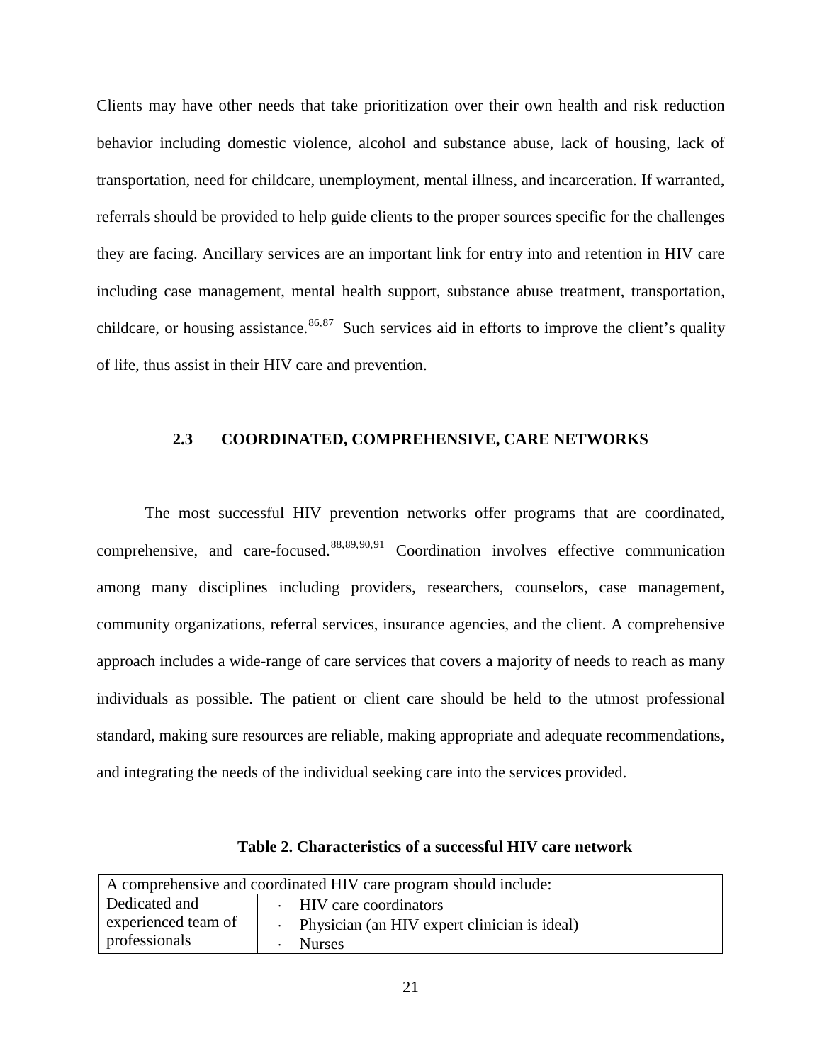Clients may have other needs that take prioritization over their own health and risk reduction behavior including domestic violence, alcohol and substance abuse, lack of housing, lack of transportation, need for childcare, unemployment, mental illness, and incarceration. If warranted, referrals should be provided to help guide clients to the proper sources specific for the challenges they are facing. Ancillary services are an important link for entry into and retention in HIV care including case management, mental health support, substance abuse treatment, transportation, childcare, or housing assistance.[86,87] Such services aid in efforts to improve the client's quality of life, thus assist in their HIV care and prevention.

## 2.3 COORDINATED, COMPREHENSIVE, CARE NETWORKS

The most successful HIV prevention networks offer programs that are coordinated, comprehensive, and care-focused.[88,89,90,91] Coordination involves effective communication among many disciplines including providers, researchers, counselors, case management, community organizations, referral services, insurance agencies, and the client. A comprehensive approach includes a wide-range of care services that covers a majority of needs to reach as many individuals as possible. The patient or client care should be held to the utmost professional standard, making sure resources are reliable, making appropriate and adequate recommendations, and integrating the needs of the individual seeking care into the services provided.

**Table 2. Characteristics of a successful HIV care network**

| A comprehensive and coordinated HIV care program should include: | |
|---|---|
| Dedicated and experienced team of professionals | · HIV care coordinators<br>· Physician (an HIV expert clinician is ideal)<br>· Nurses |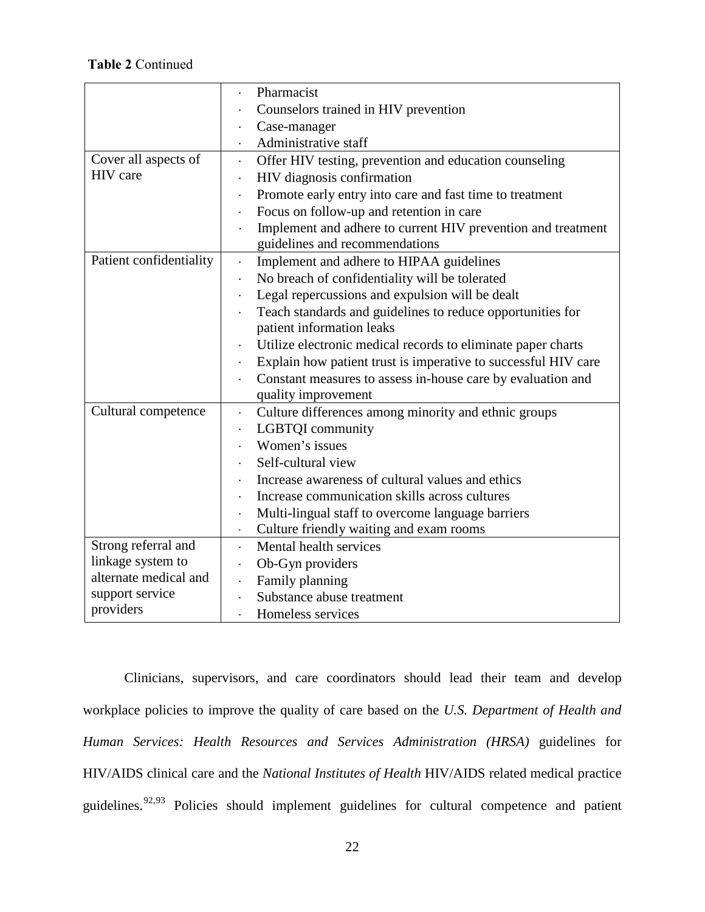**Table 2** Continued

| | |
|---|---|
| | · Pharmacist<br>· Counselors trained in HIV prevention<br>· Case-manager<br>· Administrative staff |
| Cover all aspects of HIV care | · Offer HIV testing, prevention and education counseling<br>· HIV diagnosis confirmation<br>· Promote early entry into care and fast time to treatment<br>· Focus on follow-up and retention in care<br>· Implement and adhere to current HIV prevention and treatment guidelines and recommendations |
| Patient confidentiality | · Implement and adhere to HIPAA guidelines<br>· No breach of confidentiality will be tolerated<br>· Legal repercussions and expulsion will be dealt<br>· Teach standards and guidelines to reduce opportunities for patient information leaks<br>· Utilize electronic medical records to eliminate paper charts<br>· Explain how patient trust is imperative to successful HIV care<br>· Constant measures to assess in-house care by evaluation and quality improvement |
| Cultural competence | · Culture differences among minority and ethnic groups<br>· LGBTQI community<br>· Women's issues<br>· Self-cultural view<br>· Increase awareness of cultural values and ethics<br>· Increase communication skills across cultures<br>· Multi-lingual staff to overcome language barriers<br>· Culture friendly waiting and exam rooms |
| Strong referral and linkage system to alternate medical and support service providers | · Mental health services<br>· Ob-Gyn providers<br>· Family planning<br>· Substance abuse treatment<br>· Homeless services |

Clinicians, supervisors, and care coordinators should lead their team and develop workplace policies to improve the quality of care based on the *U.S. Department of Health and Human Services: Health Resources and Services Administration (HRSA)* guidelines for HIV/AIDS clinical care and the *National Institutes of Health* HIV/AIDS related medical practice guidelines.[92,93] Policies should implement guidelines for cultural competence and patient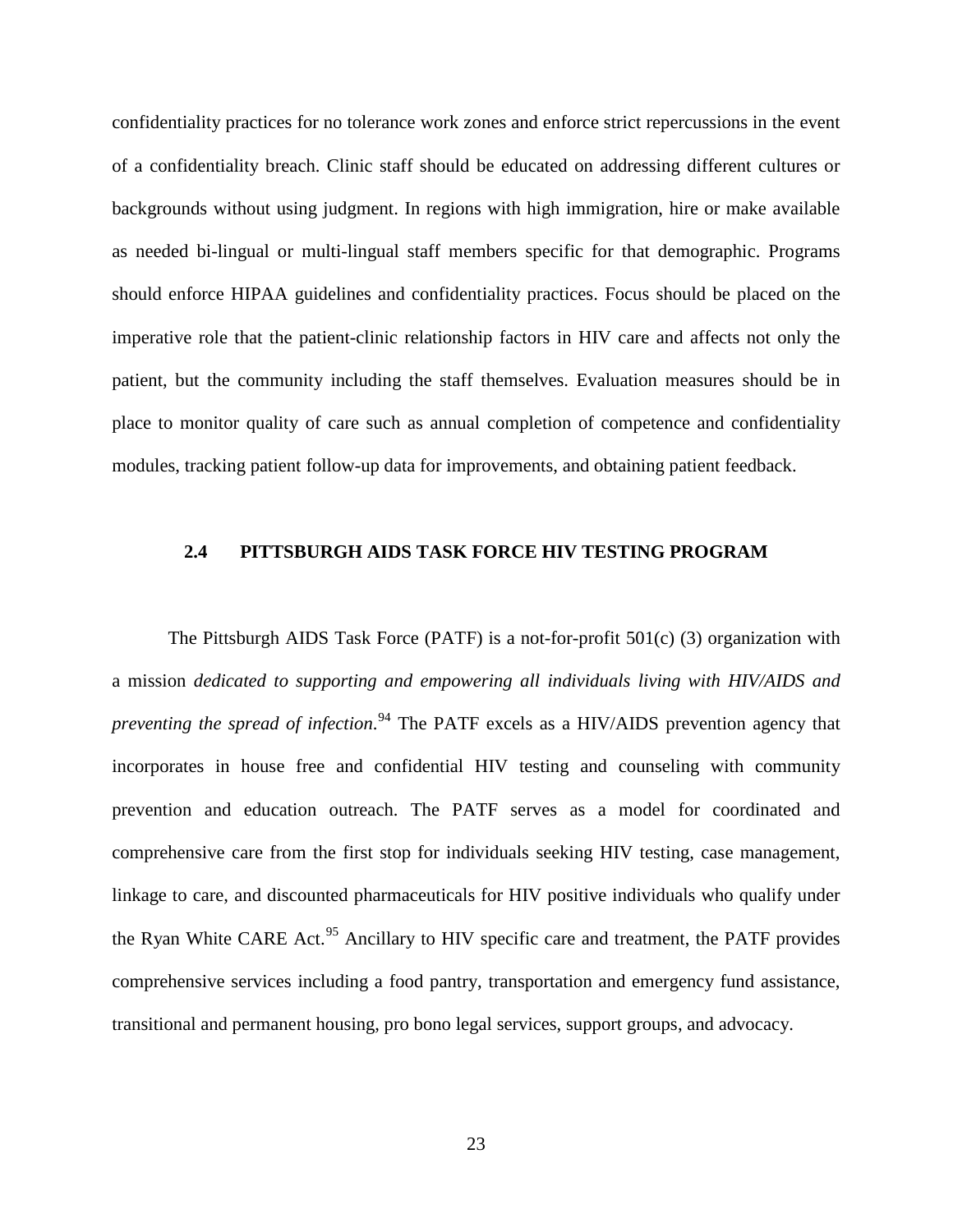confidentiality practices for no tolerance work zones and enforce strict repercussions in the event of a confidentiality breach. Clinic staff should be educated on addressing different cultures or backgrounds without using judgment. In regions with high immigration, hire or make available as needed bi-lingual or multi-lingual staff members specific for that demographic. Programs should enforce HIPAA guidelines and confidentiality practices. Focus should be placed on the imperative role that the patient-clinic relationship factors in HIV care and affects not only the patient, but the community including the staff themselves. Evaluation measures should be in place to monitor quality of care such as annual completion of competence and confidentiality modules, tracking patient follow-up data for improvements, and obtaining patient feedback.

## 2.4 PITTSBURGH AIDS TASK FORCE HIV TESTING PROGRAM

The Pittsburgh AIDS Task Force (PATF) is a not-for-profit 501(c) (3) organization with a mission *dedicated to supporting and empowering all individuals living with HIV/AIDS and preventing the spread of infection*.[94] The PATF excels as a HIV/AIDS prevention agency that incorporates in house free and confidential HIV testing and counseling with community prevention and education outreach. The PATF serves as a model for coordinated and comprehensive care from the first stop for individuals seeking HIV testing, case management, linkage to care, and discounted pharmaceuticals for HIV positive individuals who qualify under the Ryan White CARE Act.[95] Ancillary to HIV specific care and treatment, the PATF provides comprehensive services including a food pantry, transportation and emergency fund assistance, transitional and permanent housing, pro bono legal services, support groups, and advocacy.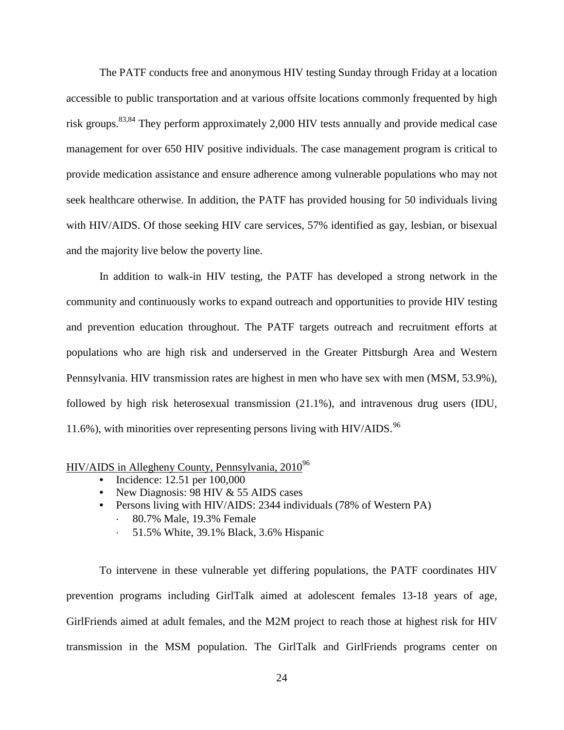The PATF conducts free and anonymous HIV testing Sunday through Friday at a location accessible to public transportation and at various offsite locations commonly frequented by high risk groups.[83,84] They perform approximately 2,000 HIV tests annually and provide medical case management for over 650 HIV positive individuals. The case management program is critical to provide medication assistance and ensure adherence among vulnerable populations who may not seek healthcare otherwise. In addition, the PATF has provided housing for 50 individuals living with HIV/AIDS. Of those seeking HIV care services, 57% identified as gay, lesbian, or bisexual and the majority live below the poverty line.

In addition to walk-in HIV testing, the PATF has developed a strong network in the community and continuously works to expand outreach and opportunities to provide HIV testing and prevention education throughout. The PATF targets outreach and recruitment efforts at populations who are high risk and underserved in the Greater Pittsburgh Area and Western Pennsylvania. HIV transmission rates are highest in men who have sex with men (MSM, 53.9%), followed by high risk heterosexual transmission (21.1%), and intravenous drug users (IDU, 11.6%), with minorities over representing persons living with HIV/AIDS.[96]

<u>HIV/AIDS in Allegheny County, Pennsylvania, 2010</u>[96]

- Incidence: 12.51 per 100,000
- New Diagnosis: 98 HIV & 55 AIDS cases
- Persons living with HIV/AIDS: 2344 individuals (78% of Western PA)
  - 80.7% Male, 19.3% Female
  - 51.5% White, 39.1% Black, 3.6% Hispanic

To intervene in these vulnerable yet differing populations, the PATF coordinates HIV prevention programs including GirlTalk aimed at adolescent females 13-18 years of age, GirlFriends aimed at adult females, and the M2M project to reach those at highest risk for HIV transmission in the MSM population. The GirlTalk and GirlFriends programs center on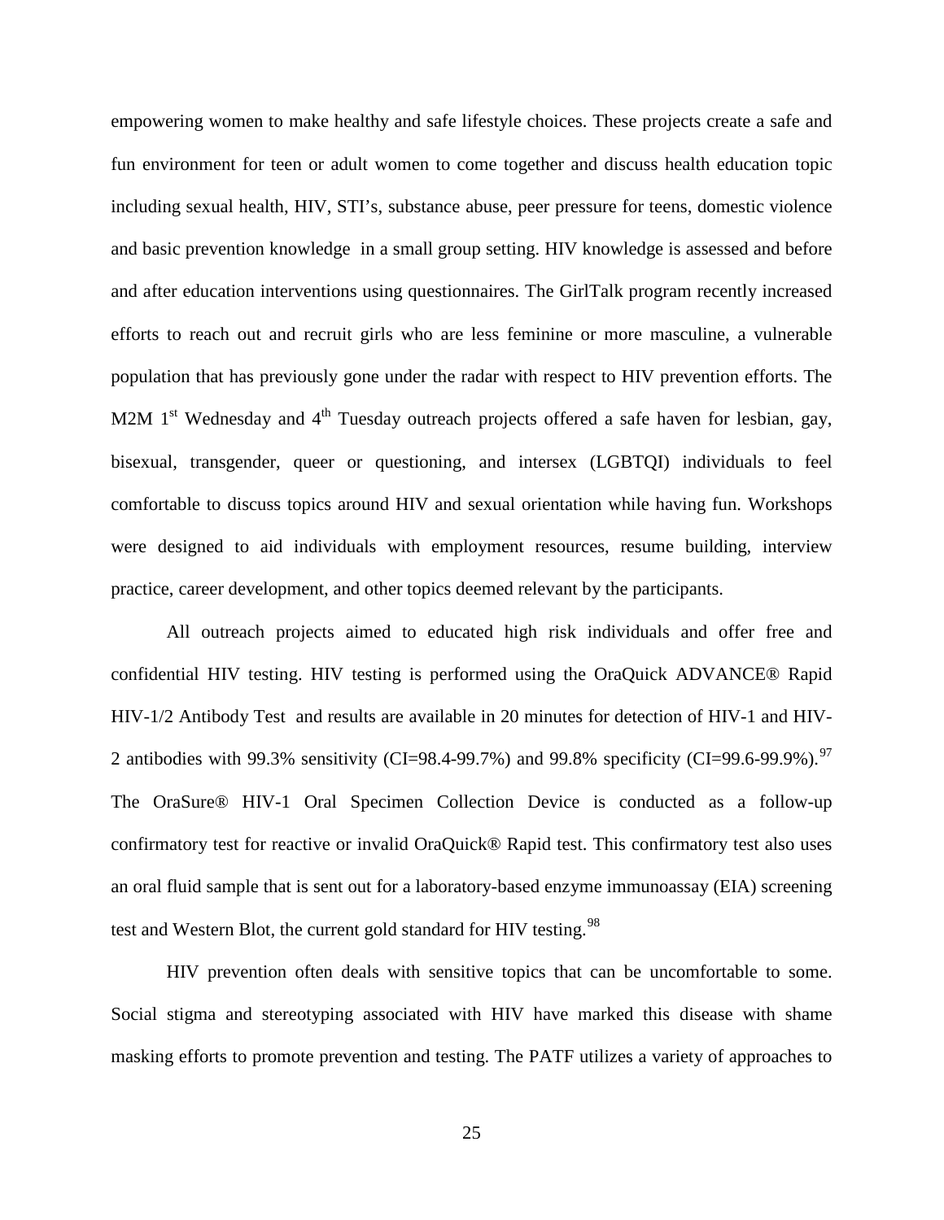empowering women to make healthy and safe lifestyle choices. These projects create a safe and fun environment for teen or adult women to come together and discuss health education topic including sexual health, HIV, STI's, substance abuse, peer pressure for teens, domestic violence and basic prevention knowledge in a small group setting. HIV knowledge is assessed and before and after education interventions using questionnaires. The GirlTalk program recently increased efforts to reach out and recruit girls who are less feminine or more masculine, a vulnerable population that has previously gone under the radar with respect to HIV prevention efforts. The M2M 1st Wednesday and 4th Tuesday outreach projects offered a safe haven for lesbian, gay, bisexual, transgender, queer or questioning, and intersex (LGBTQI) individuals to feel comfortable to discuss topics around HIV and sexual orientation while having fun. Workshops were designed to aid individuals with employment resources, resume building, interview practice, career development, and other topics deemed relevant by the participants.

All outreach projects aimed to educated high risk individuals and offer free and confidential HIV testing. HIV testing is performed using the OraQuick ADVANCE® Rapid HIV-1/2 Antibody Test and results are available in 20 minutes for detection of HIV-1 and HIV-2 antibodies with 99.3% sensitivity (CI=98.4-99.7%) and 99.8% specificity (CI=99.6-99.9%).[97] The OraSure® HIV-1 Oral Specimen Collection Device is conducted as a follow-up confirmatory test for reactive or invalid OraQuick® Rapid test. This confirmatory test also uses an oral fluid sample that is sent out for a laboratory-based enzyme immunoassay (EIA) screening test and Western Blot, the current gold standard for HIV testing.[98]

HIV prevention often deals with sensitive topics that can be uncomfortable to some. Social stigma and stereotyping associated with HIV have marked this disease with shame masking efforts to promote prevention and testing. The PATF utilizes a variety of approaches to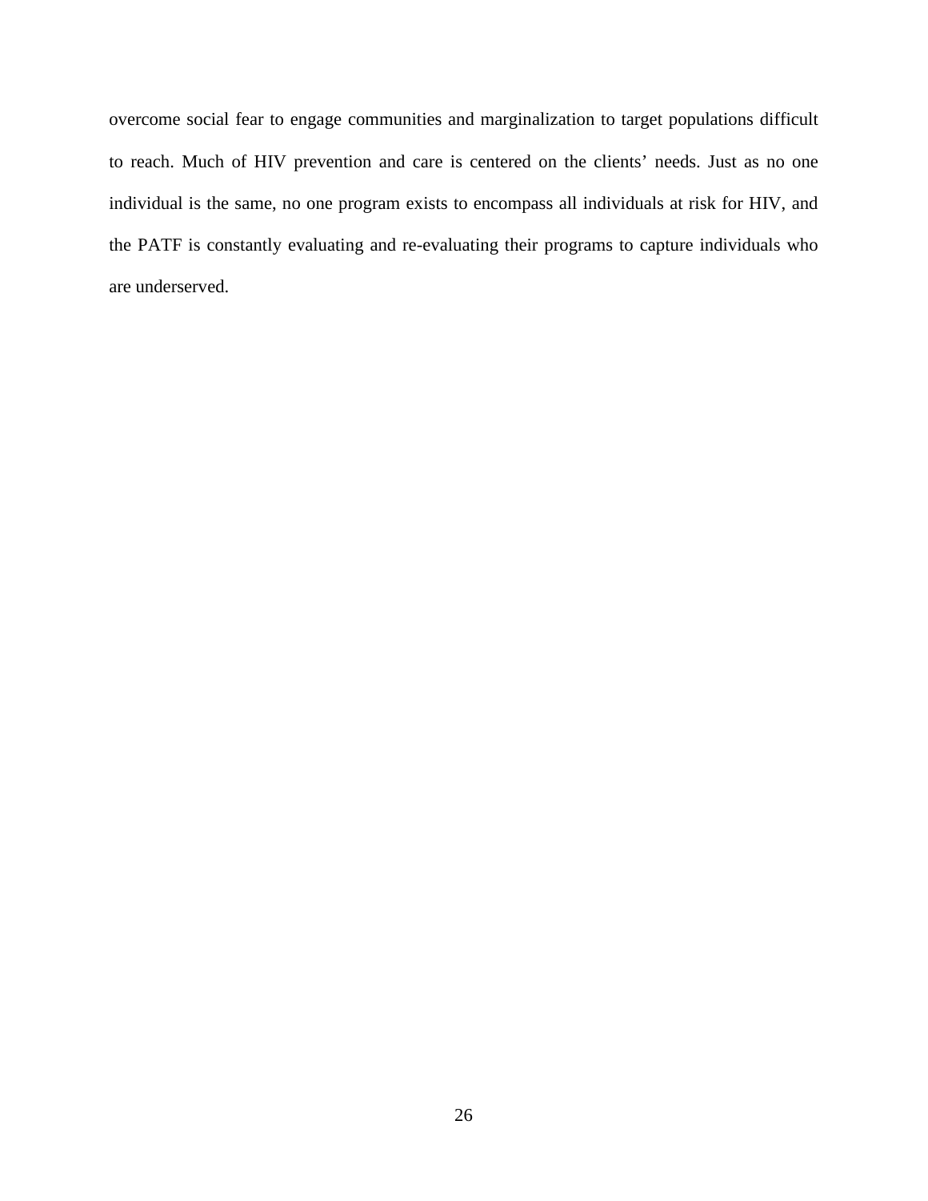overcome social fear to engage communities and marginalization to target populations difficult to reach. Much of HIV prevention and care is centered on the clients' needs. Just as no one individual is the same, no one program exists to encompass all individuals at risk for HIV, and the PATF is constantly evaluating and re-evaluating their programs to capture individuals who are underserved.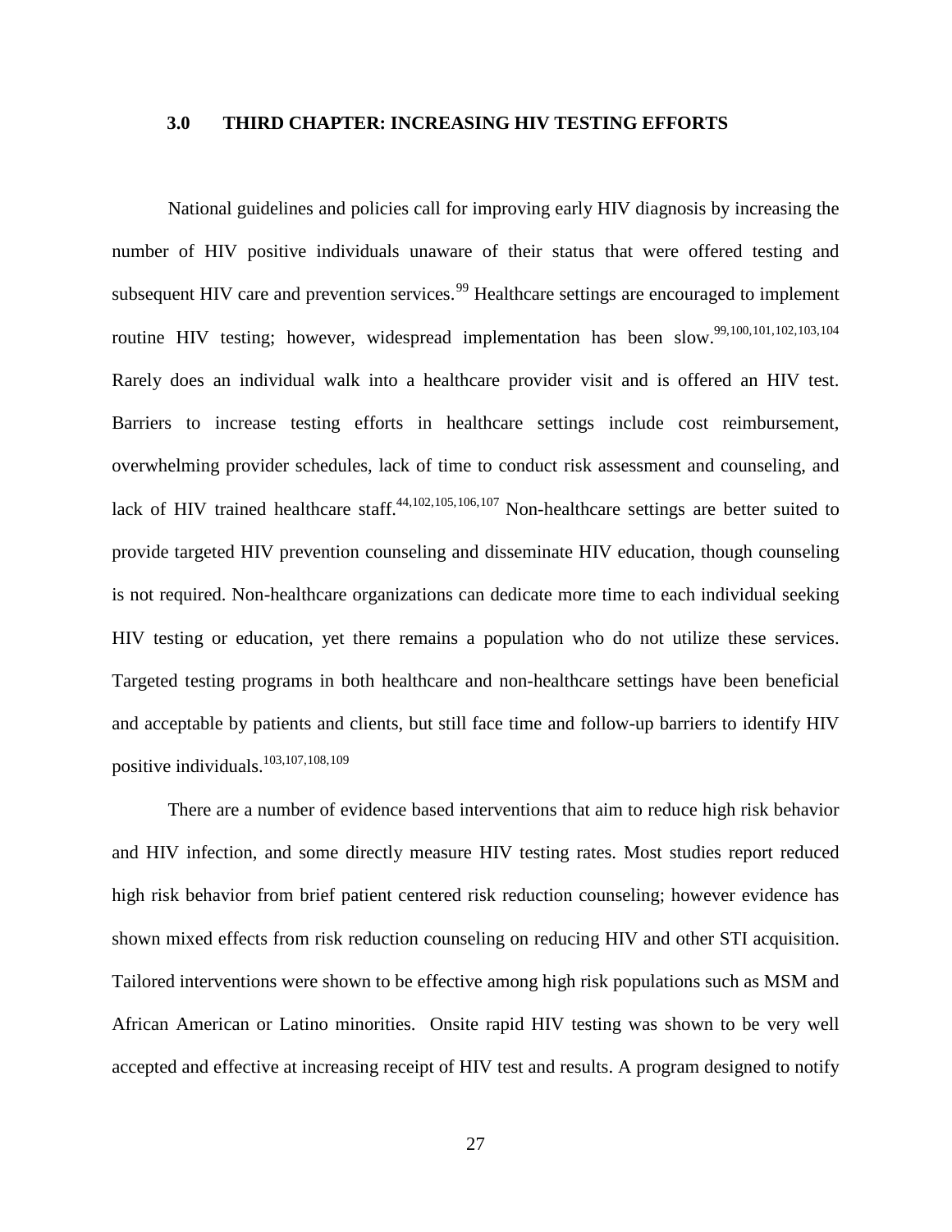# 3.0 THIRD CHAPTER: INCREASING HIV TESTING EFFORTS

National guidelines and policies call for improving early HIV diagnosis by increasing the number of HIV positive individuals unaware of their status that were offered testing and subsequent HIV care and prevention services.[99] Healthcare settings are encouraged to implement routine HIV testing; however, widespread implementation has been slow.[99,100,101,102,103,104] Rarely does an individual walk into a healthcare provider visit and is offered an HIV test. Barriers to increase testing efforts in healthcare settings include cost reimbursement, overwhelming provider schedules, lack of time to conduct risk assessment and counseling, and lack of HIV trained healthcare staff.[44,102,105,106,107] Non-healthcare settings are better suited to provide targeted HIV prevention counseling and disseminate HIV education, though counseling is not required. Non-healthcare organizations can dedicate more time to each individual seeking HIV testing or education, yet there remains a population who do not utilize these services. Targeted testing programs in both healthcare and non-healthcare settings have been beneficial and acceptable by patients and clients, but still face time and follow-up barriers to identify HIV positive individuals.[103,107,108,109]

There are a number of evidence based interventions that aim to reduce high risk behavior and HIV infection, and some directly measure HIV testing rates. Most studies report reduced high risk behavior from brief patient centered risk reduction counseling; however evidence has shown mixed effects from risk reduction counseling on reducing HIV and other STI acquisition. Tailored interventions were shown to be effective among high risk populations such as MSM and African American or Latino minorities. Onsite rapid HIV testing was shown to be very well accepted and effective at increasing receipt of HIV test and results. A program designed to notify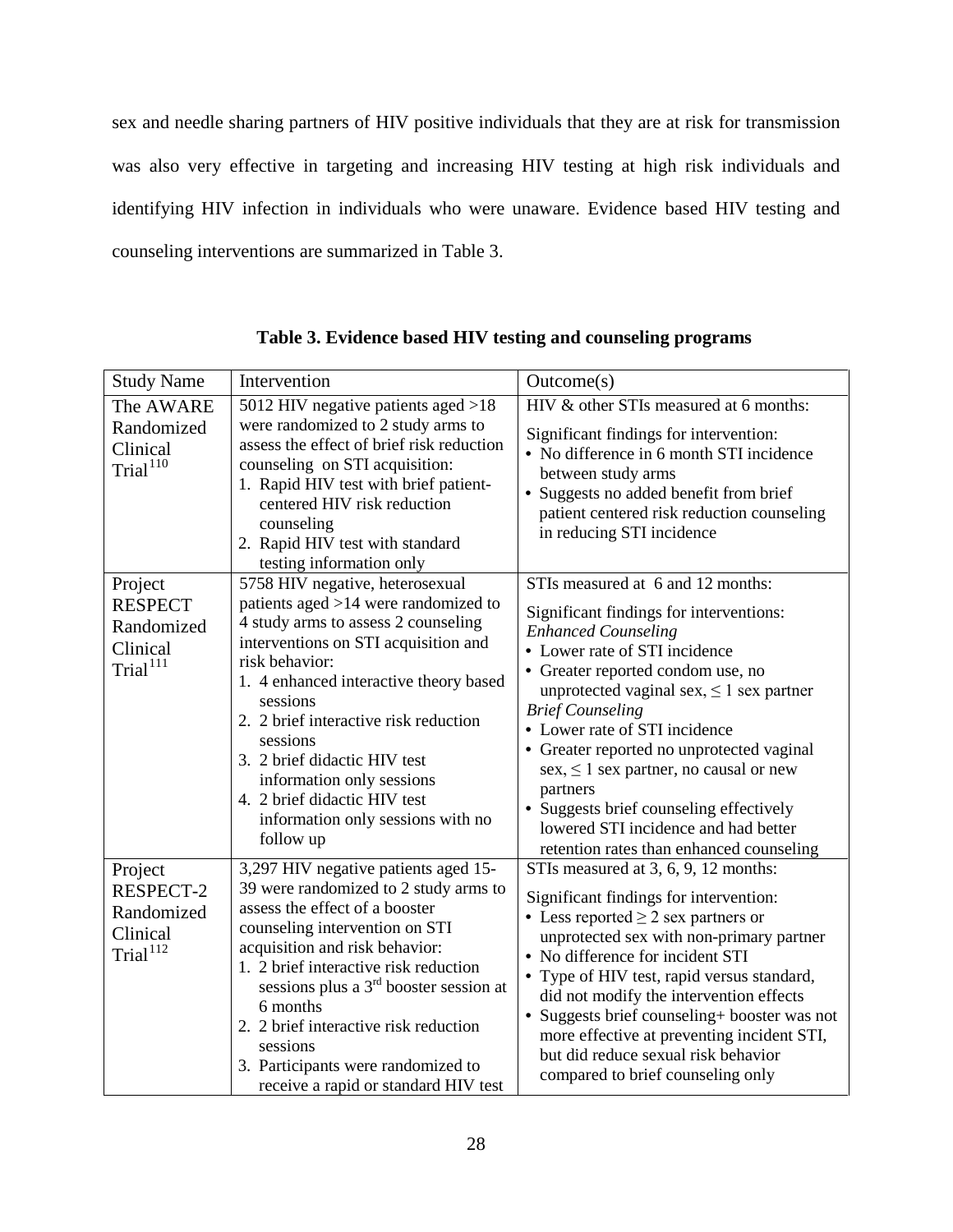sex and needle sharing partners of HIV positive individuals that they are at risk for transmission was also very effective in targeting and increasing HIV testing at high risk individuals and identifying HIV infection in individuals who were unaware. Evidence based HIV testing and counseling interventions are summarized in Table 3.

**Table 3. Evidence based HIV testing and counseling programs**

| Study Name | Intervention | Outcome(s) |
|---|---|---|
| The AWARE Randomized Clinical Trial[110] | 5012 HIV negative patients aged >18 were randomized to 2 study arms to assess the effect of brief risk reduction counseling on STI acquisition:<br>1. Rapid HIV test with brief patient-centered HIV risk reduction counseling<br>2. Rapid HIV test with standard testing information only | HIV & other STIs measured at 6 months:<br>Significant findings for intervention:<br>• No difference in 6 month STI incidence between study arms<br>• Suggests no added benefit from brief patient centered risk reduction counseling in reducing STI incidence |
| Project RESPECT Randomized Clinical Trial[111] | 5758 HIV negative, heterosexual patients aged >14 were randomized to 4 study arms to assess 2 counseling interventions on STI acquisition and risk behavior:<br>1. 4 enhanced interactive theory based sessions<br>2. 2 brief interactive risk reduction sessions<br>3. 2 brief didactic HIV test information only sessions<br>4. 2 brief didactic HIV test information only sessions with no follow up | STIs measured at 6 and 12 months:<br>Significant findings for interventions:<br>*Enhanced Counseling*<br>• Lower rate of STI incidence<br>• Greater reported condom use, no unprotected vaginal sex, $\leq 1$ sex partner<br>*Brief Counseling*<br>• Lower rate of STI incidence<br>• Greater reported no unprotected vaginal sex, $\leq 1$ sex partner, no causal or new partners<br>• Suggests brief counseling effectively lowered STI incidence and had better retention rates than enhanced counseling |
| Project RESPECT-2 Randomized Clinical Trial[112] | 3,297 HIV negative patients aged 15-39 were randomized to 2 study arms to assess the effect of a booster counseling intervention on STI acquisition and risk behavior:<br>1. 2 brief interactive risk reduction sessions plus a 3rd booster session at 6 months<br>2. 2 brief interactive risk reduction sessions<br>3. Participants were randomized to receive a rapid or standard HIV test | STIs measured at 3, 6, 9, 12 months:<br>Significant findings for intervention:<br>• Less reported $\geq 2$ sex partners or unprotected sex with non-primary partner<br>• No difference for incident STI<br>• Type of HIV test, rapid versus standard, did not modify the intervention effects<br>• Suggests brief counseling+ booster was not more effective at preventing incident STI, but did reduce sexual risk behavior compared to brief counseling only |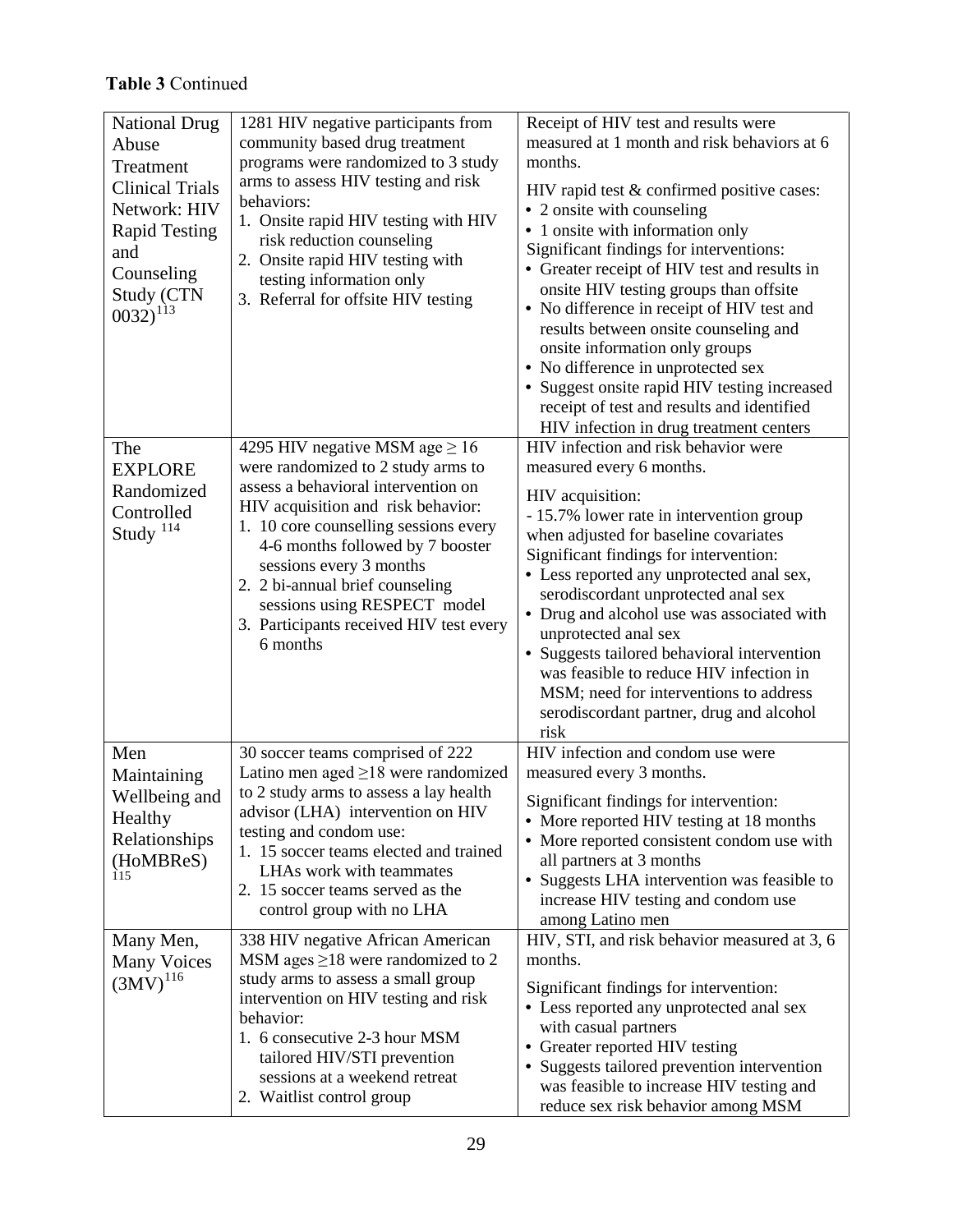**Table 3** Continued

| | | |
|---|---|---|
| National Drug Abuse Treatment Clinical Trials Network: HIV Rapid Testing and Counseling Study (CTN 0032)[113] | 1281 HIV negative participants from community based drug treatment programs were randomized to 3 study arms to assess HIV testing and risk behaviors:<br>1. Onsite rapid HIV testing with HIV risk reduction counseling<br>2. Onsite rapid HIV testing with testing information only<br>3. Referral for offsite HIV testing | Receipt of HIV test and results were measured at 1 month and risk behaviors at 6 months.<br><br>HIV rapid test & confirmed positive cases:<br>• 2 onsite with counseling<br>• 1 onsite with information only<br>Significant findings for interventions:<br>• Greater receipt of HIV test and results in onsite HIV testing groups than offsite<br>• No difference in receipt of HIV test and results between onsite counseling and onsite information only groups<br>• No difference in unprotected sex<br>• Suggest onsite rapid HIV testing increased receipt of test and results and identified HIV infection in drug treatment centers |
| The EXPLORE Randomized Controlled Study [114] | 4295 HIV negative MSM age $\geq$ 16 were randomized to 2 study arms to assess a behavioral intervention on HIV acquisition and risk behavior:<br>1. 10 core counselling sessions every 4-6 months followed by 7 booster sessions every 3 months<br>2. 2 bi-annual brief counseling sessions using RESPECT model<br>3. Participants received HIV test every 6 months | HIV infection and risk behavior were measured every 6 months.<br><br>HIV acquisition:<br>- 15.7% lower rate in intervention group when adjusted for baseline covariates<br>Significant findings for intervention:<br>• Less reported any unprotected anal sex, serodiscordant unprotected anal sex<br>• Drug and alcohol use was associated with unprotected anal sex<br>• Suggests tailored behavioral intervention was feasible to reduce HIV infection in MSM; need for interventions to address serodiscordant partner, drug and alcohol risk |
| Men Maintaining Wellbeing and Healthy Relationships (HoMBReS) [115] | 30 soccer teams comprised of 222 Latino men aged $\geq$18 were randomized to 2 study arms to assess a lay health advisor (LHA) intervention on HIV testing and condom use:<br>1. 15 soccer teams elected and trained LHAs work with teammates<br>2. 15 soccer teams served as the control group with no LHA | HIV infection and condom use were measured every 3 months.<br><br>Significant findings for intervention:<br>• More reported HIV testing at 18 months<br>• More reported consistent condom use with all partners at 3 months<br>• Suggests LHA intervention was feasible to increase HIV testing and condom use among Latino men |
| Many Men, Many Voices (3MV)[116] | 338 HIV negative African American MSM ages $\geq$18 were randomized to 2 study arms to assess a small group intervention on HIV testing and risk behavior:<br>1. 6 consecutive 2-3 hour MSM tailored HIV/STI prevention sessions at a weekend retreat<br>2. Waitlist control group | HIV, STI, and risk behavior measured at 3, 6 months.<br><br>Significant findings for intervention:<br>• Less reported any unprotected anal sex with casual partners<br>• Greater reported HIV testing<br>• Suggests tailored prevention intervention was feasible to increase HIV testing and reduce sex risk behavior among MSM |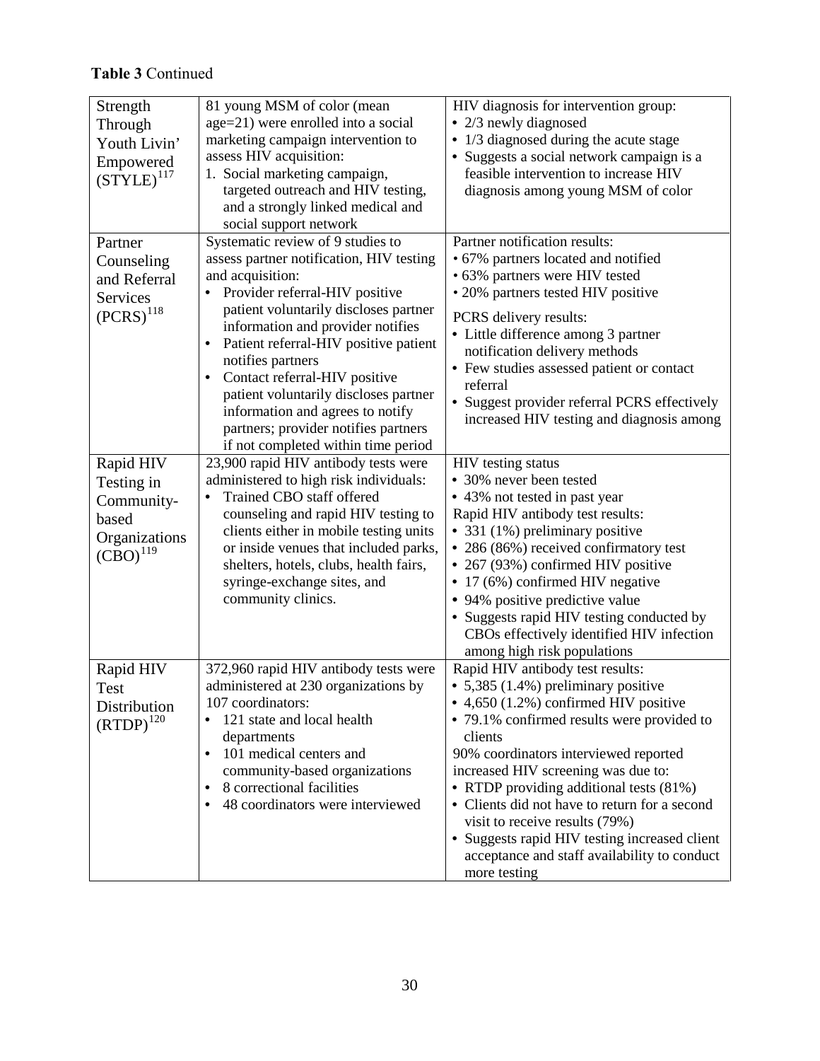**Table 3** Continued

| | | |
|---|---|---|
| Strength Through Youth Livin' Empowered (STYLE)[117] | 81 young MSM of color (mean age=21) were enrolled into a social marketing campaign intervention to assess HIV acquisition:<br>1. Social marketing campaign, targeted outreach and HIV testing, and a strongly linked medical and social support network | HIV diagnosis for intervention group:<br>• 2/3 newly diagnosed<br>• 1/3 diagnosed during the acute stage<br>• Suggests a social network campaign is a feasible intervention to increase HIV diagnosis among young MSM of color |
| Partner Counseling and Referral Services (PCRS)[118] | Systematic review of 9 studies to assess partner notification, HIV testing and acquisition:<br>• Provider referral-HIV positive patient voluntarily discloses partner information and provider notifies<br>• Patient referral-HIV positive patient notifies partners<br>• Contact referral-HIV positive patient voluntarily discloses partner information and agrees to notify partners; provider notifies partners if not completed within time period | Partner notification results:<br>• 67% partners located and notified<br>• 63% partners were HIV tested<br>• 20% partners tested HIV positive<br>PCRS delivery results:<br>• Little difference among 3 partner notification delivery methods<br>• Few studies assessed patient or contact referral<br>• Suggest provider referral PCRS effectively increased HIV testing and diagnosis among |
| Rapid HIV Testing in Community-based Organizations (CBO)[119] | 23,900 rapid HIV antibody tests were administered to high risk individuals:<br>• Trained CBO staff offered counseling and rapid HIV testing to clients either in mobile testing units or inside venues that included parks, shelters, hotels, clubs, health fairs, syringe-exchange sites, and community clinics. | HIV testing status<br>• 30% never been tested<br>• 43% not tested in past year<br>Rapid HIV antibody test results:<br>• 331 (1%) preliminary positive<br>• 286 (86%) received confirmatory test<br>• 267 (93%) confirmed HIV positive<br>• 17 (6%) confirmed HIV negative<br>• 94% positive predictive value<br>• Suggests rapid HIV testing conducted by CBOs effectively identified HIV infection among high risk populations |
| Rapid HIV Test Distribution (RTDP)[120] | 372,960 rapid HIV antibody tests were administered at 230 organizations by 107 coordinators:<br>• 121 state and local health departments<br>• 101 medical centers and community-based organizations<br>• 8 correctional facilities<br>• 48 coordinators were interviewed | Rapid HIV antibody test results:<br>• 5,385 (1.4%) preliminary positive<br>• 4,650 (1.2%) confirmed HIV positive<br>• 79.1% confirmed results were provided to clients<br>90% coordinators interviewed reported increased HIV screening was due to:<br>• RTDP providing additional tests (81%)<br>• Clients did not have to return for a second visit to receive results (79%)<br>• Suggests rapid HIV testing increased client acceptance and staff availability to conduct more testing |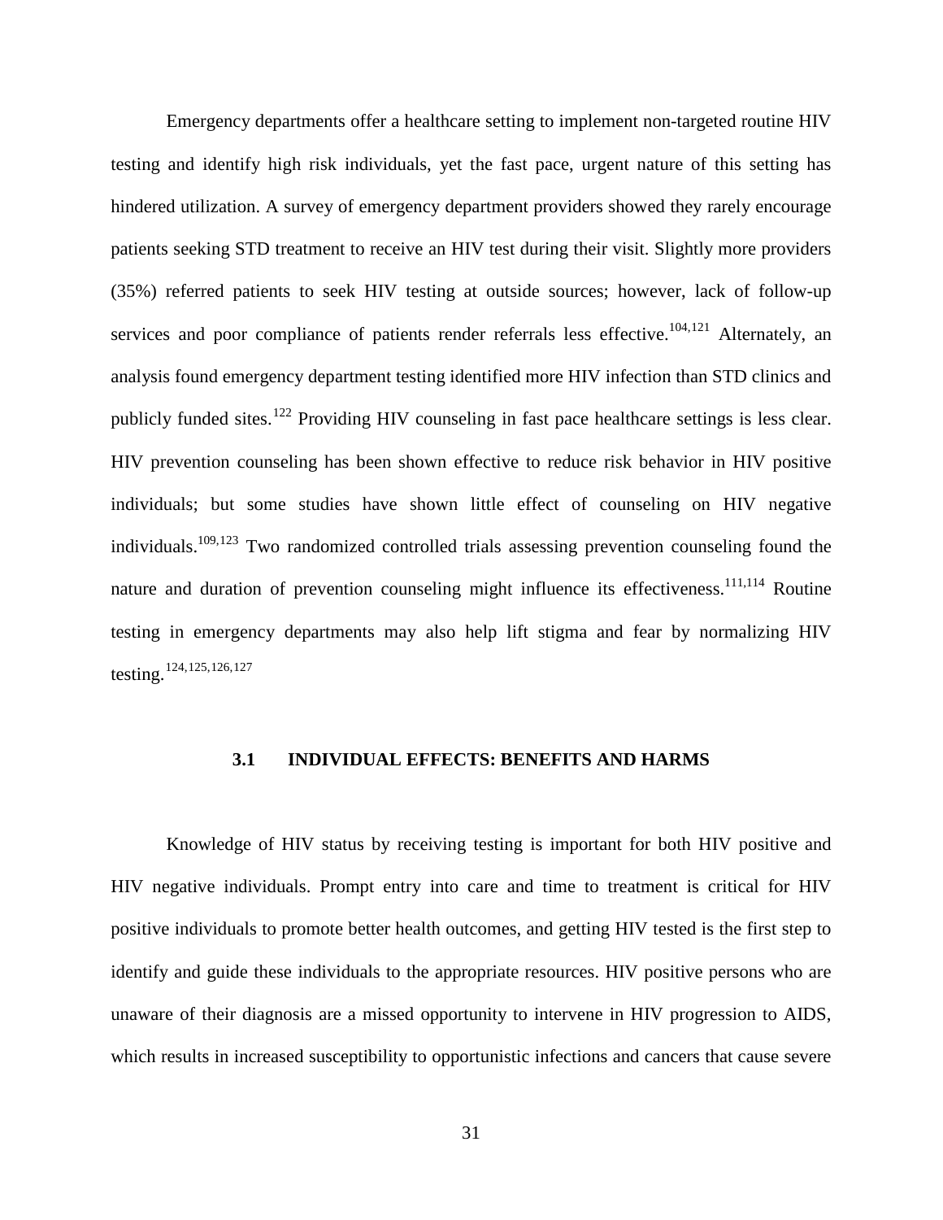Emergency departments offer a healthcare setting to implement non-targeted routine HIV testing and identify high risk individuals, yet the fast pace, urgent nature of this setting has hindered utilization. A survey of emergency department providers showed they rarely encourage patients seeking STD treatment to receive an HIV test during their visit. Slightly more providers (35%) referred patients to seek HIV testing at outside sources; however, lack of follow-up services and poor compliance of patients render referrals less effective.[104,121] Alternately, an analysis found emergency department testing identified more HIV infection than STD clinics and publicly funded sites.[122] Providing HIV counseling in fast pace healthcare settings is less clear. HIV prevention counseling has been shown effective to reduce risk behavior in HIV positive individuals; but some studies have shown little effect of counseling on HIV negative individuals.[109,123] Two randomized controlled trials assessing prevention counseling found the nature and duration of prevention counseling might influence its effectiveness.[111,114] Routine testing in emergency departments may also help lift stigma and fear by normalizing HIV testing.[124,125,126,127]

## 3.1 INDIVIDUAL EFFECTS: BENEFITS AND HARMS

Knowledge of HIV status by receiving testing is important for both HIV positive and HIV negative individuals. Prompt entry into care and time to treatment is critical for HIV positive individuals to promote better health outcomes, and getting HIV tested is the first step to identify and guide these individuals to the appropriate resources. HIV positive persons who are unaware of their diagnosis are a missed opportunity to intervene in HIV progression to AIDS, which results in increased susceptibility to opportunistic infections and cancers that cause severe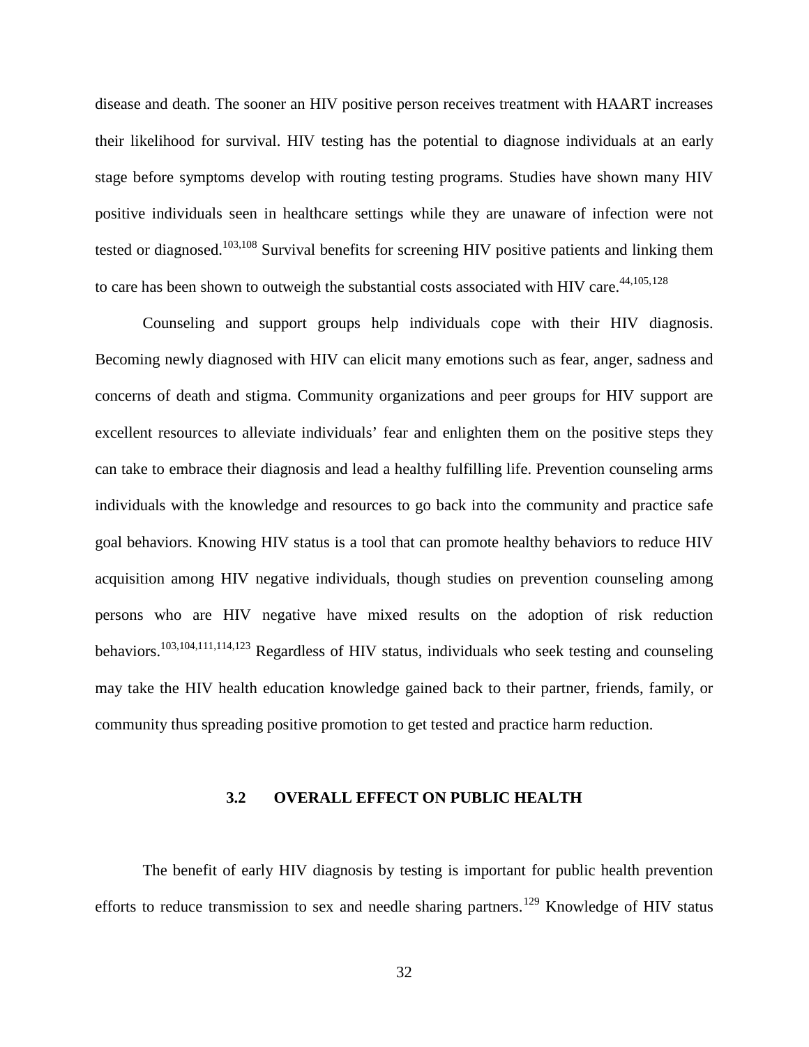disease and death. The sooner an HIV positive person receives treatment with HAART increases their likelihood for survival. HIV testing has the potential to diagnose individuals at an early stage before symptoms develop with routing testing programs. Studies have shown many HIV positive individuals seen in healthcare settings while they are unaware of infection were not tested or diagnosed.[103,108] Survival benefits for screening HIV positive patients and linking them to care has been shown to outweigh the substantial costs associated with HIV care.[44,105,128]

Counseling and support groups help individuals cope with their HIV diagnosis. Becoming newly diagnosed with HIV can elicit many emotions such as fear, anger, sadness and concerns of death and stigma. Community organizations and peer groups for HIV support are excellent resources to alleviate individuals' fear and enlighten them on the positive steps they can take to embrace their diagnosis and lead a healthy fulfilling life. Prevention counseling arms individuals with the knowledge and resources to go back into the community and practice safe goal behaviors. Knowing HIV status is a tool that can promote healthy behaviors to reduce HIV acquisition among HIV negative individuals, though studies on prevention counseling among persons who are HIV negative have mixed results on the adoption of risk reduction behaviors.[103,104,111,114,123] Regardless of HIV status, individuals who seek testing and counseling may take the HIV health education knowledge gained back to their partner, friends, family, or community thus spreading positive promotion to get tested and practice harm reduction.

## 3.2 OVERALL EFFECT ON PUBLIC HEALTH

The benefit of early HIV diagnosis by testing is important for public health prevention efforts to reduce transmission to sex and needle sharing partners.[129] Knowledge of HIV status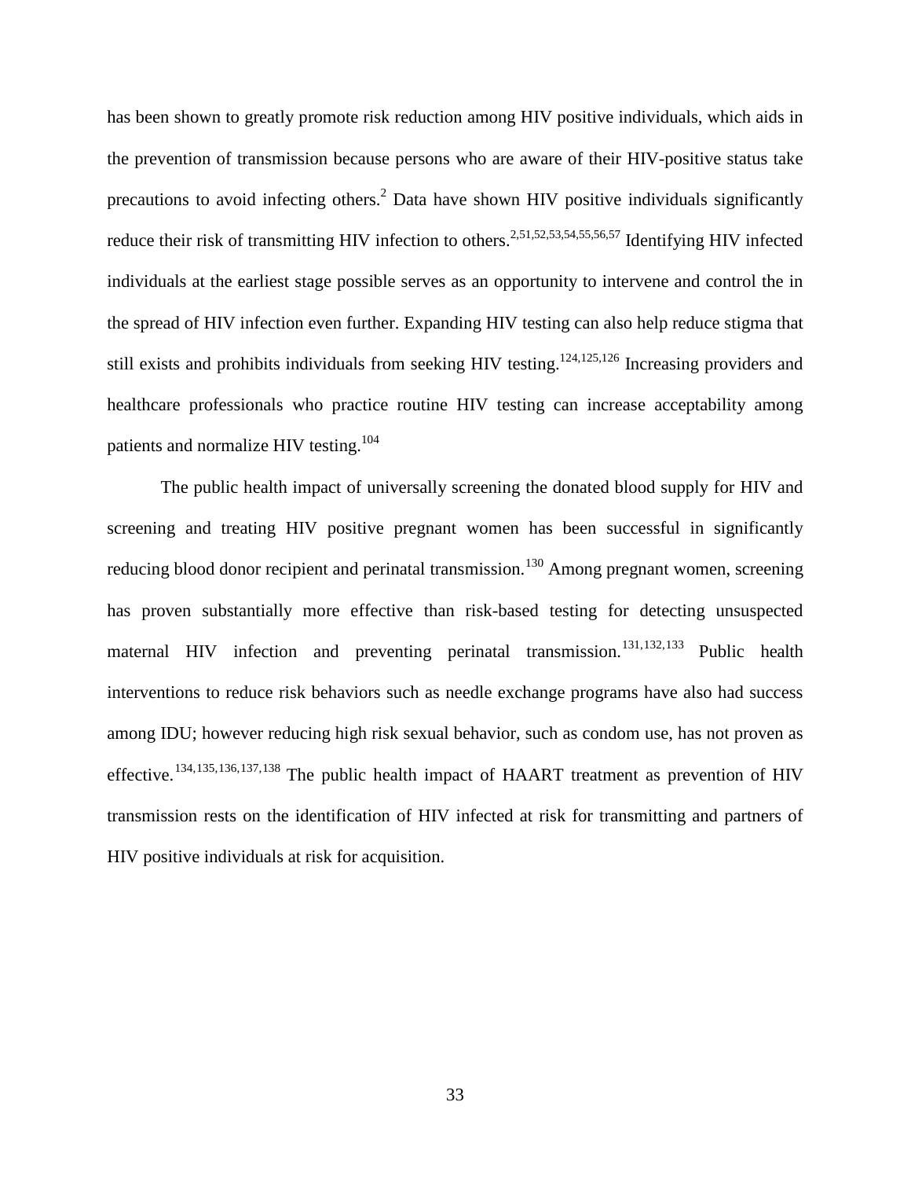has been shown to greatly promote risk reduction among HIV positive individuals, which aids in the prevention of transmission because persons who are aware of their HIV-positive status take precautions to avoid infecting others.[2] Data have shown HIV positive individuals significantly reduce their risk of transmitting HIV infection to others.[2,51,52,53,54,55,56,57] Identifying HIV infected individuals at the earliest stage possible serves as an opportunity to intervene and control the in the spread of HIV infection even further. Expanding HIV testing can also help reduce stigma that still exists and prohibits individuals from seeking HIV testing.[124,125,126] Increasing providers and healthcare professionals who practice routine HIV testing can increase acceptability among patients and normalize HIV testing.[104]

The public health impact of universally screening the donated blood supply for HIV and screening and treating HIV positive pregnant women has been successful in significantly reducing blood donor recipient and perinatal transmission.[130] Among pregnant women, screening has proven substantially more effective than risk-based testing for detecting unsuspected maternal HIV infection and preventing perinatal transmission.[131,132,133] Public health interventions to reduce risk behaviors such as needle exchange programs have also had success among IDU; however reducing high risk sexual behavior, such as condom use, has not proven as effective.[134,135,136,137,138] The public health impact of HAART treatment as prevention of HIV transmission rests on the identification of HIV infected at risk for transmitting and partners of HIV positive individuals at risk for acquisition.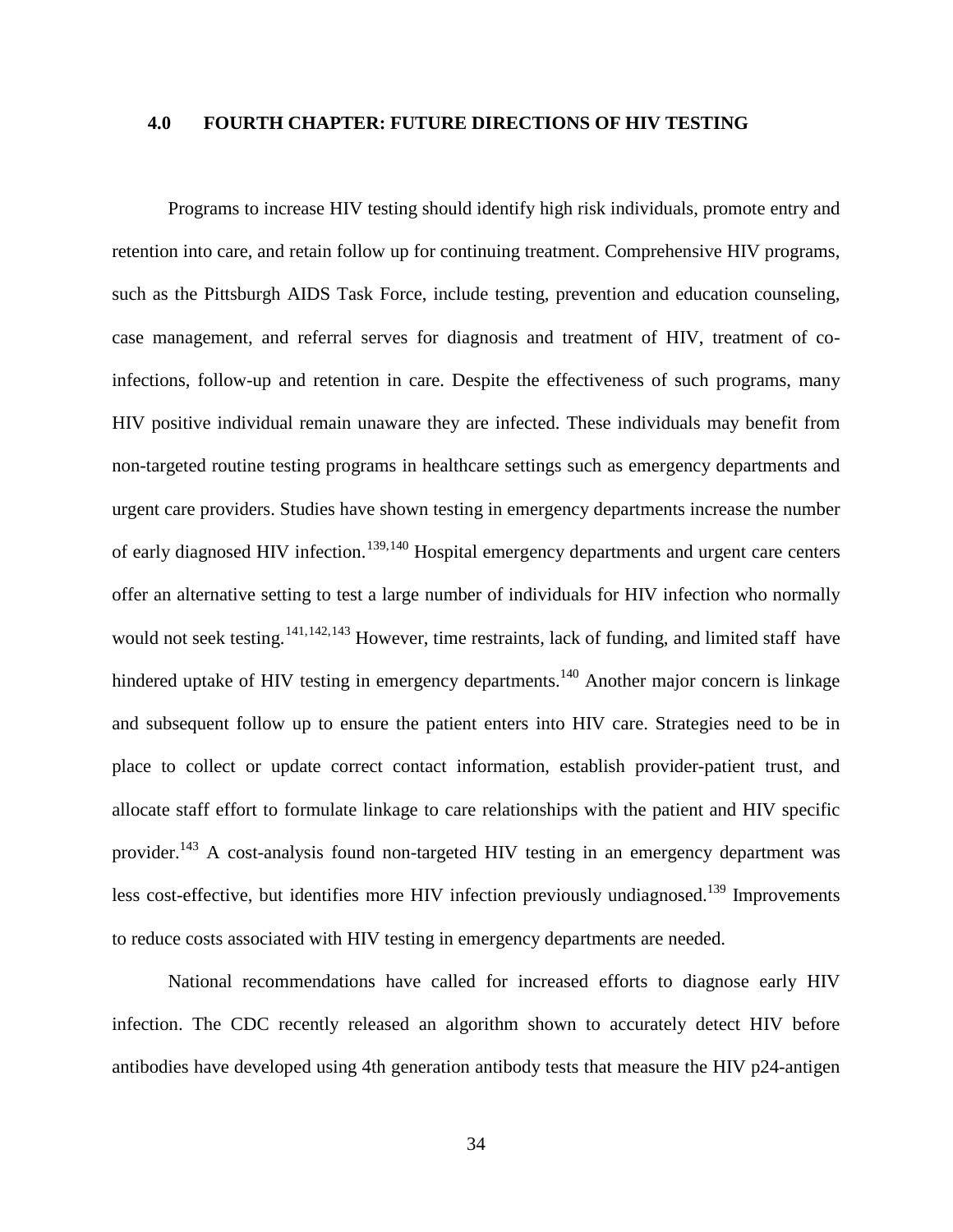# 4.0 FOURTH CHAPTER: FUTURE DIRECTIONS OF HIV TESTING

Programs to increase HIV testing should identify high risk individuals, promote entry and retention into care, and retain follow up for continuing treatment. Comprehensive HIV programs, such as the Pittsburgh AIDS Task Force, include testing, prevention and education counseling, case management, and referral serves for diagnosis and treatment of HIV, treatment of co-infections, follow-up and retention in care. Despite the effectiveness of such programs, many HIV positive individual remain unaware they are infected. These individuals may benefit from non-targeted routine testing programs in healthcare settings such as emergency departments and urgent care providers. Studies have shown testing in emergency departments increase the number of early diagnosed HIV infection.[139,140] Hospital emergency departments and urgent care centers offer an alternative setting to test a large number of individuals for HIV infection who normally would not seek testing.[141,142,143] However, time restraints, lack of funding, and limited staff have hindered uptake of HIV testing in emergency departments.[140] Another major concern is linkage and subsequent follow up to ensure the patient enters into HIV care. Strategies need to be in place to collect or update correct contact information, establish provider-patient trust, and allocate staff effort to formulate linkage to care relationships with the patient and HIV specific provider.[143] A cost-analysis found non-targeted HIV testing in an emergency department was less cost-effective, but identifies more HIV infection previously undiagnosed.[139] Improvements to reduce costs associated with HIV testing in emergency departments are needed.

National recommendations have called for increased efforts to diagnose early HIV infection. The CDC recently released an algorithm shown to accurately detect HIV before antibodies have developed using 4th generation antibody tests that measure the HIV p24-antigen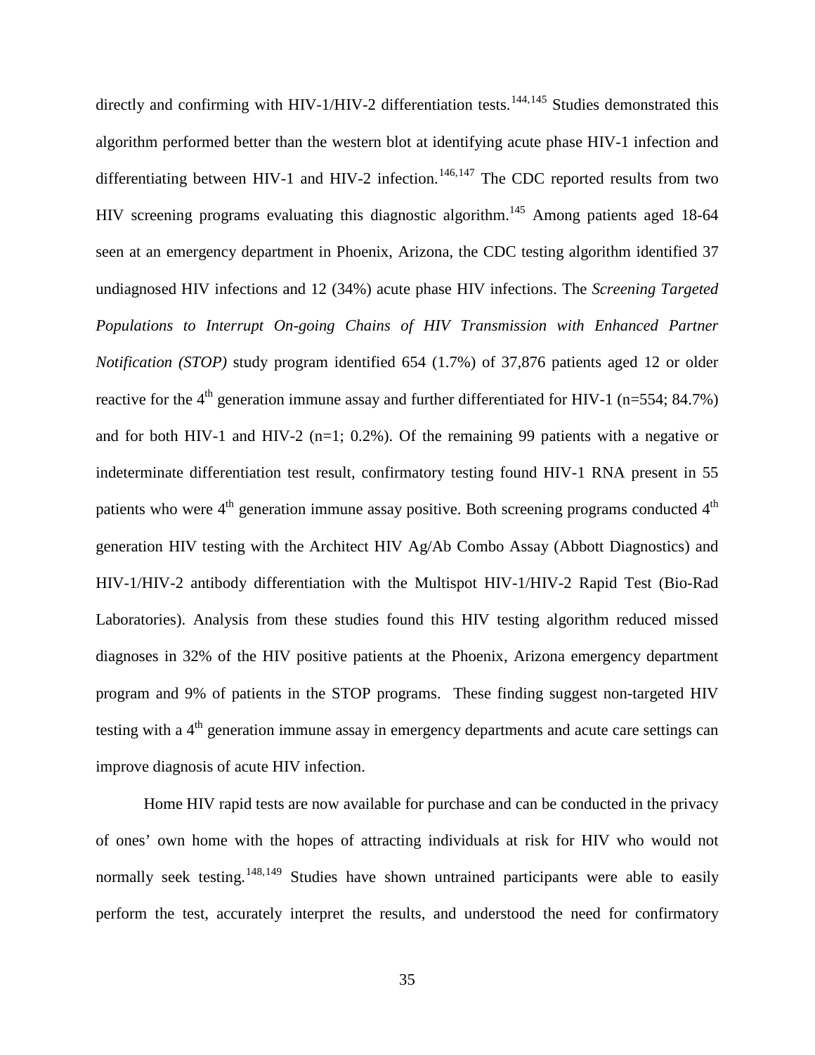directly and confirming with HIV-1/HIV-2 differentiation tests.[144,145] Studies demonstrated this algorithm performed better than the western blot at identifying acute phase HIV-1 infection and differentiating between HIV-1 and HIV-2 infection.[146,147] The CDC reported results from two HIV screening programs evaluating this diagnostic algorithm.[145] Among patients aged 18-64 seen at an emergency department in Phoenix, Arizona, the CDC testing algorithm identified 37 undiagnosed HIV infections and 12 (34%) acute phase HIV infections. The *Screening Targeted Populations to Interrupt On-going Chains of HIV Transmission with Enhanced Partner Notification (STOP)* study program identified 654 (1.7%) of 37,876 patients aged 12 or older reactive for the 4th generation immune assay and further differentiated for HIV-1 (n=554; 84.7%) and for both HIV-1 and HIV-2 (n=1; 0.2%). Of the remaining 99 patients with a negative or indeterminate differentiation test result, confirmatory testing found HIV-1 RNA present in 55 patients who were 4th generation immune assay positive. Both screening programs conducted 4th generation HIV testing with the Architect HIV Ag/Ab Combo Assay (Abbott Diagnostics) and HIV-1/HIV-2 antibody differentiation with the Multispot HIV-1/HIV-2 Rapid Test (Bio-Rad Laboratories). Analysis from these studies found this HIV testing algorithm reduced missed diagnoses in 32% of the HIV positive patients at the Phoenix, Arizona emergency department program and 9% of patients in the STOP programs. These finding suggest non-targeted HIV testing with a 4th generation immune assay in emergency departments and acute care settings can improve diagnosis of acute HIV infection.

Home HIV rapid tests are now available for purchase and can be conducted in the privacy of ones' own home with the hopes of attracting individuals at risk for HIV who would not normally seek testing.[148,149] Studies have shown untrained participants were able to easily perform the test, accurately interpret the results, and understood the need for confirmatory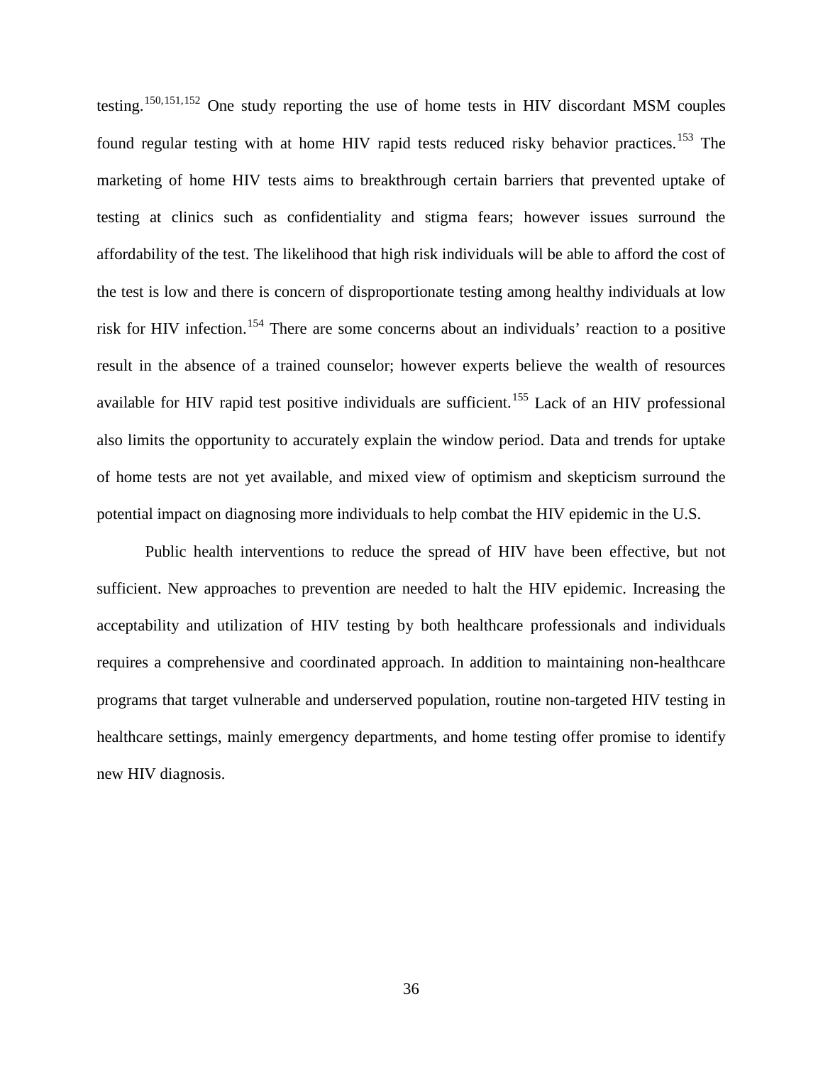testing.[150,151,152] One study reporting the use of home tests in HIV discordant MSM couples found regular testing with at home HIV rapid tests reduced risky behavior practices.[153] The marketing of home HIV tests aims to breakthrough certain barriers that prevented uptake of testing at clinics such as confidentiality and stigma fears; however issues surround the affordability of the test. The likelihood that high risk individuals will be able to afford the cost of the test is low and there is concern of disproportionate testing among healthy individuals at low risk for HIV infection.[154] There are some concerns about an individuals' reaction to a positive result in the absence of a trained counselor; however experts believe the wealth of resources available for HIV rapid test positive individuals are sufficient.[155] Lack of an HIV professional also limits the opportunity to accurately explain the window period. Data and trends for uptake of home tests are not yet available, and mixed view of optimism and skepticism surround the potential impact on diagnosing more individuals to help combat the HIV epidemic in the U.S.

Public health interventions to reduce the spread of HIV have been effective, but not sufficient. New approaches to prevention are needed to halt the HIV epidemic. Increasing the acceptability and utilization of HIV testing by both healthcare professionals and individuals requires a comprehensive and coordinated approach. In addition to maintaining non-healthcare programs that target vulnerable and underserved population, routine non-targeted HIV testing in healthcare settings, mainly emergency departments, and home testing offer promise to identify new HIV diagnosis.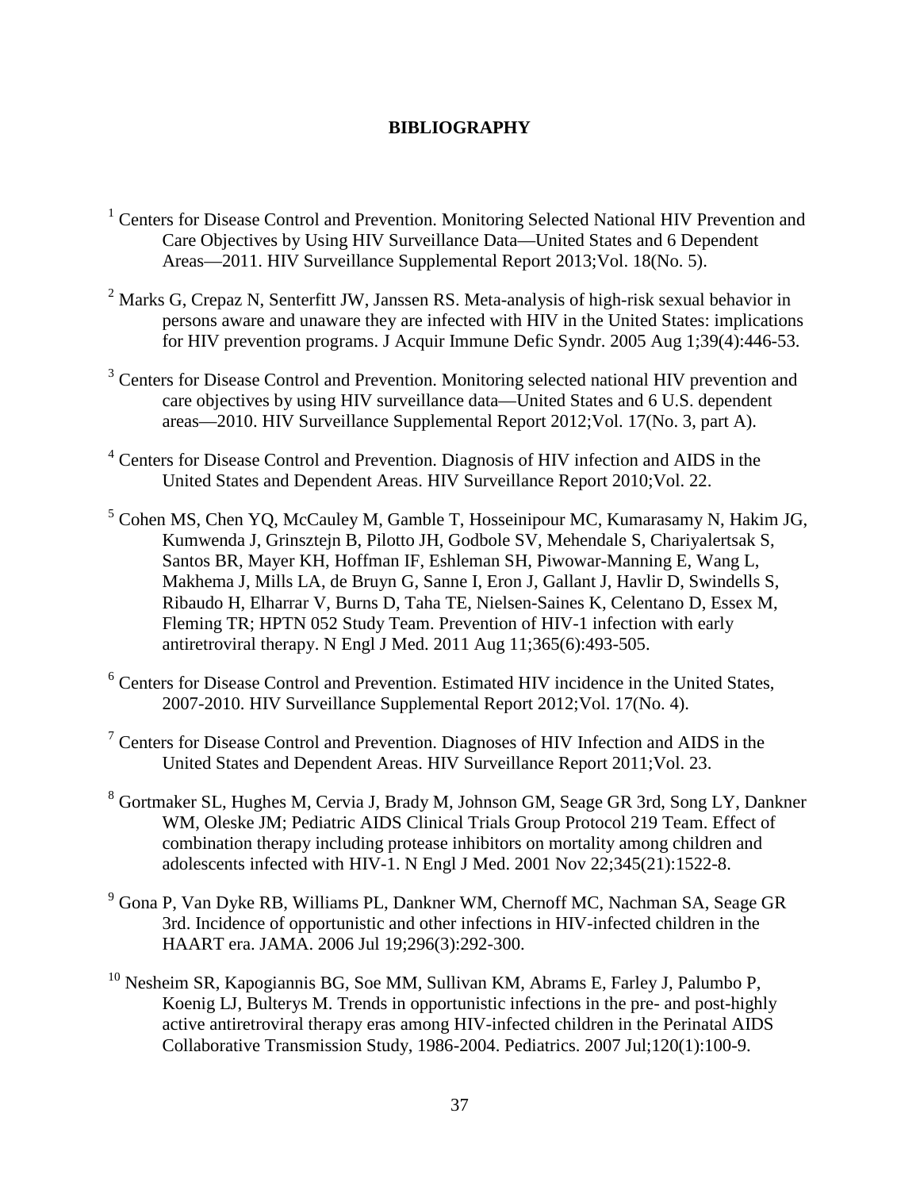# BIBLIOGRAPHY

[1] Centers for Disease Control and Prevention. Monitoring Selected National HIV Prevention and Care Objectives by Using HIV Surveillance Data—United States and 6 Dependent Areas—2011. HIV Surveillance Supplemental Report 2013;Vol. 18(No. 5).

[2] Marks G, Crepaz N, Senterfitt JW, Janssen RS. Meta-analysis of high-risk sexual behavior in persons aware and unaware they are infected with HIV in the United States: implications for HIV prevention programs. J Acquir Immune Defic Syndr. 2005 Aug 1;39(4):446-53.

[3] Centers for Disease Control and Prevention. Monitoring selected national HIV prevention and care objectives by using HIV surveillance data—United States and 6 U.S. dependent areas—2010. HIV Surveillance Supplemental Report 2012;Vol. 17(No. 3, part A).

[4] Centers for Disease Control and Prevention. Diagnosis of HIV infection and AIDS in the United States and Dependent Areas. HIV Surveillance Report 2010;Vol. 22.

[5] Cohen MS, Chen YQ, McCauley M, Gamble T, Hosseinipour MC, Kumarasamy N, Hakim JG, Kumwenda J, Grinsztejn B, Pilotto JH, Godbole SV, Mehendale S, Chariyalertsak S, Santos BR, Mayer KH, Hoffman IF, Eshleman SH, Piwowar-Manning E, Wang L, Makhema J, Mills LA, de Bruyn G, Sanne I, Eron J, Gallant J, Havlir D, Swindells S, Ribaudo H, Elharrar V, Burns D, Taha TE, Nielsen-Saines K, Celentano D, Essex M, Fleming TR; HPTN 052 Study Team. Prevention of HIV-1 infection with early antiretroviral therapy. N Engl J Med. 2011 Aug 11;365(6):493-505.

[6] Centers for Disease Control and Prevention. Estimated HIV incidence in the United States, 2007-2010. HIV Surveillance Supplemental Report 2012;Vol. 17(No. 4).

[7] Centers for Disease Control and Prevention. Diagnoses of HIV Infection and AIDS in the United States and Dependent Areas. HIV Surveillance Report 2011;Vol. 23.

[8] Gortmaker SL, Hughes M, Cervia J, Brady M, Johnson GM, Seage GR 3rd, Song LY, Dankner WM, Oleske JM; Pediatric AIDS Clinical Trials Group Protocol 219 Team. Effect of combination therapy including protease inhibitors on mortality among children and adolescents infected with HIV-1. N Engl J Med. 2001 Nov 22;345(21):1522-8.

[9] Gona P, Van Dyke RB, Williams PL, Dankner WM, Chernoff MC, Nachman SA, Seage GR 3rd. Incidence of opportunistic and other infections in HIV-infected children in the HAART era. JAMA. 2006 Jul 19;296(3):292-300.

[10] Nesheim SR, Kapogiannis BG, Soe MM, Sullivan KM, Abrams E, Farley J, Palumbo P, Koenig LJ, Bulterys M. Trends in opportunistic infections in the pre- and post-highly active antiretroviral therapy eras among HIV-infected children in the Perinatal AIDS Collaborative Transmission Study, 1986-2004. Pediatrics. 2007 Jul;120(1):100-9.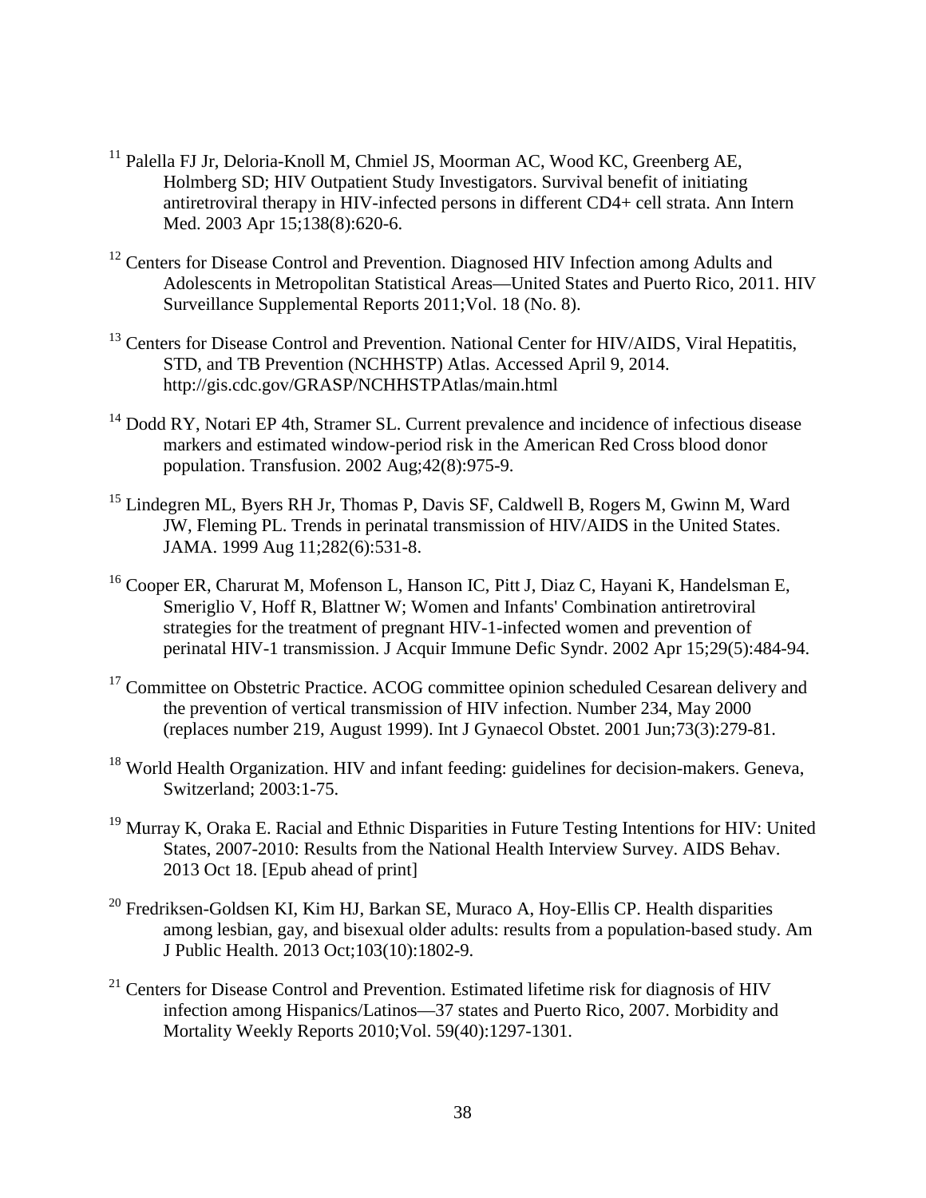[11] Palella FJ Jr, Deloria-Knoll M, Chmiel JS, Moorman AC, Wood KC, Greenberg AE, Holmberg SD; HIV Outpatient Study Investigators. Survival benefit of initiating antiretroviral therapy in HIV-infected persons in different CD4+ cell strata. Ann Intern Med. 2003 Apr 15;138(8):620-6.

[12] Centers for Disease Control and Prevention. Diagnosed HIV Infection among Adults and Adolescents in Metropolitan Statistical Areas—United States and Puerto Rico, 2011. HIV Surveillance Supplemental Reports 2011;Vol. 18 (No. 8).

[13] Centers for Disease Control and Prevention. National Center for HIV/AIDS, Viral Hepatitis, STD, and TB Prevention (NCHHSTP) Atlas. Accessed April 9, 2014. http://gis.cdc.gov/GRASP/NCHHSTPAtlas/main.html

[14] Dodd RY, Notari EP 4th, Stramer SL. Current prevalence and incidence of infectious disease markers and estimated window-period risk in the American Red Cross blood donor population. Transfusion. 2002 Aug;42(8):975-9.

[15] Lindegren ML, Byers RH Jr, Thomas P, Davis SF, Caldwell B, Rogers M, Gwinn M, Ward JW, Fleming PL. Trends in perinatal transmission of HIV/AIDS in the United States. JAMA. 1999 Aug 11;282(6):531-8.

[16] Cooper ER, Charurat M, Mofenson L, Hanson IC, Pitt J, Diaz C, Hayani K, Handelsman E, Smeriglio V, Hoff R, Blattner W; Women and Infants' Combination antiretroviral strategies for the treatment of pregnant HIV-1-infected women and prevention of perinatal HIV-1 transmission. J Acquir Immune Defic Syndr. 2002 Apr 15;29(5):484-94.

[17] Committee on Obstetric Practice. ACOG committee opinion scheduled Cesarean delivery and the prevention of vertical transmission of HIV infection. Number 234, May 2000 (replaces number 219, August 1999). Int J Gynaecol Obstet. 2001 Jun;73(3):279-81.

[18] World Health Organization. HIV and infant feeding: guidelines for decision-makers. Geneva, Switzerland; 2003:1-75.

[19] Murray K, Oraka E. Racial and Ethnic Disparities in Future Testing Intentions for HIV: United States, 2007-2010: Results from the National Health Interview Survey. AIDS Behav. 2013 Oct 18. [Epub ahead of print]

[20] Fredriksen-Goldsen KI, Kim HJ, Barkan SE, Muraco A, Hoy-Ellis CP. Health disparities among lesbian, gay, and bisexual older adults: results from a population-based study. Am J Public Health. 2013 Oct;103(10):1802-9.

[21] Centers for Disease Control and Prevention. Estimated lifetime risk for diagnosis of HIV infection among Hispanics/Latinos—37 states and Puerto Rico, 2007. Morbidity and Mortality Weekly Reports 2010;Vol. 59(40):1297-1301.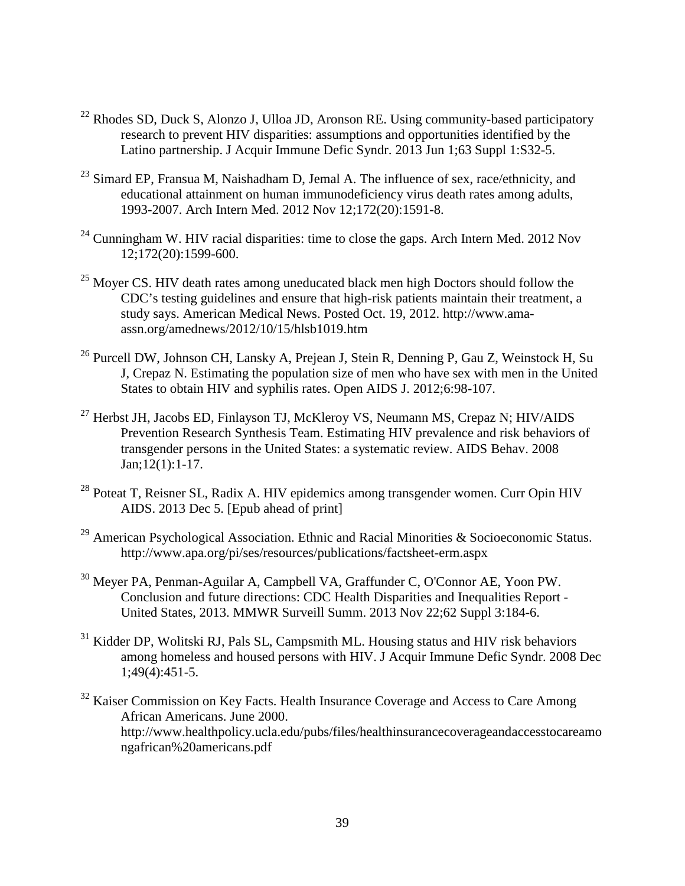[22] Rhodes SD, Duck S, Alonzo J, Ulloa JD, Aronson RE. Using community-based participatory research to prevent HIV disparities: assumptions and opportunities identified by the Latino partnership. J Acquir Immune Defic Syndr. 2013 Jun 1;63 Suppl 1:S32-5.

[23] Simard EP, Fransua M, Naishadham D, Jemal A. The influence of sex, race/ethnicity, and educational attainment on human immunodeficiency virus death rates among adults, 1993-2007. Arch Intern Med. 2012 Nov 12;172(20):1591-8.

[24] Cunningham W. HIV racial disparities: time to close the gaps. Arch Intern Med. 2012 Nov 12;172(20):1599-600.

[25] Moyer CS. HIV death rates among uneducated black men high Doctors should follow the CDC's testing guidelines and ensure that high-risk patients maintain their treatment, a study says. American Medical News. Posted Oct. 19, 2012. http://www.ama-assn.org/amednews/2012/10/15/hlsb1019.htm

[26] Purcell DW, Johnson CH, Lansky A, Prejean J, Stein R, Denning P, Gau Z, Weinstock H, Su J, Crepaz N. Estimating the population size of men who have sex with men in the United States to obtain HIV and syphilis rates. Open AIDS J. 2012;6:98-107.

[27] Herbst JH, Jacobs ED, Finlayson TJ, McKleroy VS, Neumann MS, Crepaz N; HIV/AIDS Prevention Research Synthesis Team. Estimating HIV prevalence and risk behaviors of transgender persons in the United States: a systematic review. AIDS Behav. 2008 Jan;12(1):1-17.

[28] Poteat T, Reisner SL, Radix A. HIV epidemics among transgender women. Curr Opin HIV AIDS. 2013 Dec 5. [Epub ahead of print]

[29] American Psychological Association. Ethnic and Racial Minorities & Socioeconomic Status. http://www.apa.org/pi/ses/resources/publications/factsheet-erm.aspx

[30] Meyer PA, Penman-Aguilar A, Campbell VA, Graffunder C, O'Connor AE, Yoon PW. Conclusion and future directions: CDC Health Disparities and Inequalities Report - United States, 2013. MMWR Surveill Summ. 2013 Nov 22;62 Suppl 3:184-6.

[31] Kidder DP, Wolitski RJ, Pals SL, Campsmith ML. Housing status and HIV risk behaviors among homeless and housed persons with HIV. J Acquir Immune Defic Syndr. 2008 Dec 1;49(4):451-5.

[32] Kaiser Commission on Key Facts. Health Insurance Coverage and Access to Care Among African Americans. June 2000. http://www.healthpolicy.ucla.edu/pubs/files/healthinsurancecoverageandaccesstocareamongafrican%20americans.pdf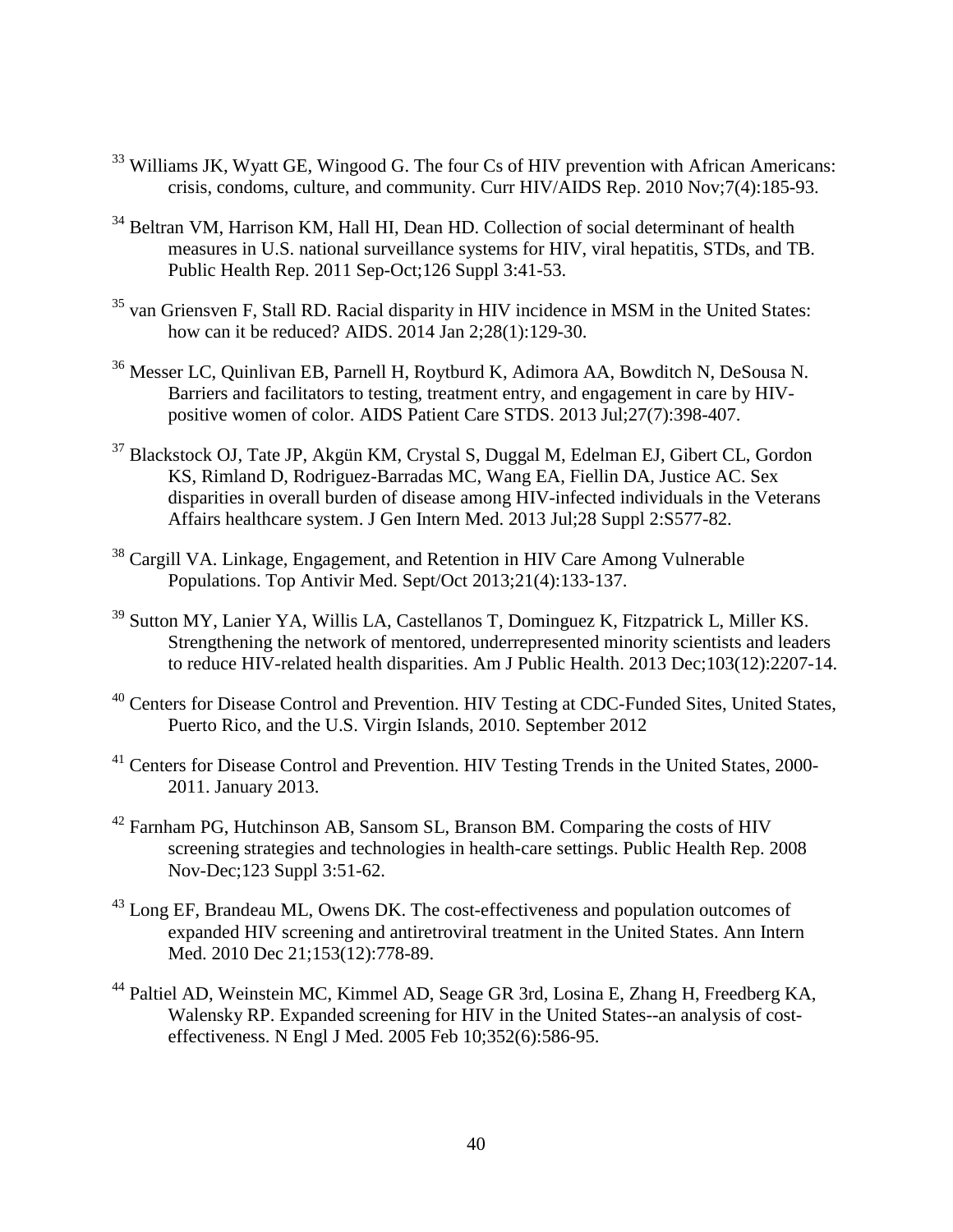[33] Williams JK, Wyatt GE, Wingood G. The four Cs of HIV prevention with African Americans: crisis, condoms, culture, and community. Curr HIV/AIDS Rep. 2010 Nov;7(4):185-93.

[34] Beltran VM, Harrison KM, Hall HI, Dean HD. Collection of social determinant of health measures in U.S. national surveillance systems for HIV, viral hepatitis, STDs, and TB. Public Health Rep. 2011 Sep-Oct;126 Suppl 3:41-53.

[35] van Griensven F, Stall RD. Racial disparity in HIV incidence in MSM in the United States: how can it be reduced? AIDS. 2014 Jan 2;28(1):129-30.

[36] Messer LC, Quinlivan EB, Parnell H, Roytburd K, Adimora AA, Bowditch N, DeSousa N. Barriers and facilitators to testing, treatment entry, and engagement in care by HIV-positive women of color. AIDS Patient Care STDS. 2013 Jul;27(7):398-407.

[37] Blackstock OJ, Tate JP, Akgün KM, Crystal S, Duggal M, Edelman EJ, Gibert CL, Gordon KS, Rimland D, Rodriguez-Barradas MC, Wang EA, Fiellin DA, Justice AC. Sex disparities in overall burden of disease among HIV-infected individuals in the Veterans Affairs healthcare system. J Gen Intern Med. 2013 Jul;28 Suppl 2:S577-82.

[38] Cargill VA. Linkage, Engagement, and Retention in HIV Care Among Vulnerable Populations. Top Antivir Med. Sept/Oct 2013;21(4):133-137.

[39] Sutton MY, Lanier YA, Willis LA, Castellanos T, Dominguez K, Fitzpatrick L, Miller KS. Strengthening the network of mentored, underrepresented minority scientists and leaders to reduce HIV-related health disparities. Am J Public Health. 2013 Dec;103(12):2207-14.

[40] Centers for Disease Control and Prevention. HIV Testing at CDC-Funded Sites, United States, Puerto Rico, and the U.S. Virgin Islands, 2010. September 2012

[41] Centers for Disease Control and Prevention. HIV Testing Trends in the United States, 2000-2011. January 2013.

[42] Farnham PG, Hutchinson AB, Sansom SL, Branson BM. Comparing the costs of HIV screening strategies and technologies in health-care settings. Public Health Rep. 2008 Nov-Dec;123 Suppl 3:51-62.

[43] Long EF, Brandeau ML, Owens DK. The cost-effectiveness and population outcomes of expanded HIV screening and antiretroviral treatment in the United States. Ann Intern Med. 2010 Dec 21;153(12):778-89.

[44] Paltiel AD, Weinstein MC, Kimmel AD, Seage GR 3rd, Losina E, Zhang H, Freedberg KA, Walensky RP. Expanded screening for HIV in the United States--an analysis of cost-effectiveness. N Engl J Med. 2005 Feb 10;352(6):586-95.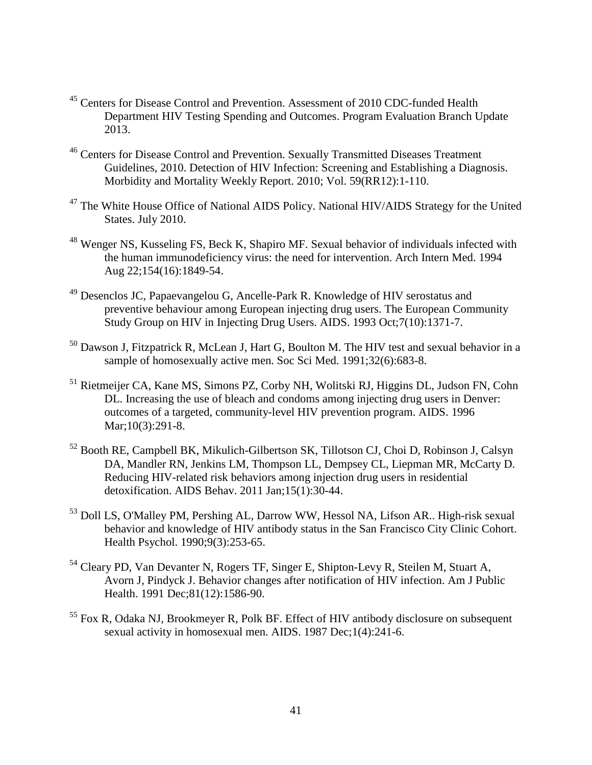[45] Centers for Disease Control and Prevention. Assessment of 2010 CDC-funded Health Department HIV Testing Spending and Outcomes. Program Evaluation Branch Update 2013.

[46] Centers for Disease Control and Prevention. Sexually Transmitted Diseases Treatment Guidelines, 2010. Detection of HIV Infection: Screening and Establishing a Diagnosis. Morbidity and Mortality Weekly Report. 2010; Vol. 59(RR12):1-110.

[47] The White House Office of National AIDS Policy. National HIV/AIDS Strategy for the United States. July 2010.

[48] Wenger NS, Kusseling FS, Beck K, Shapiro MF. Sexual behavior of individuals infected with the human immunodeficiency virus: the need for intervention. Arch Intern Med. 1994 Aug 22;154(16):1849-54.

[49] Desenclos JC, Papaevangelou G, Ancelle-Park R. Knowledge of HIV serostatus and preventive behaviour among European injecting drug users. The European Community Study Group on HIV in Injecting Drug Users. AIDS. 1993 Oct;7(10):1371-7.

[50] Dawson J, Fitzpatrick R, McLean J, Hart G, Boulton M. The HIV test and sexual behavior in a sample of homosexually active men. Soc Sci Med. 1991;32(6):683-8.

[51] Rietmeijer CA, Kane MS, Simons PZ, Corby NH, Wolitski RJ, Higgins DL, Judson FN, Cohn DL. Increasing the use of bleach and condoms among injecting drug users in Denver: outcomes of a targeted, community-level HIV prevention program. AIDS. 1996 Mar;10(3):291-8.

[52] Booth RE, Campbell BK, Mikulich-Gilbertson SK, Tillotson CJ, Choi D, Robinson J, Calsyn DA, Mandler RN, Jenkins LM, Thompson LL, Dempsey CL, Liepman MR, McCarty D. Reducing HIV-related risk behaviors among injection drug users in residential detoxification. AIDS Behav. 2011 Jan;15(1):30-44.

[53] Doll LS, O'Malley PM, Pershing AL, Darrow WW, Hessol NA, Lifson AR.. High-risk sexual behavior and knowledge of HIV antibody status in the San Francisco City Clinic Cohort. Health Psychol. 1990;9(3):253-65.

[54] Cleary PD, Van Devanter N, Rogers TF, Singer E, Shipton-Levy R, Steilen M, Stuart A, Avorn J, Pindyck J. Behavior changes after notification of HIV infection. Am J Public Health. 1991 Dec;81(12):1586-90.

[55] Fox R, Odaka NJ, Brookmeyer R, Polk BF. Effect of HIV antibody disclosure on subsequent sexual activity in homosexual men. AIDS. 1987 Dec;1(4):241-6.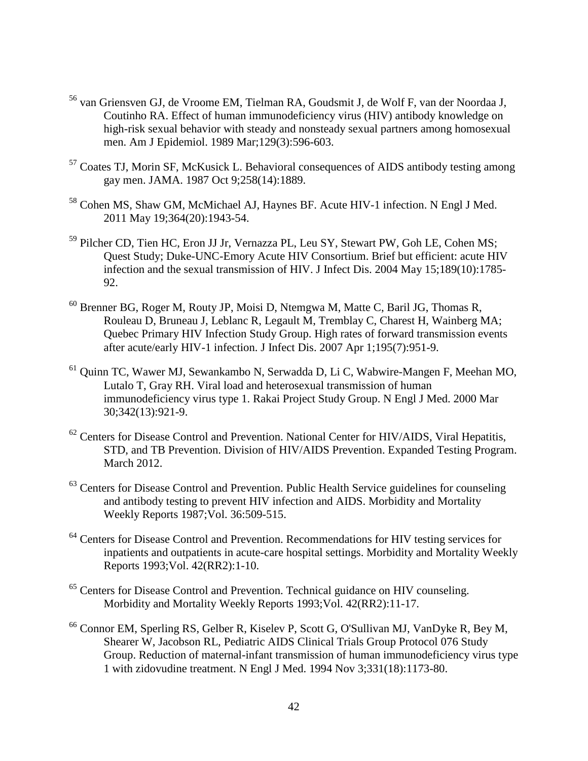[56] van Griensven GJ, de Vroome EM, Tielman RA, Goudsmit J, de Wolf F, van der Noordaa J, Coutinho RA. Effect of human immunodeficiency virus (HIV) antibody knowledge on high-risk sexual behavior with steady and nonsteady sexual partners among homosexual men. Am J Epidemiol. 1989 Mar;129(3):596-603.

[57] Coates TJ, Morin SF, McKusick L. Behavioral consequences of AIDS antibody testing among gay men. JAMA. 1987 Oct 9;258(14):1889.

[58] Cohen MS, Shaw GM, McMichael AJ, Haynes BF. Acute HIV-1 infection. N Engl J Med. 2011 May 19;364(20):1943-54.

[59] Pilcher CD, Tien HC, Eron JJ Jr, Vernazza PL, Leu SY, Stewart PW, Goh LE, Cohen MS; Quest Study; Duke-UNC-Emory Acute HIV Consortium. Brief but efficient: acute HIV infection and the sexual transmission of HIV. J Infect Dis. 2004 May 15;189(10):1785-92.

[60] Brenner BG, Roger M, Routy JP, Moisi D, Ntemgwa M, Matte C, Baril JG, Thomas R, Rouleau D, Bruneau J, Leblanc R, Legault M, Tremblay C, Charest H, Wainberg MA; Quebec Primary HIV Infection Study Group. High rates of forward transmission events after acute/early HIV-1 infection. J Infect Dis. 2007 Apr 1;195(7):951-9.

[61] Quinn TC, Wawer MJ, Sewankambo N, Serwadda D, Li C, Wabwire-Mangen F, Meehan MO, Lutalo T, Gray RH. Viral load and heterosexual transmission of human immunodeficiency virus type 1. Rakai Project Study Group. N Engl J Med. 2000 Mar 30;342(13):921-9.

[62] Centers for Disease Control and Prevention. National Center for HIV/AIDS, Viral Hepatitis, STD, and TB Prevention. Division of HIV/AIDS Prevention. Expanded Testing Program. March 2012.

[63] Centers for Disease Control and Prevention. Public Health Service guidelines for counseling and antibody testing to prevent HIV infection and AIDS. Morbidity and Mortality Weekly Reports 1987;Vol. 36:509-515.

[64] Centers for Disease Control and Prevention. Recommendations for HIV testing services for inpatients and outpatients in acute-care hospital settings. Morbidity and Mortality Weekly Reports 1993;Vol. 42(RR2):1-10.

[65] Centers for Disease Control and Prevention. Technical guidance on HIV counseling. Morbidity and Mortality Weekly Reports 1993;Vol. 42(RR2):11-17.

[66] Connor EM, Sperling RS, Gelber R, Kiselev P, Scott G, O'Sullivan MJ, VanDyke R, Bey M, Shearer W, Jacobson RL, Pediatric AIDS Clinical Trials Group Protocol 076 Study Group. Reduction of maternal-infant transmission of human immunodeficiency virus type 1 with zidovudine treatment. N Engl J Med. 1994 Nov 3;331(18):1173-80.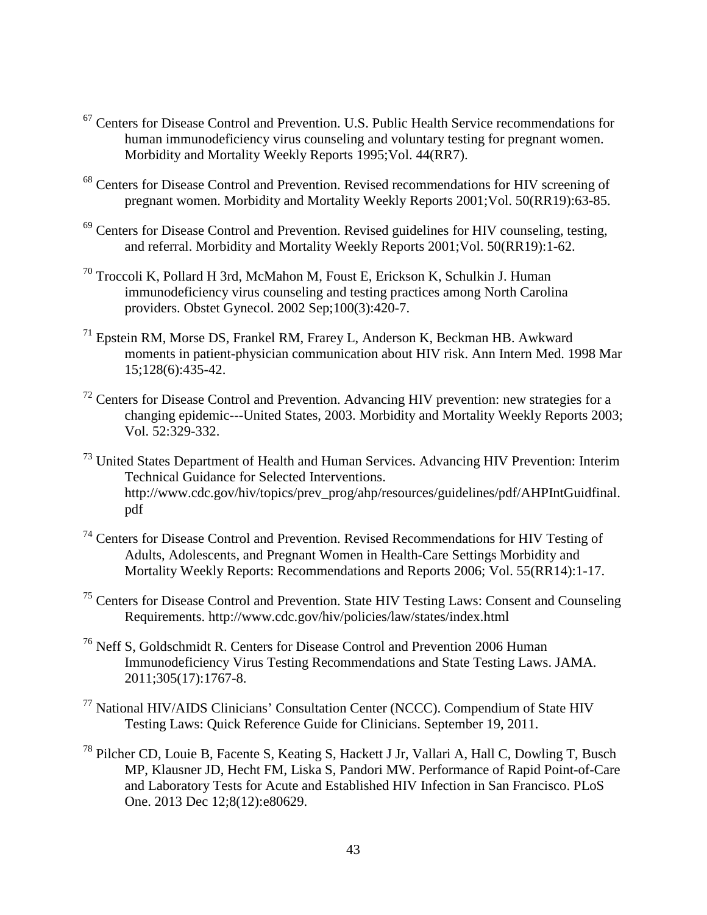[67] Centers for Disease Control and Prevention. U.S. Public Health Service recommendations for human immunodeficiency virus counseling and voluntary testing for pregnant women. Morbidity and Mortality Weekly Reports 1995;Vol. 44(RR7).

[68] Centers for Disease Control and Prevention. Revised recommendations for HIV screening of pregnant women. Morbidity and Mortality Weekly Reports 2001;Vol. 50(RR19):63-85.

[69] Centers for Disease Control and Prevention. Revised guidelines for HIV counseling, testing, and referral. Morbidity and Mortality Weekly Reports 2001;Vol. 50(RR19):1-62.

[70] Troccoli K, Pollard H 3rd, McMahon M, Foust E, Erickson K, Schulkin J. Human immunodeficiency virus counseling and testing practices among North Carolina providers. Obstet Gynecol. 2002 Sep;100(3):420-7.

[71] Epstein RM, Morse DS, Frankel RM, Frarey L, Anderson K, Beckman HB. Awkward moments in patient-physician communication about HIV risk. Ann Intern Med. 1998 Mar 15;128(6):435-42.

[72] Centers for Disease Control and Prevention. Advancing HIV prevention: new strategies for a changing epidemic---United States, 2003. Morbidity and Mortality Weekly Reports 2003; Vol. 52:329-332.

[73] United States Department of Health and Human Services. Advancing HIV Prevention: Interim Technical Guidance for Selected Interventions. http://www.cdc.gov/hiv/topics/prev_prog/ahp/resources/guidelines/pdf/AHPIntGuidfinal.pdf

[74] Centers for Disease Control and Prevention. Revised Recommendations for HIV Testing of Adults, Adolescents, and Pregnant Women in Health-Care Settings Morbidity and Mortality Weekly Reports: Recommendations and Reports 2006; Vol. 55(RR14):1-17.

[75] Centers for Disease Control and Prevention. State HIV Testing Laws: Consent and Counseling Requirements. http://www.cdc.gov/hiv/policies/law/states/index.html

[76] Neff S, Goldschmidt R. Centers for Disease Control and Prevention 2006 Human Immunodeficiency Virus Testing Recommendations and State Testing Laws. JAMA. 2011;305(17):1767-8.

[77] National HIV/AIDS Clinicians' Consultation Center (NCCC). Compendium of State HIV Testing Laws: Quick Reference Guide for Clinicians. September 19, 2011.

[78] Pilcher CD, Louie B, Facente S, Keating S, Hackett J Jr, Vallari A, Hall C, Dowling T, Busch MP, Klausner JD, Hecht FM, Liska S, Pandori MW. Performance of Rapid Point-of-Care and Laboratory Tests for Acute and Established HIV Infection in San Francisco. PLoS One. 2013 Dec 12;8(12):e80629.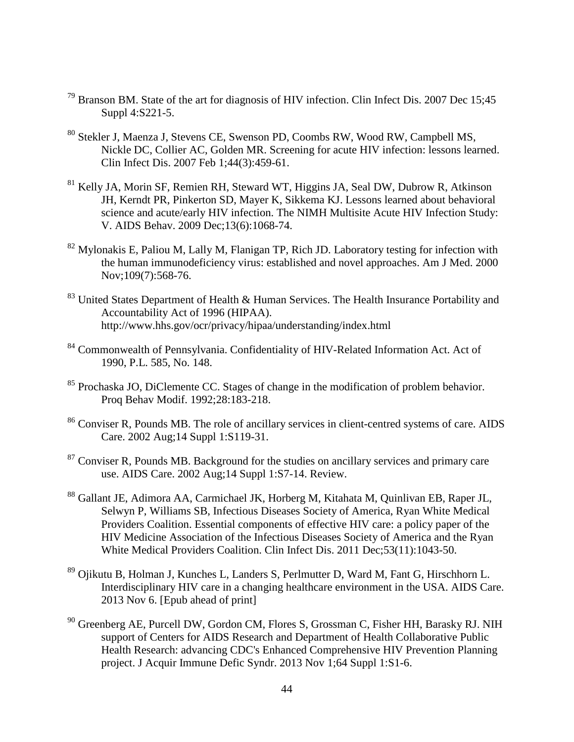[79] Branson BM. State of the art for diagnosis of HIV infection. Clin Infect Dis. 2007 Dec 15;45 Suppl 4:S221-5.

[80] Stekler J, Maenza J, Stevens CE, Swenson PD, Coombs RW, Wood RW, Campbell MS, Nickle DC, Collier AC, Golden MR. Screening for acute HIV infection: lessons learned. Clin Infect Dis. 2007 Feb 1;44(3):459-61.

[81] Kelly JA, Morin SF, Remien RH, Steward WT, Higgins JA, Seal DW, Dubrow R, Atkinson JH, Kerndt PR, Pinkerton SD, Mayer K, Sikkema KJ. Lessons learned about behavioral science and acute/early HIV infection. The NIMH Multisite Acute HIV Infection Study: V. AIDS Behav. 2009 Dec;13(6):1068-74.

[82] Mylonakis E, Paliou M, Lally M, Flanigan TP, Rich JD. Laboratory testing for infection with the human immunodeficiency virus: established and novel approaches. Am J Med. 2000 Nov;109(7):568-76.

[83] United States Department of Health & Human Services. The Health Insurance Portability and Accountability Act of 1996 (HIPAA). http://www.hhs.gov/ocr/privacy/hipaa/understanding/index.html

[84] Commonwealth of Pennsylvania. Confidentiality of HIV-Related Information Act. Act of 1990, P.L. 585, No. 148.

[85] Prochaska JO, DiClemente CC. Stages of change in the modification of problem behavior. Proq Behav Modif. 1992;28:183-218.

[86] Conviser R, Pounds MB. The role of ancillary services in client-centred systems of care. AIDS Care. 2002 Aug;14 Suppl 1:S119-31.

[87] Conviser R, Pounds MB. Background for the studies on ancillary services and primary care use. AIDS Care. 2002 Aug;14 Suppl 1:S7-14. Review.

[88] Gallant JE, Adimora AA, Carmichael JK, Horberg M, Kitahata M, Quinlivan EB, Raper JL, Selwyn P, Williams SB, Infectious Diseases Society of America, Ryan White Medical Providers Coalition. Essential components of effective HIV care: a policy paper of the HIV Medicine Association of the Infectious Diseases Society of America and the Ryan White Medical Providers Coalition. Clin Infect Dis. 2011 Dec;53(11):1043-50.

[89] Ojikutu B, Holman J, Kunches L, Landers S, Perlmutter D, Ward M, Fant G, Hirschhorn L. Interdisciplinary HIV care in a changing healthcare environment in the USA. AIDS Care. 2013 Nov 6. [Epub ahead of print]

[90] Greenberg AE, Purcell DW, Gordon CM, Flores S, Grossman C, Fisher HH, Barasky RJ. NIH support of Centers for AIDS Research and Department of Health Collaborative Public Health Research: advancing CDC's Enhanced Comprehensive HIV Prevention Planning project. J Acquir Immune Defic Syndr. 2013 Nov 1;64 Suppl 1:S1-6.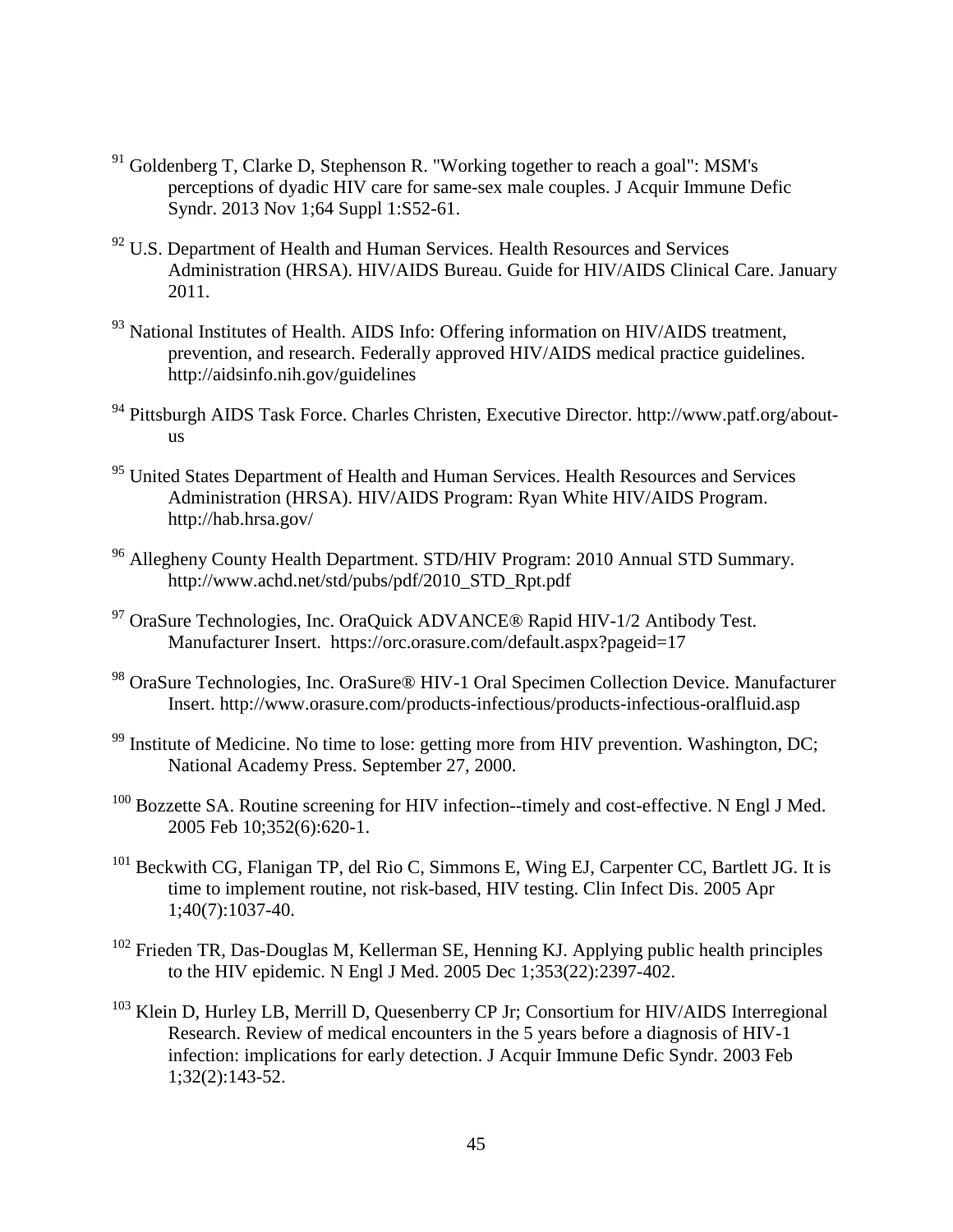[91] Goldenberg T, Clarke D, Stephenson R. "Working together to reach a goal": MSM's perceptions of dyadic HIV care for same-sex male couples. J Acquir Immune Defic Syndr. 2013 Nov 1;64 Suppl 1:S52-61.

[92] U.S. Department of Health and Human Services. Health Resources and Services Administration (HRSA). HIV/AIDS Bureau. Guide for HIV/AIDS Clinical Care. January 2011.

[93] National Institutes of Health. AIDS Info: Offering information on HIV/AIDS treatment, prevention, and research. Federally approved HIV/AIDS medical practice guidelines. http://aidsinfo.nih.gov/guidelines

[94] Pittsburgh AIDS Task Force. Charles Christen, Executive Director. http://www.patf.org/about-us

[95] United States Department of Health and Human Services. Health Resources and Services Administration (HRSA). HIV/AIDS Program: Ryan White HIV/AIDS Program. http://hab.hrsa.gov/

[96] Allegheny County Health Department. STD/HIV Program: 2010 Annual STD Summary. http://www.achd.net/std/pubs/pdf/2010_STD_Rpt.pdf

[97] OraSure Technologies, Inc. OraQuick ADVANCE® Rapid HIV-1/2 Antibody Test. Manufacturer Insert. https://orc.orasure.com/default.aspx?pageid=17

[98] OraSure Technologies, Inc. OraSure® HIV-1 Oral Specimen Collection Device. Manufacturer Insert. http://www.orasure.com/products-infectious/products-infectious-oralfluid.asp

[99] Institute of Medicine. No time to lose: getting more from HIV prevention. Washington, DC; National Academy Press. September 27, 2000.

[100] Bozzette SA. Routine screening for HIV infection--timely and cost-effective. N Engl J Med. 2005 Feb 10;352(6):620-1.

[101] Beckwith CG, Flanigan TP, del Rio C, Simmons E, Wing EJ, Carpenter CC, Bartlett JG. It is time to implement routine, not risk-based, HIV testing. Clin Infect Dis. 2005 Apr 1;40(7):1037-40.

[102] Frieden TR, Das-Douglas M, Kellerman SE, Henning KJ. Applying public health principles to the HIV epidemic. N Engl J Med. 2005 Dec 1;353(22):2397-402.

[103] Klein D, Hurley LB, Merrill D, Quesenberry CP Jr; Consortium for HIV/AIDS Interregional Research. Review of medical encounters in the 5 years before a diagnosis of HIV-1 infection: implications for early detection. J Acquir Immune Defic Syndr. 2003 Feb 1;32(2):143-52.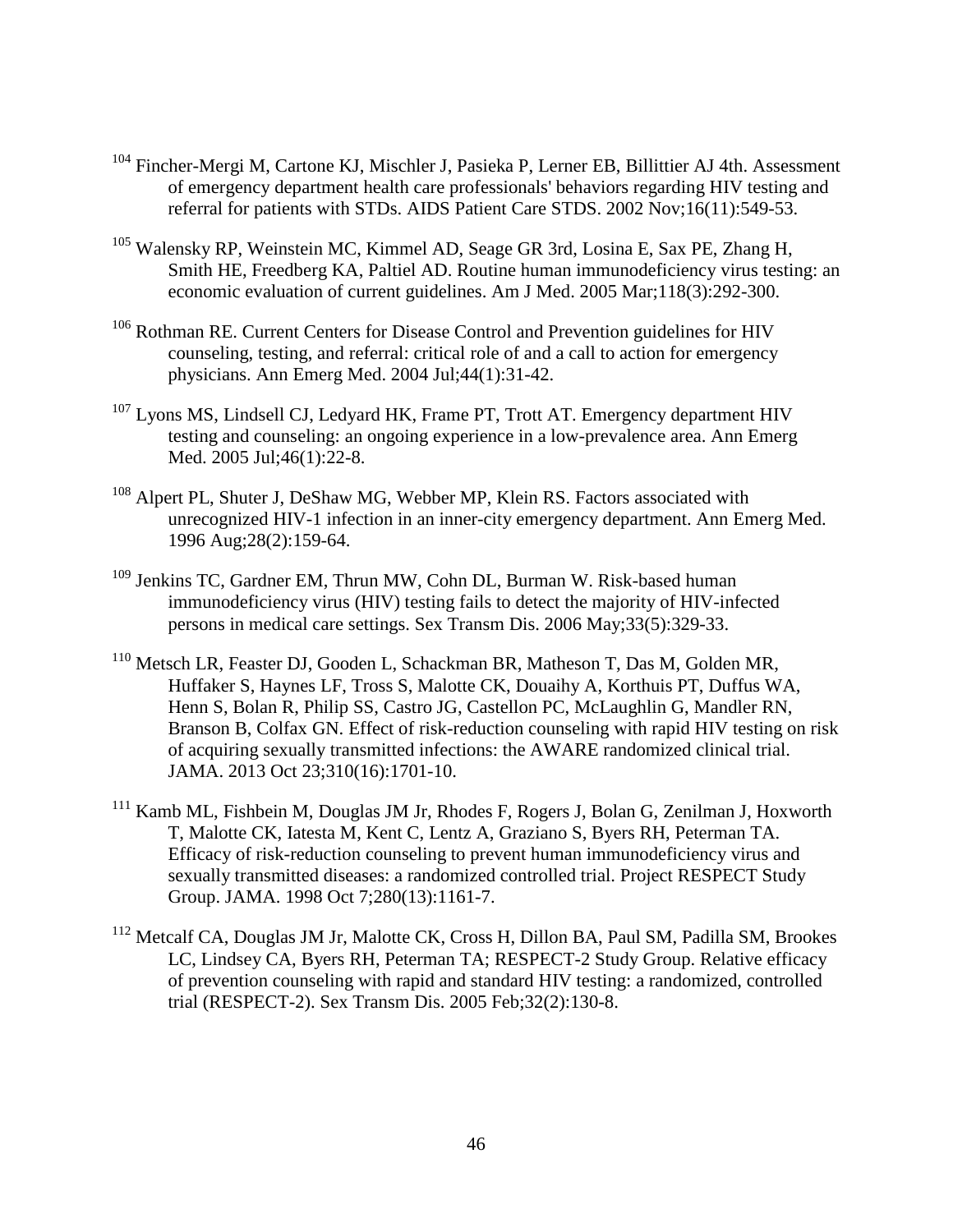[104] Fincher-Mergi M, Cartone KJ, Mischler J, Pasieka P, Lerner EB, Billittier AJ 4th. Assessment of emergency department health care professionals' behaviors regarding HIV testing and referral for patients with STDs. AIDS Patient Care STDS. 2002 Nov;16(11):549-53.

[105] Walensky RP, Weinstein MC, Kimmel AD, Seage GR 3rd, Losina E, Sax PE, Zhang H, Smith HE, Freedberg KA, Paltiel AD. Routine human immunodeficiency virus testing: an economic evaluation of current guidelines. Am J Med. 2005 Mar;118(3):292-300.

[106] Rothman RE. Current Centers for Disease Control and Prevention guidelines for HIV counseling, testing, and referral: critical role of and a call to action for emergency physicians. Ann Emerg Med. 2004 Jul;44(1):31-42.

[107] Lyons MS, Lindsell CJ, Ledyard HK, Frame PT, Trott AT. Emergency department HIV testing and counseling: an ongoing experience in a low-prevalence area. Ann Emerg Med. 2005 Jul;46(1):22-8.

[108] Alpert PL, Shuter J, DeShaw MG, Webber MP, Klein RS. Factors associated with unrecognized HIV-1 infection in an inner-city emergency department. Ann Emerg Med. 1996 Aug;28(2):159-64.

[109] Jenkins TC, Gardner EM, Thrun MW, Cohn DL, Burman W. Risk-based human immunodeficiency virus (HIV) testing fails to detect the majority of HIV-infected persons in medical care settings. Sex Transm Dis. 2006 May;33(5):329-33.

[110] Metsch LR, Feaster DJ, Gooden L, Schackman BR, Matheson T, Das M, Golden MR, Huffaker S, Haynes LF, Tross S, Malotte CK, Douaihy A, Korthuis PT, Duffus WA, Henn S, Bolan R, Philip SS, Castro JG, Castellon PC, McLaughlin G, Mandler RN, Branson B, Colfax GN. Effect of risk-reduction counseling with rapid HIV testing on risk of acquiring sexually transmitted infections: the AWARE randomized clinical trial. JAMA. 2013 Oct 23;310(16):1701-10.

[111] Kamb ML, Fishbein M, Douglas JM Jr, Rhodes F, Rogers J, Bolan G, Zenilman J, Hoxworth T, Malotte CK, Iatesta M, Kent C, Lentz A, Graziano S, Byers RH, Peterman TA. Efficacy of risk-reduction counseling to prevent human immunodeficiency virus and sexually transmitted diseases: a randomized controlled trial. Project RESPECT Study Group. JAMA. 1998 Oct 7;280(13):1161-7.

[112] Metcalf CA, Douglas JM Jr, Malotte CK, Cross H, Dillon BA, Paul SM, Padilla SM, Brookes LC, Lindsey CA, Byers RH, Peterman TA; RESPECT-2 Study Group. Relative efficacy of prevention counseling with rapid and standard HIV testing: a randomized, controlled trial (RESPECT-2). Sex Transm Dis. 2005 Feb;32(2):130-8.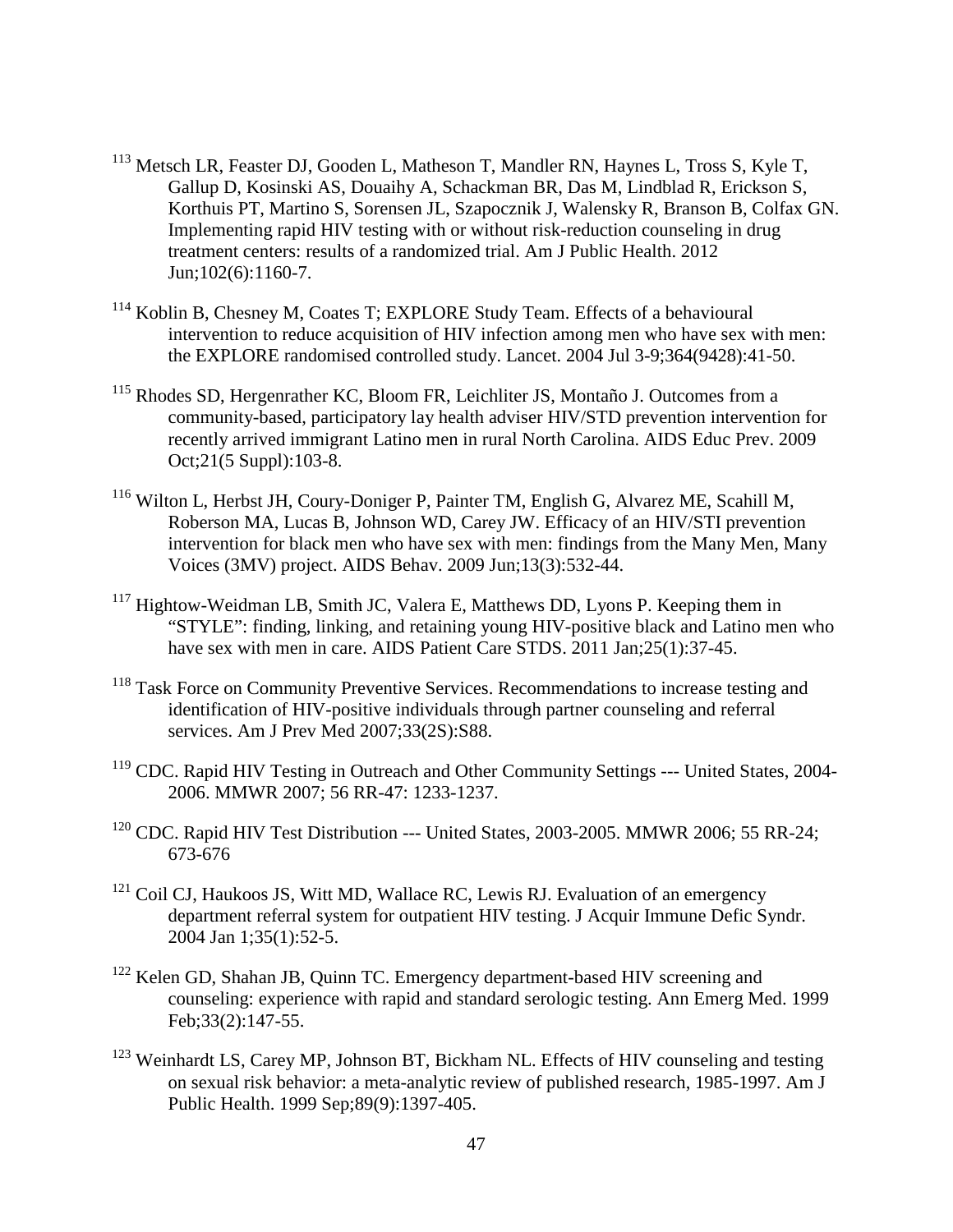[113] Metsch LR, Feaster DJ, Gooden L, Matheson T, Mandler RN, Haynes L, Tross S, Kyle T, Gallup D, Kosinski AS, Douaihy A, Schackman BR, Das M, Lindblad R, Erickson S, Korthuis PT, Martino S, Sorensen JL, Szapocznik J, Walensky R, Branson B, Colfax GN. Implementing rapid HIV testing with or without risk-reduction counseling in drug treatment centers: results of a randomized trial. Am J Public Health. 2012 Jun;102(6):1160-7.

[114] Koblin B, Chesney M, Coates T; EXPLORE Study Team. Effects of a behavioural intervention to reduce acquisition of HIV infection among men who have sex with men: the EXPLORE randomised controlled study. Lancet. 2004 Jul 3-9;364(9428):41-50.

[115] Rhodes SD, Hergenrather KC, Bloom FR, Leichliter JS, Montaño J. Outcomes from a community-based, participatory lay health adviser HIV/STD prevention intervention for recently arrived immigrant Latino men in rural North Carolina. AIDS Educ Prev. 2009 Oct;21(5 Suppl):103-8.

[116] Wilton L, Herbst JH, Coury-Doniger P, Painter TM, English G, Alvarez ME, Scahill M, Roberson MA, Lucas B, Johnson WD, Carey JW. Efficacy of an HIV/STI prevention intervention for black men who have sex with men: findings from the Many Men, Many Voices (3MV) project. AIDS Behav. 2009 Jun;13(3):532-44.

[117] Hightow-Weidman LB, Smith JC, Valera E, Matthews DD, Lyons P. Keeping them in "STYLE": finding, linking, and retaining young HIV-positive black and Latino men who have sex with men in care. AIDS Patient Care STDS. 2011 Jan;25(1):37-45.

[118] Task Force on Community Preventive Services. Recommendations to increase testing and identification of HIV-positive individuals through partner counseling and referral services. Am J Prev Med 2007;33(2S):S88.

[119] CDC. Rapid HIV Testing in Outreach and Other Community Settings --- United States, 2004-2006. MMWR 2007; 56 RR-47: 1233-1237.

[120] CDC. Rapid HIV Test Distribution --- United States, 2003-2005. MMWR 2006; 55 RR-24; 673-676

[121] Coil CJ, Haukoos JS, Witt MD, Wallace RC, Lewis RJ. Evaluation of an emergency department referral system for outpatient HIV testing. J Acquir Immune Defic Syndr. 2004 Jan 1;35(1):52-5.

[122] Kelen GD, Shahan JB, Quinn TC. Emergency department-based HIV screening and counseling: experience with rapid and standard serologic testing. Ann Emerg Med. 1999 Feb;33(2):147-55.

[123] Weinhardt LS, Carey MP, Johnson BT, Bickham NL. Effects of HIV counseling and testing on sexual risk behavior: a meta-analytic review of published research, 1985-1997. Am J Public Health. 1999 Sep;89(9):1397-405.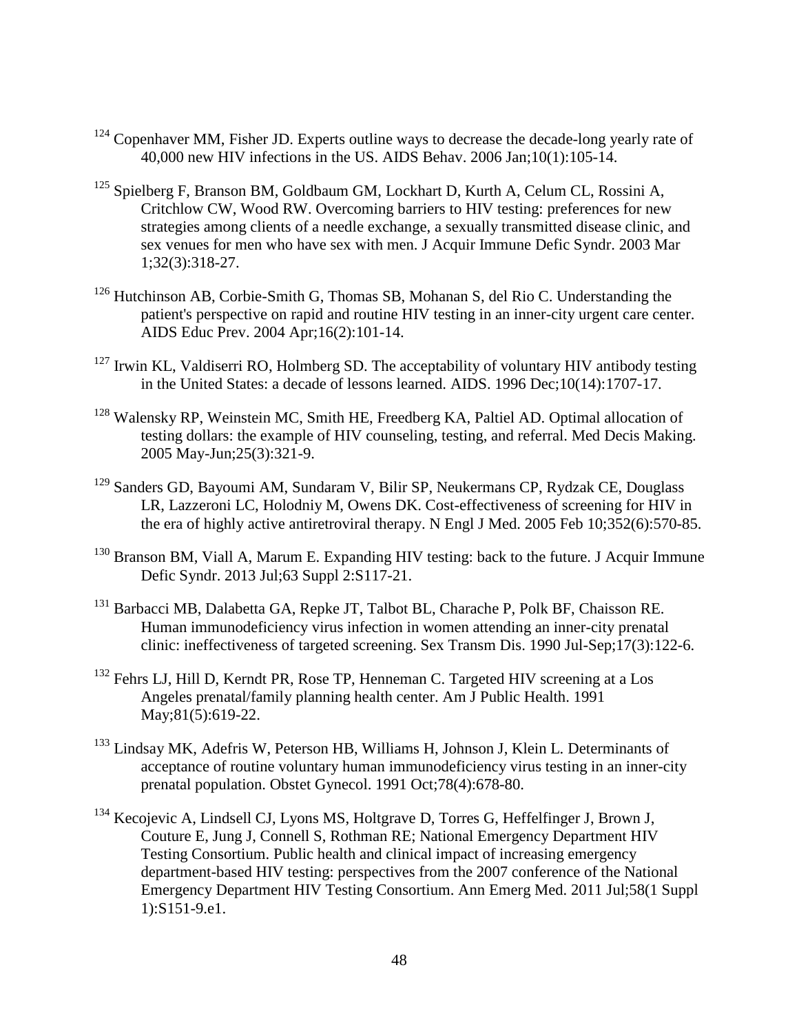[124] Copenhaver MM, Fisher JD. Experts outline ways to decrease the decade-long yearly rate of 40,000 new HIV infections in the US. AIDS Behav. 2006 Jan;10(1):105-14.

[125] Spielberg F, Branson BM, Goldbaum GM, Lockhart D, Kurth A, Celum CL, Rossini A, Critchlow CW, Wood RW. Overcoming barriers to HIV testing: preferences for new strategies among clients of a needle exchange, a sexually transmitted disease clinic, and sex venues for men who have sex with men. J Acquir Immune Defic Syndr. 2003 Mar 1;32(3):318-27.

[126] Hutchinson AB, Corbie-Smith G, Thomas SB, Mohanan S, del Rio C. Understanding the patient's perspective on rapid and routine HIV testing in an inner-city urgent care center. AIDS Educ Prev. 2004 Apr;16(2):101-14.

[127] Irwin KL, Valdiserri RO, Holmberg SD. The acceptability of voluntary HIV antibody testing in the United States: a decade of lessons learned. AIDS. 1996 Dec;10(14):1707-17.

[128] Walensky RP, Weinstein MC, Smith HE, Freedberg KA, Paltiel AD. Optimal allocation of testing dollars: the example of HIV counseling, testing, and referral. Med Decis Making. 2005 May-Jun;25(3):321-9.

[129] Sanders GD, Bayoumi AM, Sundaram V, Bilir SP, Neukermans CP, Rydzak CE, Douglass LR, Lazzeroni LC, Holodniy M, Owens DK. Cost-effectiveness of screening for HIV in the era of highly active antiretroviral therapy. N Engl J Med. 2005 Feb 10;352(6):570-85.

[130] Branson BM, Viall A, Marum E. Expanding HIV testing: back to the future. J Acquir Immune Defic Syndr. 2013 Jul;63 Suppl 2:S117-21.

[131] Barbacci MB, Dalabetta GA, Repke JT, Talbot BL, Charache P, Polk BF, Chaisson RE. Human immunodeficiency virus infection in women attending an inner-city prenatal clinic: ineffectiveness of targeted screening. Sex Transm Dis. 1990 Jul-Sep;17(3):122-6.

[132] Fehrs LJ, Hill D, Kerndt PR, Rose TP, Henneman C. Targeted HIV screening at a Los Angeles prenatal/family planning health center. Am J Public Health. 1991 May;81(5):619-22.

[133] Lindsay MK, Adefris W, Peterson HB, Williams H, Johnson J, Klein L. Determinants of acceptance of routine voluntary human immunodeficiency virus testing in an inner-city prenatal population. Obstet Gynecol. 1991 Oct;78(4):678-80.

[134] Kecojevic A, Lindsell CJ, Lyons MS, Holtgrave D, Torres G, Heffelfinger J, Brown J, Couture E, Jung J, Connell S, Rothman RE; National Emergency Department HIV Testing Consortium. Public health and clinical impact of increasing emergency department-based HIV testing: perspectives from the 2007 conference of the National Emergency Department HIV Testing Consortium. Ann Emerg Med. 2011 Jul;58(1 Suppl 1):S151-9.e1.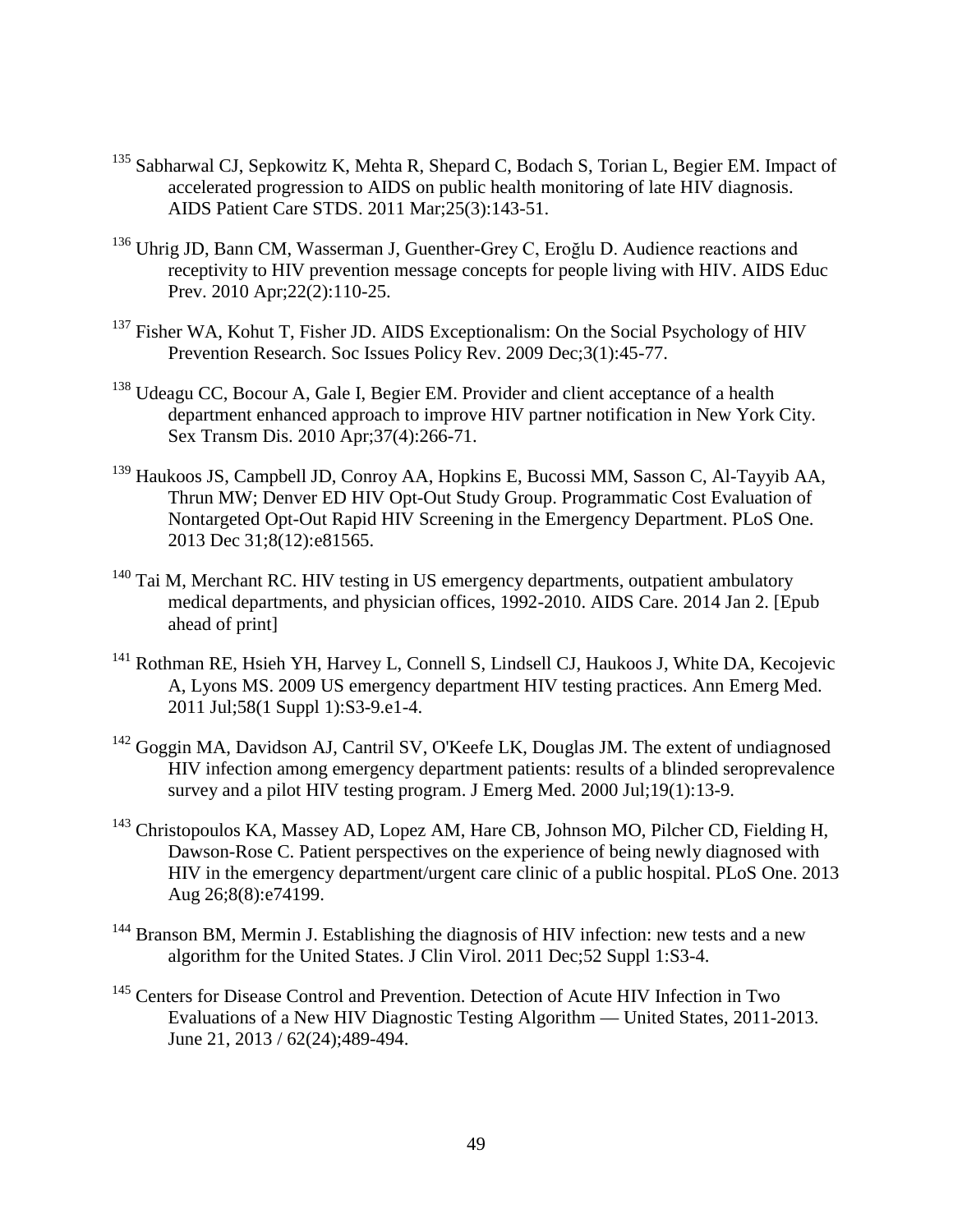[135] Sabharwal CJ, Sepkowitz K, Mehta R, Shepard C, Bodach S, Torian L, Begier EM. Impact of accelerated progression to AIDS on public health monitoring of late HIV diagnosis. AIDS Patient Care STDS. 2011 Mar;25(3):143-51.

[136] Uhrig JD, Bann CM, Wasserman J, Guenther-Grey C, Eroğlu D. Audience reactions and receptivity to HIV prevention message concepts for people living with HIV. AIDS Educ Prev. 2010 Apr;22(2):110-25.

[137] Fisher WA, Kohut T, Fisher JD. AIDS Exceptionalism: On the Social Psychology of HIV Prevention Research. Soc Issues Policy Rev. 2009 Dec;3(1):45-77.

[138] Udeagu CC, Bocour A, Gale I, Begier EM. Provider and client acceptance of a health department enhanced approach to improve HIV partner notification in New York City. Sex Transm Dis. 2010 Apr;37(4):266-71.

[139] Haukoos JS, Campbell JD, Conroy AA, Hopkins E, Bucossi MM, Sasson C, Al-Tayyib AA, Thrun MW; Denver ED HIV Opt-Out Study Group. Programmatic Cost Evaluation of Nontargeted Opt-Out Rapid HIV Screening in the Emergency Department. PLoS One. 2013 Dec 31;8(12):e81565.

[140] Tai M, Merchant RC. HIV testing in US emergency departments, outpatient ambulatory medical departments, and physician offices, 1992-2010. AIDS Care. 2014 Jan 2. [Epub ahead of print]

[141] Rothman RE, Hsieh YH, Harvey L, Connell S, Lindsell CJ, Haukoos J, White DA, Kecojevic A, Lyons MS. 2009 US emergency department HIV testing practices. Ann Emerg Med. 2011 Jul;58(1 Suppl 1):S3-9.e1-4.

[142] Goggin MA, Davidson AJ, Cantril SV, O'Keefe LK, Douglas JM. The extent of undiagnosed HIV infection among emergency department patients: results of a blinded seroprevalence survey and a pilot HIV testing program. J Emerg Med. 2000 Jul;19(1):13-9.

[143] Christopoulos KA, Massey AD, Lopez AM, Hare CB, Johnson MO, Pilcher CD, Fielding H, Dawson-Rose C. Patient perspectives on the experience of being newly diagnosed with HIV in the emergency department/urgent care clinic of a public hospital. PLoS One. 2013 Aug 26;8(8):e74199.

[144] Branson BM, Mermin J. Establishing the diagnosis of HIV infection: new tests and a new algorithm for the United States. J Clin Virol. 2011 Dec;52 Suppl 1:S3-4.

[145] Centers for Disease Control and Prevention. Detection of Acute HIV Infection in Two Evaluations of a New HIV Diagnostic Testing Algorithm — United States, 2011-2013. June 21, 2013 / 62(24);489-494.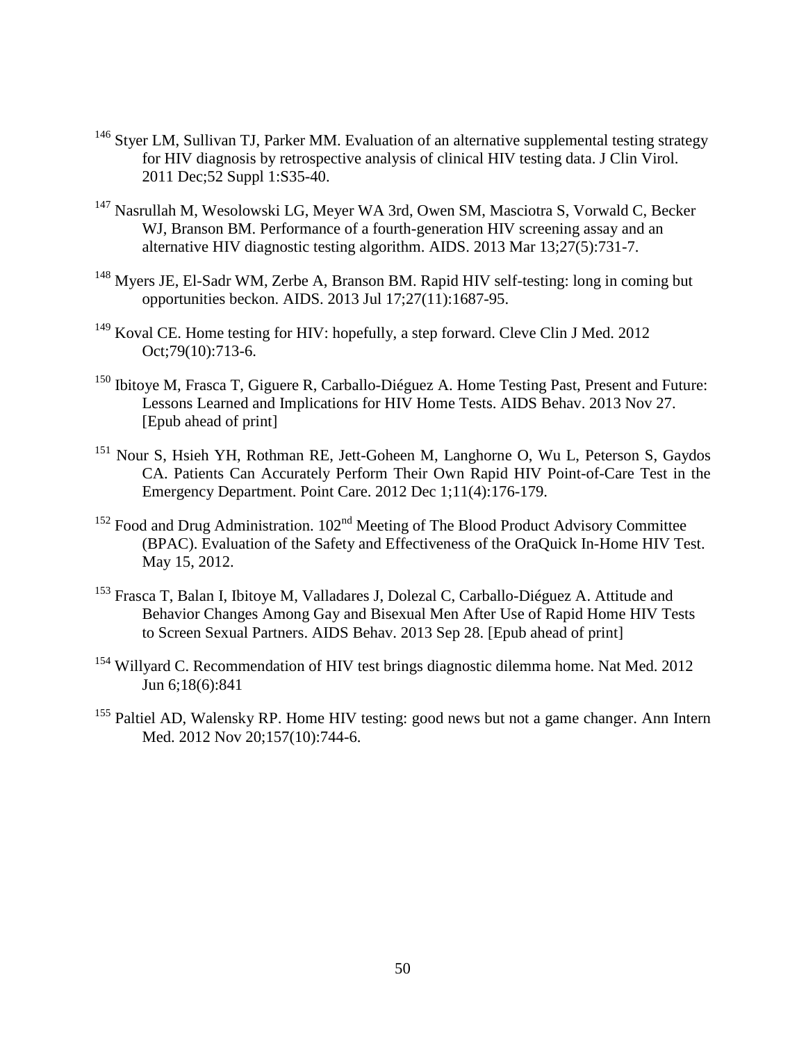[146] Styer LM, Sullivan TJ, Parker MM. Evaluation of an alternative supplemental testing strategy for HIV diagnosis by retrospective analysis of clinical HIV testing data. J Clin Virol. 2011 Dec;52 Suppl 1:S35-40.

[147] Nasrullah M, Wesolowski LG, Meyer WA 3rd, Owen SM, Masciotra S, Vorwald C, Becker WJ, Branson BM. Performance of a fourth-generation HIV screening assay and an alternative HIV diagnostic testing algorithm. AIDS. 2013 Mar 13;27(5):731-7.

[148] Myers JE, El-Sadr WM, Zerbe A, Branson BM. Rapid HIV self-testing: long in coming but opportunities beckon. AIDS. 2013 Jul 17;27(11):1687-95.

[149] Koval CE. Home testing for HIV: hopefully, a step forward. Cleve Clin J Med. 2012 Oct;79(10):713-6.

[150] Ibitoye M, Frasca T, Giguere R, Carballo-Diéguez A. Home Testing Past, Present and Future: Lessons Learned and Implications for HIV Home Tests. AIDS Behav. 2013 Nov 27. [Epub ahead of print]

[151] Nour S, Hsieh YH, Rothman RE, Jett-Goheen M, Langhorne O, Wu L, Peterson S, Gaydos CA. Patients Can Accurately Perform Their Own Rapid HIV Point-of-Care Test in the Emergency Department. Point Care. 2012 Dec 1;11(4):176-179.

[152] Food and Drug Administration. 102nd Meeting of The Blood Product Advisory Committee (BPAC). Evaluation of the Safety and Effectiveness of the OraQuick In-Home HIV Test. May 15, 2012.

[153] Frasca T, Balan I, Ibitoye M, Valladares J, Dolezal C, Carballo-Diéguez A. Attitude and Behavior Changes Among Gay and Bisexual Men After Use of Rapid Home HIV Tests to Screen Sexual Partners. AIDS Behav. 2013 Sep 28. [Epub ahead of print]

[154] Willyard C. Recommendation of HIV test brings diagnostic dilemma home. Nat Med. 2012 Jun 6;18(6):841

[155] Paltiel AD, Walensky RP. Home HIV testing: good news but not a game changer. Ann Intern Med. 2012 Nov 20;157(10):744-6.